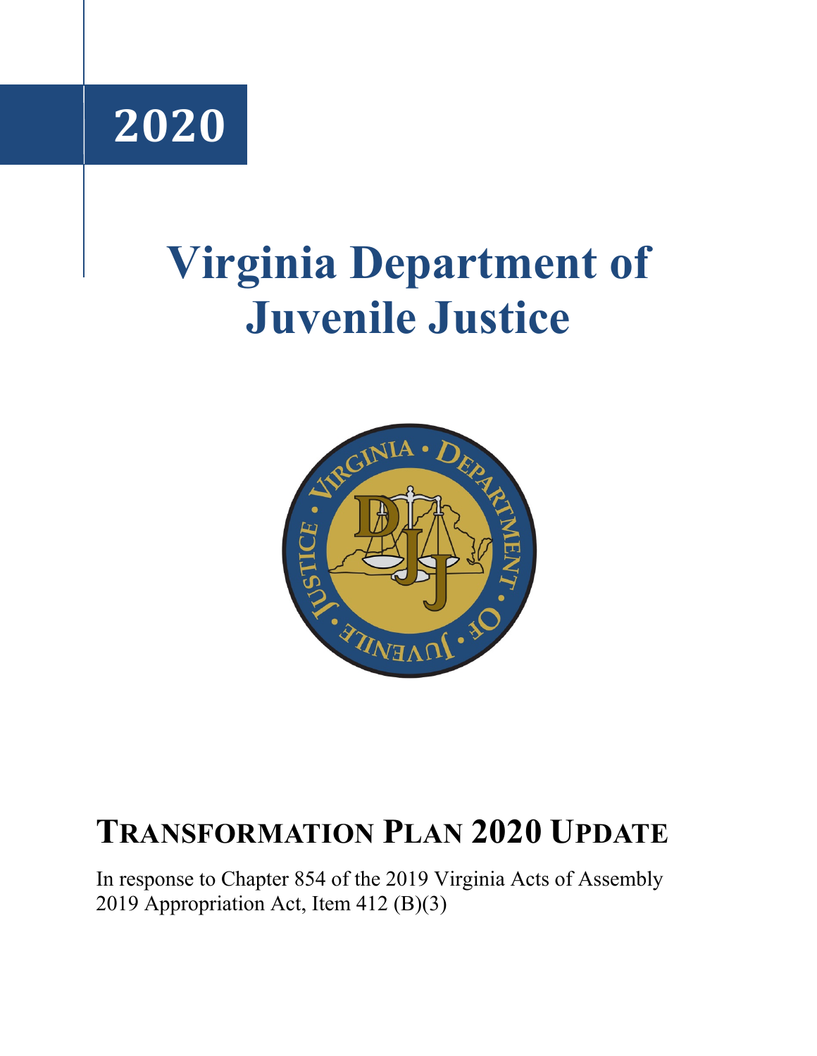# 2020

# Virginia Department of Juvenile Justice

## Transformation Plan 2020 Update

In response to Chapter 854 of the 2019 Virginia Acts of Assembly
2019 Appropriation Act, Item 412 (B)(3)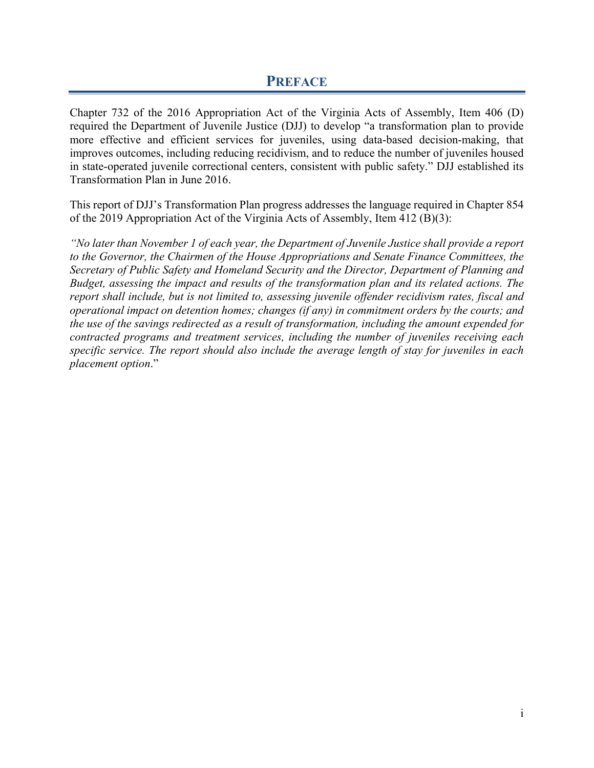# PREFACE

Chapter 732 of the 2016 Appropriation Act of the Virginia Acts of Assembly, Item 406 (D) required the Department of Juvenile Justice (DJJ) to develop "a transformation plan to provide more effective and efficient services for juveniles, using data-based decision-making, that improves outcomes, including reducing recidivism, and to reduce the number of juveniles housed in state-operated juvenile correctional centers, consistent with public safety." DJJ established its Transformation Plan in June 2016.

This report of DJJ's Transformation Plan progress addresses the language required in Chapter 854 of the 2019 Appropriation Act of the Virginia Acts of Assembly, Item 412 (B)(3):

*"No later than November 1 of each year, the Department of Juvenile Justice shall provide a report to the Governor, the Chairmen of the House Appropriations and Senate Finance Committees, the Secretary of Public Safety and Homeland Security and the Director, Department of Planning and Budget, assessing the impact and results of the transformation plan and its related actions. The report shall include, but is not limited to, assessing juvenile offender recidivism rates, fiscal and operational impact on detention homes; changes (if any) in commitment orders by the courts; and the use of the savings redirected as a result of transformation, including the amount expended for contracted programs and treatment services, including the number of juveniles receiving each specific service. The report should also include the average length of stay for juveniles in each placement option*."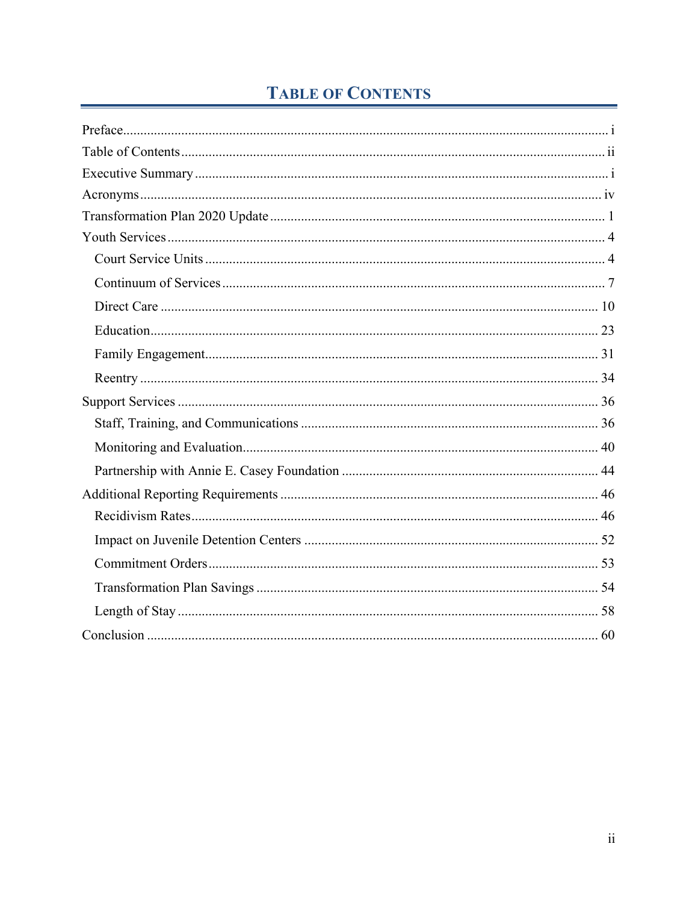# TABLE OF CONTENTS

Preface.................................................................................................................................. i
Table of Contents ................................................................................................................ ii
Executive Summary .............................................................................................................. i
Acronyms ............................................................................................................................ iv
Transformation Plan 2020 Update ...................................................................................... 1
Youth Services ..................................................................................................................... 4
- Court Service Units ........................................................................................................ 4
- Continuum of Services ................................................................................................... 7
- Direct Care .................................................................................................................. 10
- Education..................................................................................................................... 23
- Family Engagement...................................................................................................... 31
- Reentry ........................................................................................................................ 34

Support Services ................................................................................................................ 36
- Staff, Training, and Communications .......................................................................... 36
- Monitoring and Evaluation........................................................................................... 40
- Partnership with Annie E. Casey Foundation .............................................................. 44

Additional Reporting Requirements .................................................................................. 46
- Recidivism Rates.......................................................................................................... 46
- Impact on Juvenile Detention Centers ......................................................................... 52
- Commitment Orders..................................................................................................... 53
- Transformation Plan Savings ....................................................................................... 54
- Length of Stay .............................................................................................................. 58

Conclusion ......................................................................................................................... 60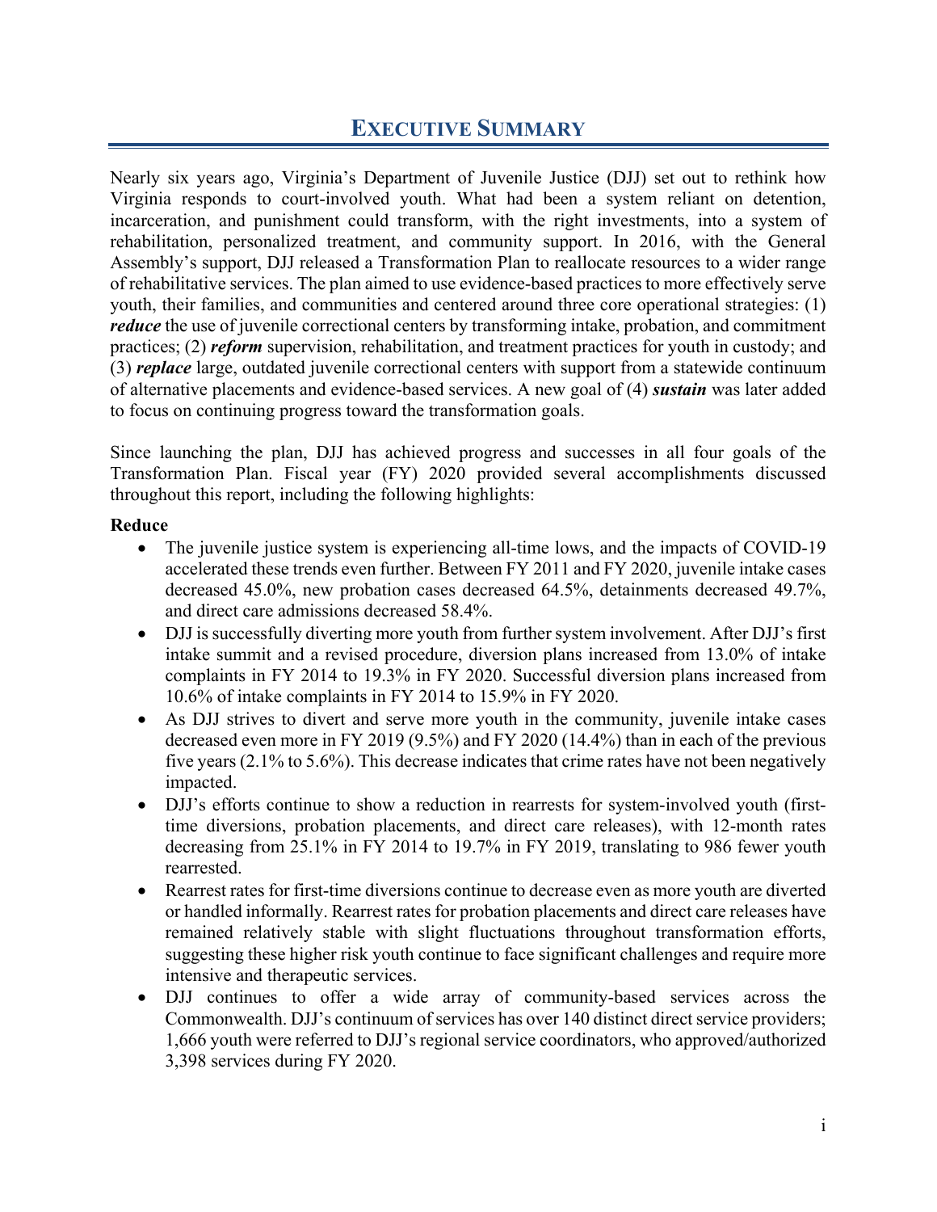# EXECUTIVE SUMMARY

Nearly six years ago, Virginia's Department of Juvenile Justice (DJJ) set out to rethink how Virginia responds to court-involved youth. What had been a system reliant on detention, incarceration, and punishment could transform, with the right investments, into a system of rehabilitation, personalized treatment, and community support. In 2016, with the General Assembly's support, DJJ released a Transformation Plan to reallocate resources to a wider range of rehabilitative services. The plan aimed to use evidence-based practices to more effectively serve youth, their families, and communities and centered around three core operational strategies: (1) ***reduce*** the use of juvenile correctional centers by transforming intake, probation, and commitment practices; (2) ***reform*** supervision, rehabilitation, and treatment practices for youth in custody; and (3) ***replace*** large, outdated juvenile correctional centers with support from a statewide continuum of alternative placements and evidence-based services. A new goal of (4) ***sustain*** was later added to focus on continuing progress toward the transformation goals.

Since launching the plan, DJJ has achieved progress and successes in all four goals of the Transformation Plan. Fiscal year (FY) 2020 provided several accomplishments discussed throughout this report, including the following highlights:

**Reduce**

- The juvenile justice system is experiencing all-time lows, and the impacts of COVID-19 accelerated these trends even further. Between FY 2011 and FY 2020, juvenile intake cases decreased 45.0%, new probation cases decreased 64.5%, detainments decreased 49.7%, and direct care admissions decreased 58.4%.
- DJJ is successfully diverting more youth from further system involvement. After DJJ's first intake summit and a revised procedure, diversion plans increased from 13.0% of intake complaints in FY 2014 to 19.3% in FY 2020. Successful diversion plans increased from 10.6% of intake complaints in FY 2014 to 15.9% in FY 2020.
- As DJJ strives to divert and serve more youth in the community, juvenile intake cases decreased even more in FY 2019 (9.5%) and FY 2020 (14.4%) than in each of the previous five years (2.1% to 5.6%). This decrease indicates that crime rates have not been negatively impacted.
- DJJ's efforts continue to show a reduction in rearrests for system-involved youth (first-time diversions, probation placements, and direct care releases), with 12-month rates decreasing from 25.1% in FY 2014 to 19.7% in FY 2019, translating to 986 fewer youth rearrested.
- Rearrest rates for first-time diversions continue to decrease even as more youth are diverted or handled informally. Rearrest rates for probation placements and direct care releases have remained relatively stable with slight fluctuations throughout transformation efforts, suggesting these higher risk youth continue to face significant challenges and require more intensive and therapeutic services.
- DJJ continues to offer a wide array of community-based services across the Commonwealth. DJJ's continuum of services has over 140 distinct direct service providers; 1,666 youth were referred to DJJ's regional service coordinators, who approved/authorized 3,398 services during FY 2020.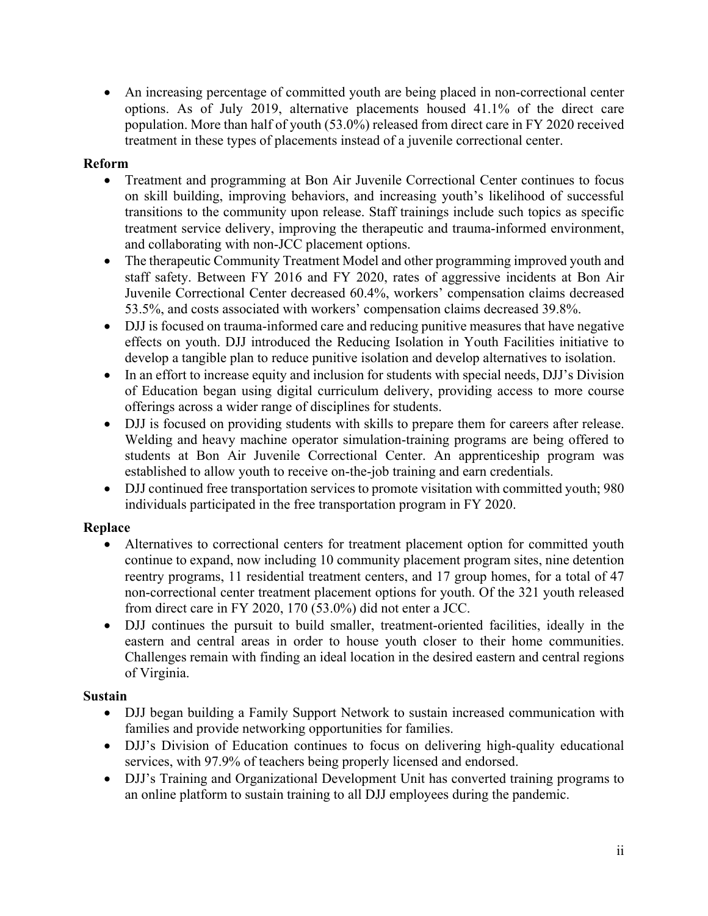- An increasing percentage of committed youth are being placed in non-correctional center options. As of July 2019, alternative placements housed 41.1% of the direct care population. More than half of youth (53.0%) released from direct care in FY 2020 received treatment in these types of placements instead of a juvenile correctional center.

**Reform**

- Treatment and programming at Bon Air Juvenile Correctional Center continues to focus on skill building, improving behaviors, and increasing youth's likelihood of successful transitions to the community upon release. Staff trainings include such topics as specific treatment service delivery, improving the therapeutic and trauma-informed environment, and collaborating with non-JCC placement options.
- The therapeutic Community Treatment Model and other programming improved youth and staff safety. Between FY 2016 and FY 2020, rates of aggressive incidents at Bon Air Juvenile Correctional Center decreased 60.4%, workers' compensation claims decreased 53.5%, and costs associated with workers' compensation claims decreased 39.8%.
- DJJ is focused on trauma-informed care and reducing punitive measures that have negative effects on youth. DJJ introduced the Reducing Isolation in Youth Facilities initiative to develop a tangible plan to reduce punitive isolation and develop alternatives to isolation.
- In an effort to increase equity and inclusion for students with special needs, DJJ's Division of Education began using digital curriculum delivery, providing access to more course offerings across a wider range of disciplines for students.
- DJJ is focused on providing students with skills to prepare them for careers after release. Welding and heavy machine operator simulation-training programs are being offered to students at Bon Air Juvenile Correctional Center. An apprenticeship program was established to allow youth to receive on-the-job training and earn credentials.
- DJJ continued free transportation services to promote visitation with committed youth; 980 individuals participated in the free transportation program in FY 2020.

**Replace**

- Alternatives to correctional centers for treatment placement option for committed youth continue to expand, now including 10 community placement program sites, nine detention reentry programs, 11 residential treatment centers, and 17 group homes, for a total of 47 non-correctional center treatment placement options for youth. Of the 321 youth released from direct care in FY 2020, 170 (53.0%) did not enter a JCC.
- DJJ continues the pursuit to build smaller, treatment-oriented facilities, ideally in the eastern and central areas in order to house youth closer to their home communities. Challenges remain with finding an ideal location in the desired eastern and central regions of Virginia.

**Sustain**

- DJJ began building a Family Support Network to sustain increased communication with families and provide networking opportunities for families.
- DJJ's Division of Education continues to focus on delivering high-quality educational services, with 97.9% of teachers being properly licensed and endorsed.
- DJJ's Training and Organizational Development Unit has converted training programs to an online platform to sustain training to all DJJ employees during the pandemic.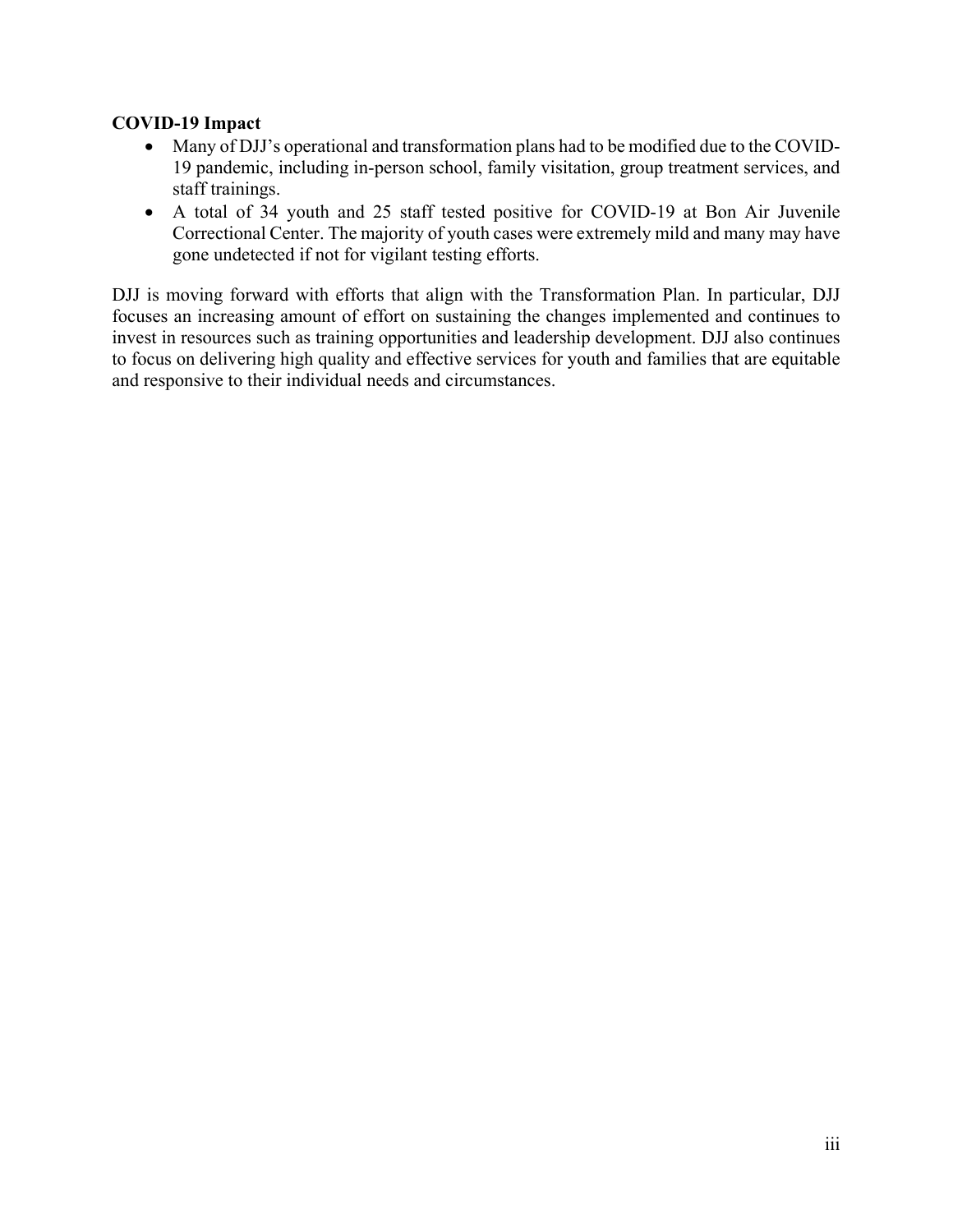**COVID-19 Impact**

- Many of DJJ's operational and transformation plans had to be modified due to the COVID-19 pandemic, including in-person school, family visitation, group treatment services, and staff trainings.
- A total of 34 youth and 25 staff tested positive for COVID-19 at Bon Air Juvenile Correctional Center. The majority of youth cases were extremely mild and many may have gone undetected if not for vigilant testing efforts.

DJJ is moving forward with efforts that align with the Transformation Plan. In particular, DJJ focuses an increasing amount of effort on sustaining the changes implemented and continues to invest in resources such as training opportunities and leadership development. DJJ also continues to focus on delivering high quality and effective services for youth and families that are equitable and responsive to their individual needs and circumstances.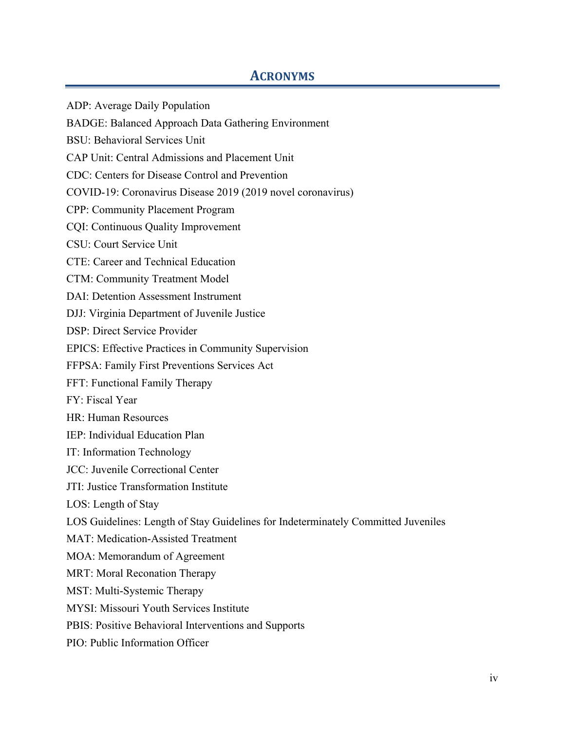# ACRONYMS

ADP: Average Daily Population

BADGE: Balanced Approach Data Gathering Environment

BSU: Behavioral Services Unit

CAP Unit: Central Admissions and Placement Unit

CDC: Centers for Disease Control and Prevention

COVID-19: Coronavirus Disease 2019 (2019 novel coronavirus)

CPP: Community Placement Program

CQI: Continuous Quality Improvement

CSU: Court Service Unit

CTE: Career and Technical Education

CTM: Community Treatment Model

DAI: Detention Assessment Instrument

DJJ: Virginia Department of Juvenile Justice

DSP: Direct Service Provider

EPICS: Effective Practices in Community Supervision

FFPSA: Family First Preventions Services Act

FFT: Functional Family Therapy

FY: Fiscal Year

HR: Human Resources

IEP: Individual Education Plan

IT: Information Technology

JCC: Juvenile Correctional Center

JTI: Justice Transformation Institute

LOS: Length of Stay

LOS Guidelines: Length of Stay Guidelines for Indeterminately Committed Juveniles

MAT: Medication-Assisted Treatment

MOA: Memorandum of Agreement

MRT: Moral Reconation Therapy

MST: Multi-Systemic Therapy

MYSI: Missouri Youth Services Institute

PBIS: Positive Behavioral Interventions and Supports

PIO: Public Information Officer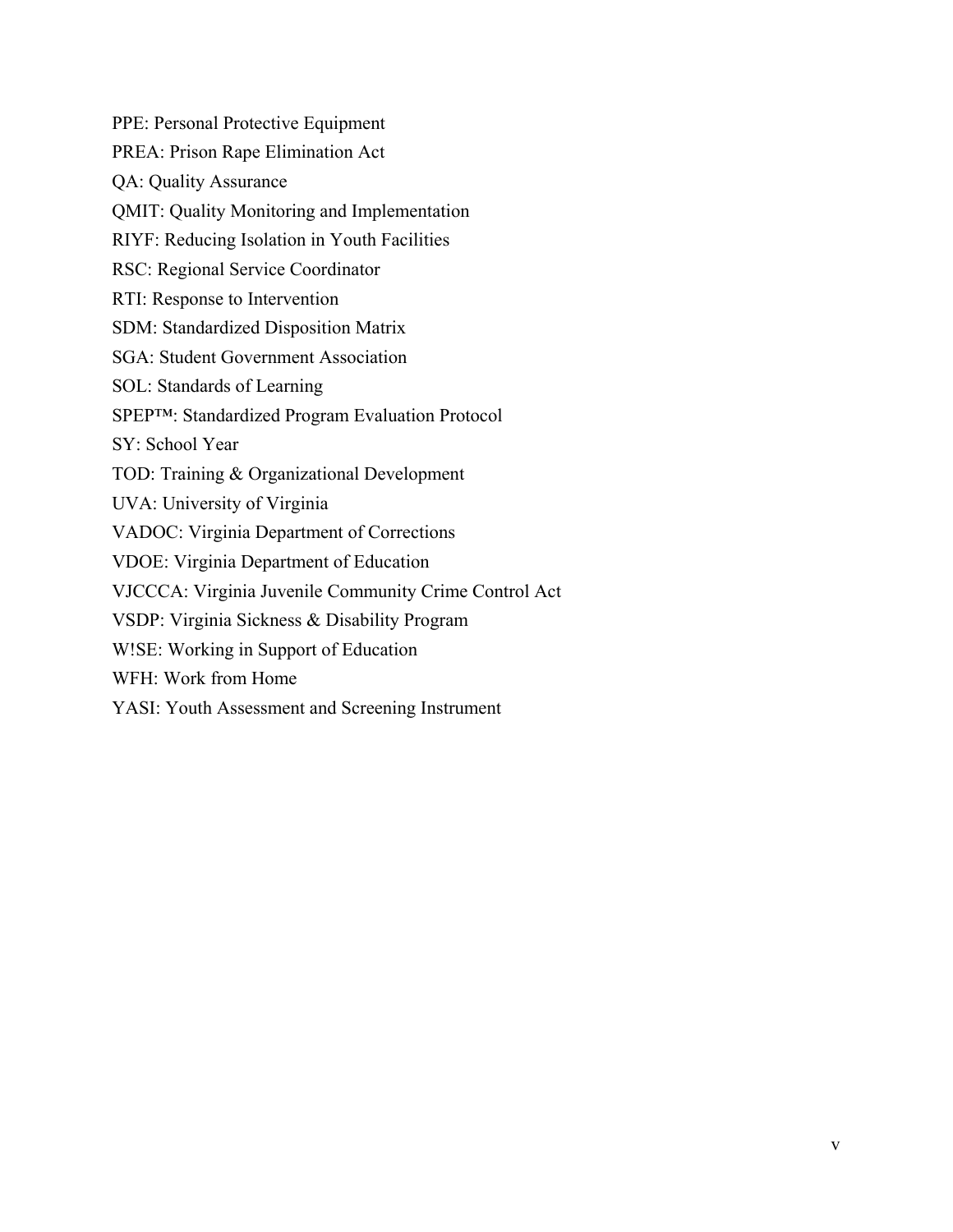PPE: Personal Protective Equipment

PREA: Prison Rape Elimination Act

QA: Quality Assurance

QMIT: Quality Monitoring and Implementation

RIYF: Reducing Isolation in Youth Facilities

RSC: Regional Service Coordinator

RTI: Response to Intervention

SDM: Standardized Disposition Matrix

SGA: Student Government Association

SOL: Standards of Learning

SPEP™: Standardized Program Evaluation Protocol

SY: School Year

TOD: Training & Organizational Development

UVA: University of Virginia

VADOC: Virginia Department of Corrections

VDOE: Virginia Department of Education

VJCCCA: Virginia Juvenile Community Crime Control Act

VSDP: Virginia Sickness & Disability Program

W!SE: Working in Support of Education

WFH: Work from Home

YASI: Youth Assessment and Screening Instrument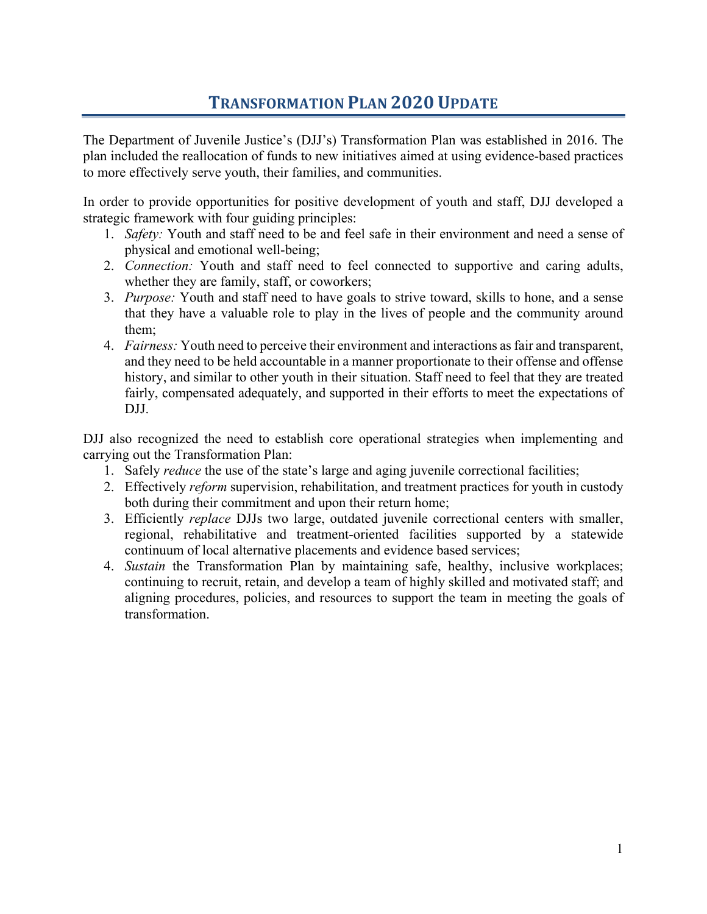# Transformation Plan 2020 Update

The Department of Juvenile Justice's (DJJ's) Transformation Plan was established in 2016. The plan included the reallocation of funds to new initiatives aimed at using evidence-based practices to more effectively serve youth, their families, and communities.

In order to provide opportunities for positive development of youth and staff, DJJ developed a strategic framework with four guiding principles:

1. *Safety:* Youth and staff need to be and feel safe in their environment and need a sense of physical and emotional well-being;
2. *Connection:* Youth and staff need to feel connected to supportive and caring adults, whether they are family, staff, or coworkers;
3. *Purpose:* Youth and staff need to have goals to strive toward, skills to hone, and a sense that they have a valuable role to play in the lives of people and the community around them;
4. *Fairness:* Youth need to perceive their environment and interactions as fair and transparent, and they need to be held accountable in a manner proportionate to their offense and offense history, and similar to other youth in their situation. Staff need to feel that they are treated fairly, compensated adequately, and supported in their efforts to meet the expectations of DJJ.

DJJ also recognized the need to establish core operational strategies when implementing and carrying out the Transformation Plan:

1. Safely *reduce* the use of the state's large and aging juvenile correctional facilities;
2. Effectively *reform* supervision, rehabilitation, and treatment practices for youth in custody both during their commitment and upon their return home;
3. Efficiently *replace* DJJs two large, outdated juvenile correctional centers with smaller, regional, rehabilitative and treatment-oriented facilities supported by a statewide continuum of local alternative placements and evidence based services;
4. *Sustain* the Transformation Plan by maintaining safe, healthy, inclusive workplaces; continuing to recruit, retain, and develop a team of highly skilled and motivated staff; and aligning procedures, policies, and resources to support the team in meeting the goals of transformation.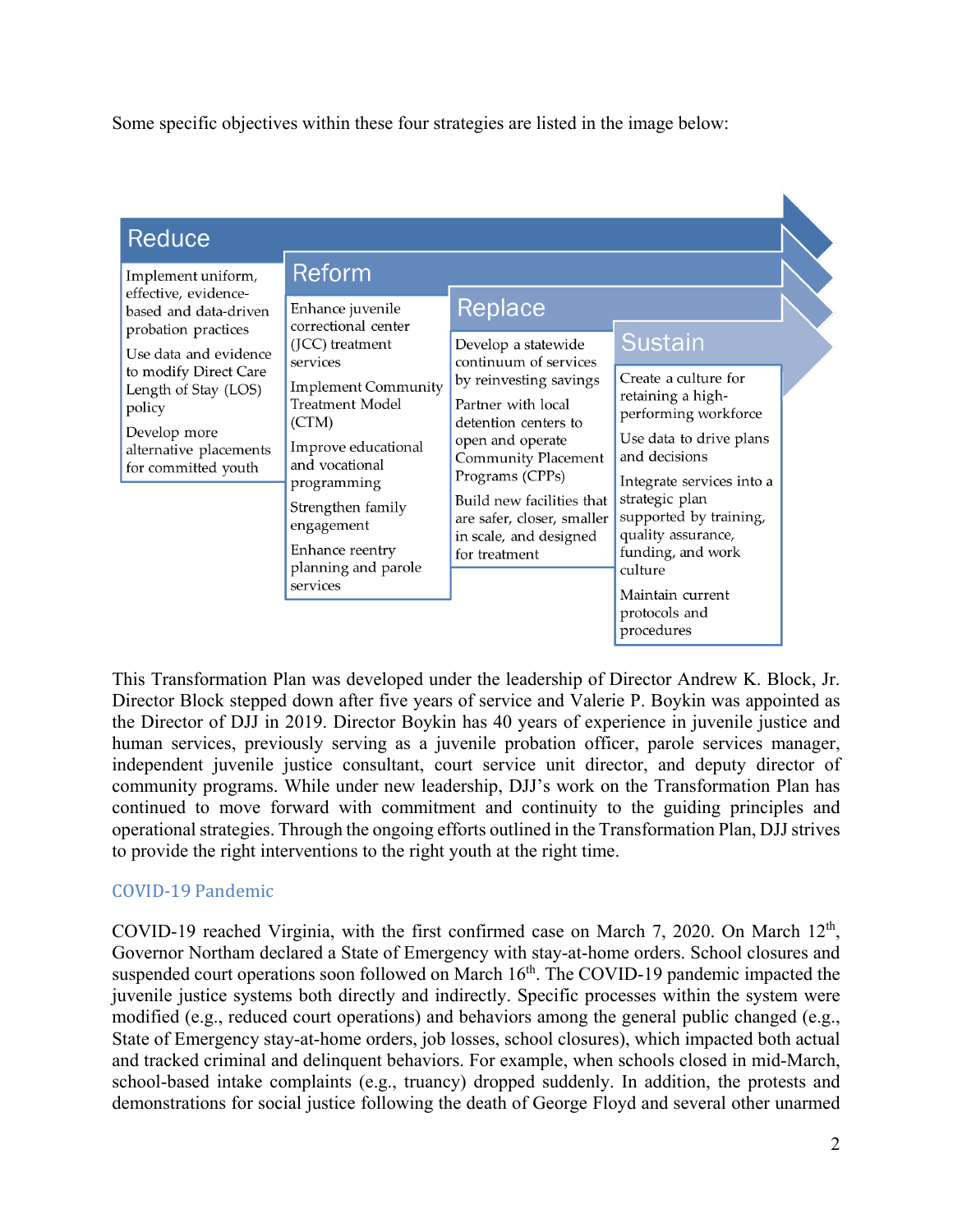Some specific objectives within these four strategies are listed in the image below:

**Reduce**

- Implement uniform, effective, evidence-based and data-driven probation practices
- Use data and evidence to modify Direct Care Length of Stay (LOS) policy
- Develop more alternative placements for committed youth

**Reform**

- Enhance juvenile correctional center (JCC) treatment services
- Implement Community Treatment Model (CTM)
- Improve educational and vocational programming
- Strengthen family engagement
- Enhance reentry planning and parole services

**Replace**

- Develop a statewide continuum of services by reinvesting savings
- Partner with local detention centers to open and operate Community Placement Programs (CPPs)
- Build new facilities that are safer, closer, smaller in scale, and designed for treatment

**Sustain**

- Create a culture for retaining a high-performing workforce
- Use data to drive plans and decisions
- Integrate services into a strategic plan supported by training, quality assurance, funding, and work culture
- Maintain current protocols and procedures

This Transformation Plan was developed under the leadership of Director Andrew K. Block, Jr. Director Block stepped down after five years of service and Valerie P. Boykin was appointed as the Director of DJJ in 2019. Director Boykin has 40 years of experience in juvenile justice and human services, previously serving as a juvenile probation officer, parole services manager, independent juvenile justice consultant, court service unit director, and deputy director of community programs. While under new leadership, DJJ's work on the Transformation Plan has continued to move forward with commitment and continuity to the guiding principles and operational strategies. Through the ongoing efforts outlined in the Transformation Plan, DJJ strives to provide the right interventions to the right youth at the right time.

## COVID-19 Pandemic

COVID-19 reached Virginia, with the first confirmed case on March 7, 2020. On March 12th, Governor Northam declared a State of Emergency with stay-at-home orders. School closures and suspended court operations soon followed on March 16th. The COVID-19 pandemic impacted the juvenile justice systems both directly and indirectly. Specific processes within the system were modified (e.g., reduced court operations) and behaviors among the general public changed (e.g., State of Emergency stay-at-home orders, job losses, school closures), which impacted both actual and tracked criminal and delinquent behaviors. For example, when schools closed in mid-March, school-based intake complaints (e.g., truancy) dropped suddenly. In addition, the protests and demonstrations for social justice following the death of George Floyd and several other unarmed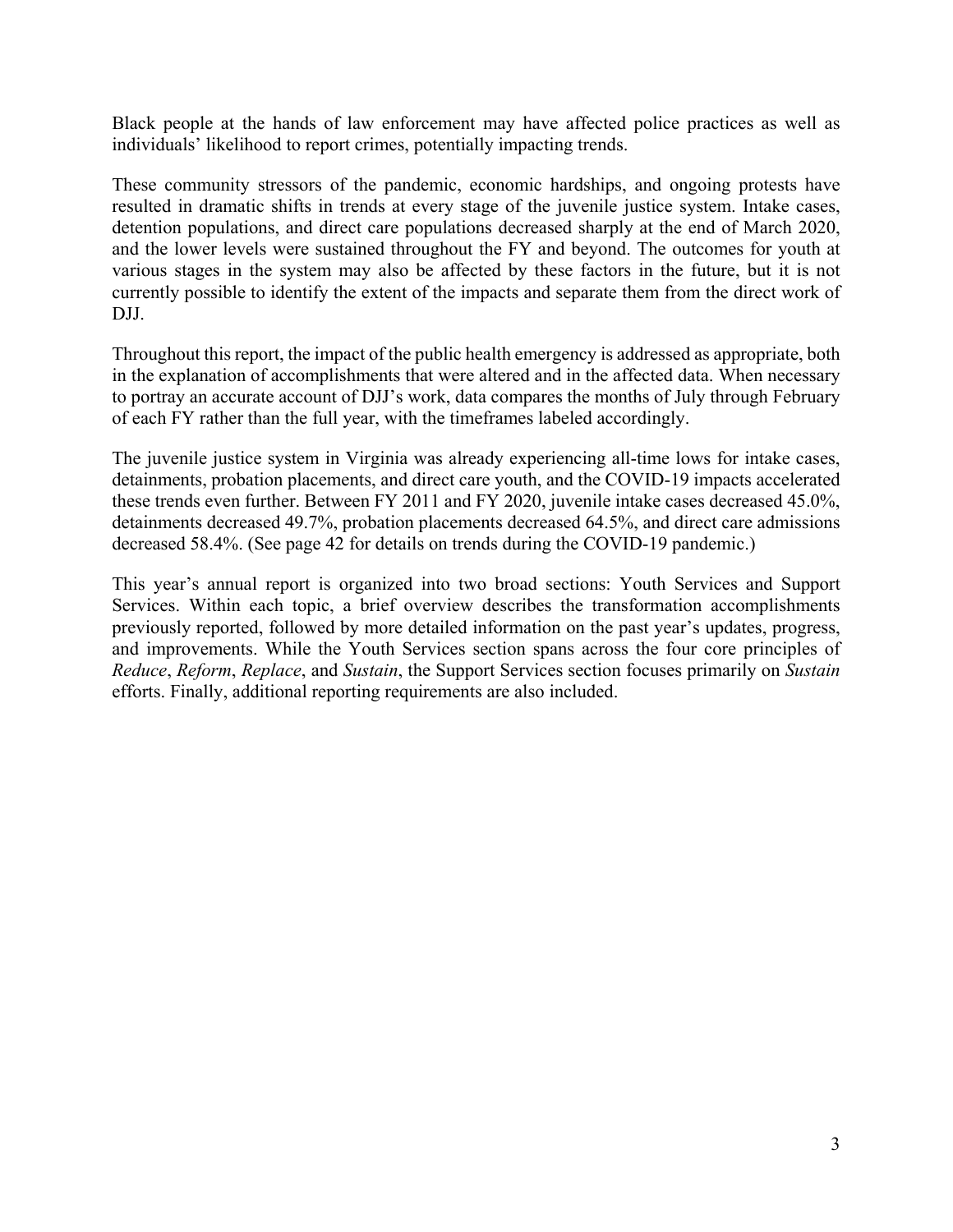Black people at the hands of law enforcement may have affected police practices as well as individuals' likelihood to report crimes, potentially impacting trends.

These community stressors of the pandemic, economic hardships, and ongoing protests have resulted in dramatic shifts in trends at every stage of the juvenile justice system. Intake cases, detention populations, and direct care populations decreased sharply at the end of March 2020, and the lower levels were sustained throughout the FY and beyond. The outcomes for youth at various stages in the system may also be affected by these factors in the future, but it is not currently possible to identify the extent of the impacts and separate them from the direct work of DJJ.

Throughout this report, the impact of the public health emergency is addressed as appropriate, both in the explanation of accomplishments that were altered and in the affected data. When necessary to portray an accurate account of DJJ's work, data compares the months of July through February of each FY rather than the full year, with the timeframes labeled accordingly.

The juvenile justice system in Virginia was already experiencing all-time lows for intake cases, detainments, probation placements, and direct care youth, and the COVID-19 impacts accelerated these trends even further. Between FY 2011 and FY 2020, juvenile intake cases decreased 45.0%, detainments decreased 49.7%, probation placements decreased 64.5%, and direct care admissions decreased 58.4%. (See page 42 for details on trends during the COVID-19 pandemic.)

This year's annual report is organized into two broad sections: Youth Services and Support Services. Within each topic, a brief overview describes the transformation accomplishments previously reported, followed by more detailed information on the past year's updates, progress, and improvements. While the Youth Services section spans across the four core principles of *Reduce*, *Reform*, *Replace*, and *Sustain*, the Support Services section focuses primarily on *Sustain* efforts. Finally, additional reporting requirements are also included.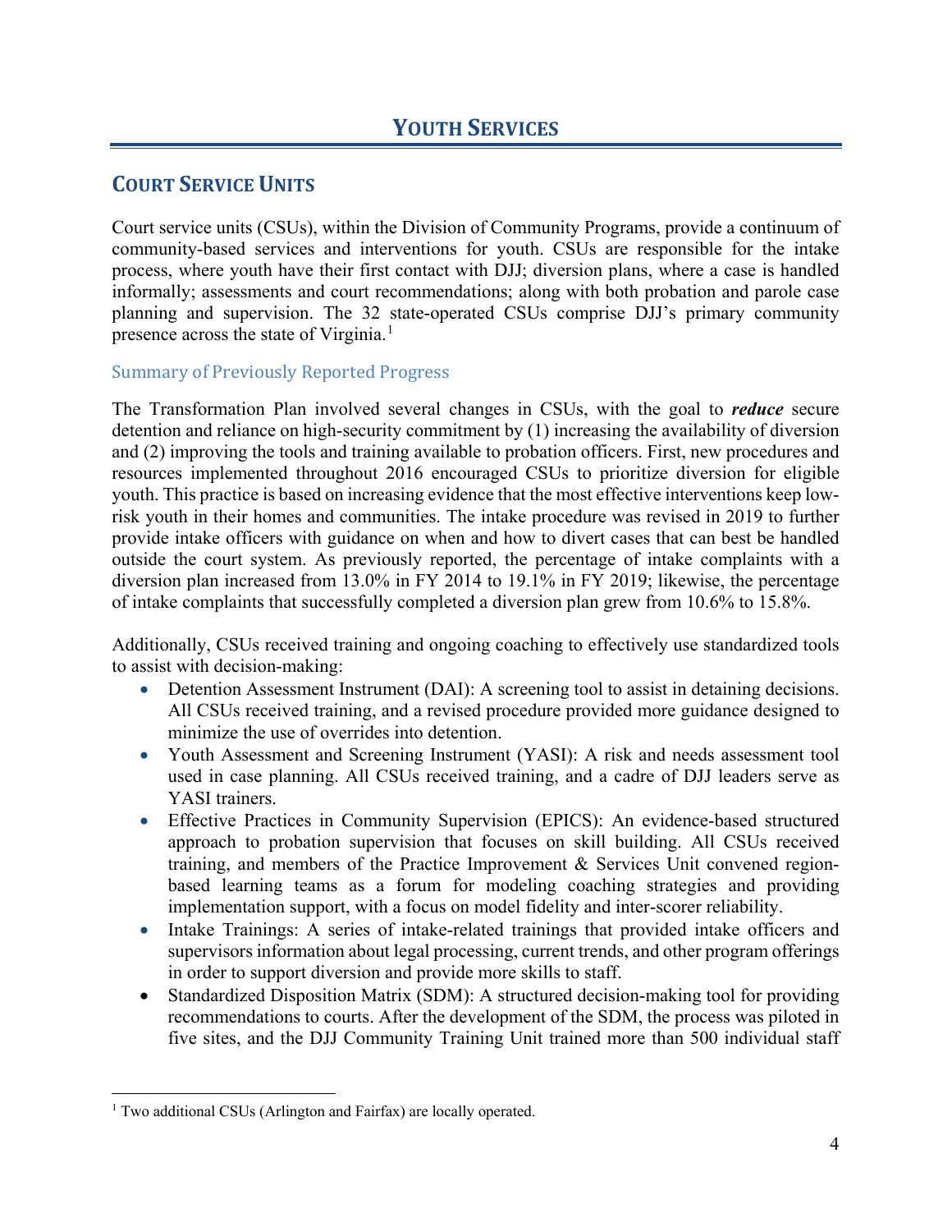# YOUTH SERVICES

## COURT SERVICE UNITS

Court service units (CSUs), within the Division of Community Programs, provide a continuum of community-based services and interventions for youth. CSUs are responsible for the intake process, where youth have their first contact with DJJ; diversion plans, where a case is handled informally; assessments and court recommendations; along with both probation and parole case planning and supervision. The 32 state-operated CSUs comprise DJJ's primary community presence across the state of Virginia.[1]

### Summary of Previously Reported Progress

The Transformation Plan involved several changes in CSUs, with the goal to ***reduce*** secure detention and reliance on high-security commitment by (1) increasing the availability of diversion and (2) improving the tools and training available to probation officers. First, new procedures and resources implemented throughout 2016 encouraged CSUs to prioritize diversion for eligible youth. This practice is based on increasing evidence that the most effective interventions keep low-risk youth in their homes and communities. The intake procedure was revised in 2019 to further provide intake officers with guidance on when and how to divert cases that can best be handled outside the court system. As previously reported, the percentage of intake complaints with a diversion plan increased from 13.0% in FY 2014 to 19.1% in FY 2019; likewise, the percentage of intake complaints that successfully completed a diversion plan grew from 10.6% to 15.8%.

Additionally, CSUs received training and ongoing coaching to effectively use standardized tools to assist with decision-making:

- Detention Assessment Instrument (DAI): A screening tool to assist in detaining decisions. All CSUs received training, and a revised procedure provided more guidance designed to minimize the use of overrides into detention.
- Youth Assessment and Screening Instrument (YASI): A risk and needs assessment tool used in case planning. All CSUs received training, and a cadre of DJJ leaders serve as YASI trainers.
- Effective Practices in Community Supervision (EPICS): An evidence-based structured approach to probation supervision that focuses on skill building. All CSUs received training, and members of the Practice Improvement & Services Unit convened region-based learning teams as a forum for modeling coaching strategies and providing implementation support, with a focus on model fidelity and inter-scorer reliability.
- Intake Trainings: A series of intake-related trainings that provided intake officers and supervisors information about legal processing, current trends, and other program offerings in order to support diversion and provide more skills to staff.
- Standardized Disposition Matrix (SDM): A structured decision-making tool for providing recommendations to courts. After the development of the SDM, the process was piloted in five sites, and the DJJ Community Training Unit trained more than 500 individual staff

[1] Two additional CSUs (Arlington and Fairfax) are locally operated.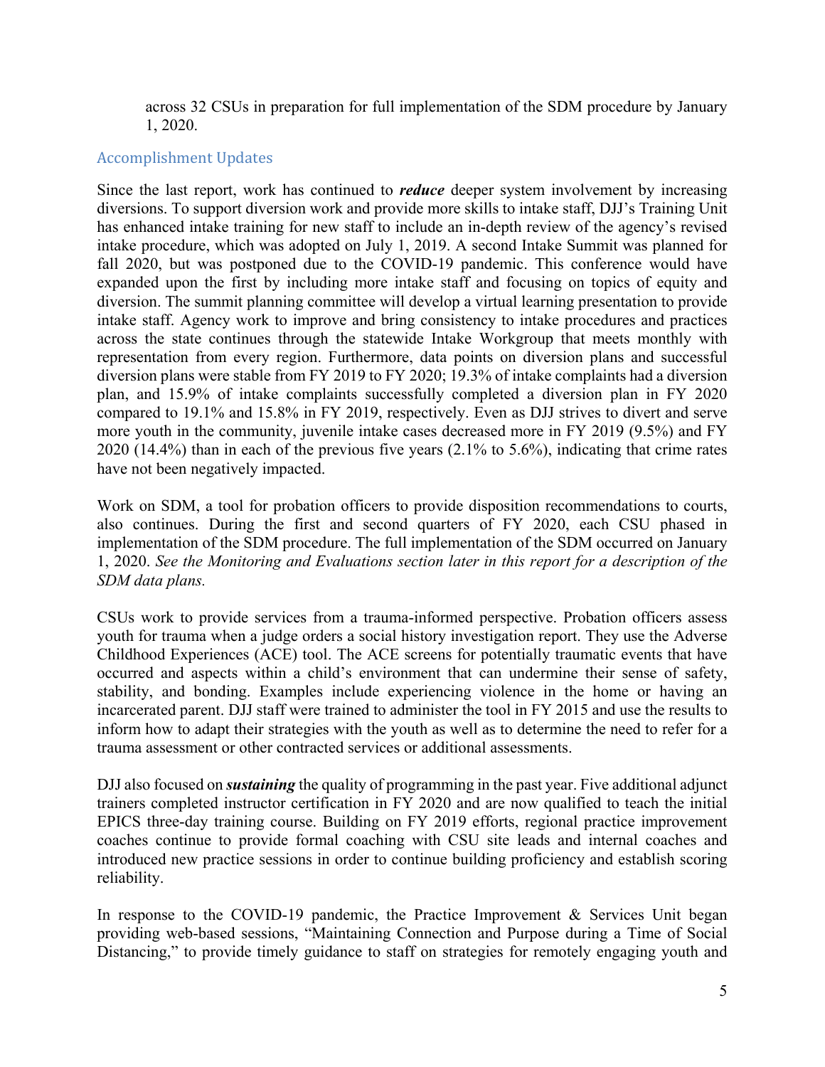across 32 CSUs in preparation for full implementation of the SDM procedure by January 1, 2020.

## Accomplishment Updates

Since the last report, work has continued to ***reduce*** deeper system involvement by increasing diversions. To support diversion work and provide more skills to intake staff, DJJ's Training Unit has enhanced intake training for new staff to include an in-depth review of the agency's revised intake procedure, which was adopted on July 1, 2019. A second Intake Summit was planned for fall 2020, but was postponed due to the COVID-19 pandemic. This conference would have expanded upon the first by including more intake staff and focusing on topics of equity and diversion. The summit planning committee will develop a virtual learning presentation to provide intake staff. Agency work to improve and bring consistency to intake procedures and practices across the state continues through the statewide Intake Workgroup that meets monthly with representation from every region. Furthermore, data points on diversion plans and successful diversion plans were stable from FY 2019 to FY 2020; 19.3% of intake complaints had a diversion plan, and 15.9% of intake complaints successfully completed a diversion plan in FY 2020 compared to 19.1% and 15.8% in FY 2019, respectively. Even as DJJ strives to divert and serve more youth in the community, juvenile intake cases decreased more in FY 2019 (9.5%) and FY 2020 (14.4%) than in each of the previous five years (2.1% to 5.6%), indicating that crime rates have not been negatively impacted.

Work on SDM, a tool for probation officers to provide disposition recommendations to courts, also continues. During the first and second quarters of FY 2020, each CSU phased in implementation of the SDM procedure. The full implementation of the SDM occurred on January 1, 2020. *See the Monitoring and Evaluations section later in this report for a description of the SDM data plans.*

CSUs work to provide services from a trauma-informed perspective. Probation officers assess youth for trauma when a judge orders a social history investigation report. They use the Adverse Childhood Experiences (ACE) tool. The ACE screens for potentially traumatic events that have occurred and aspects within a child's environment that can undermine their sense of safety, stability, and bonding. Examples include experiencing violence in the home or having an incarcerated parent. DJJ staff were trained to administer the tool in FY 2015 and use the results to inform how to adapt their strategies with the youth as well as to determine the need to refer for a trauma assessment or other contracted services or additional assessments.

DJJ also focused on ***sustaining*** the quality of programming in the past year. Five additional adjunct trainers completed instructor certification in FY 2020 and are now qualified to teach the initial EPICS three-day training course. Building on FY 2019 efforts, regional practice improvement coaches continue to provide formal coaching with CSU site leads and internal coaches and introduced new practice sessions in order to continue building proficiency and establish scoring reliability.

In response to the COVID-19 pandemic, the Practice Improvement & Services Unit began providing web-based sessions, "Maintaining Connection and Purpose during a Time of Social Distancing," to provide timely guidance to staff on strategies for remotely engaging youth and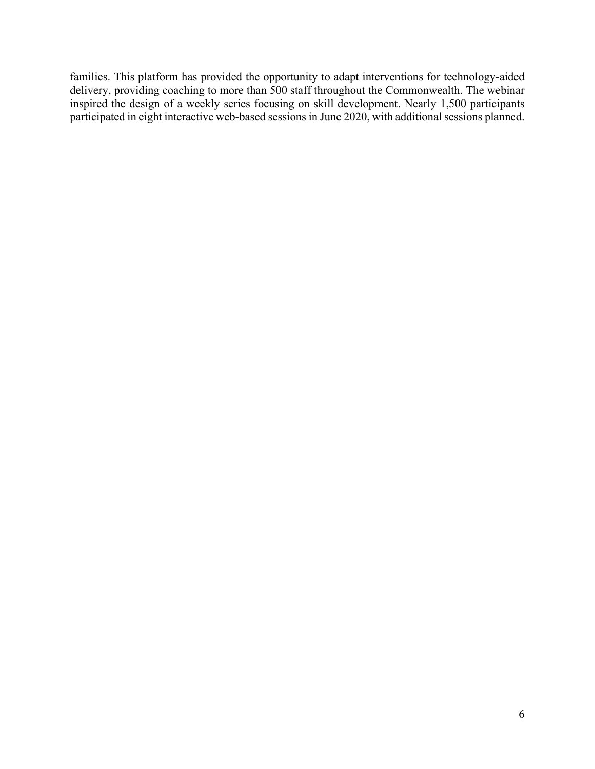families. This platform has provided the opportunity to adapt interventions for technology-aided delivery, providing coaching to more than 500 staff throughout the Commonwealth. The webinar inspired the design of a weekly series focusing on skill development. Nearly 1,500 participants participated in eight interactive web-based sessions in June 2020, with additional sessions planned.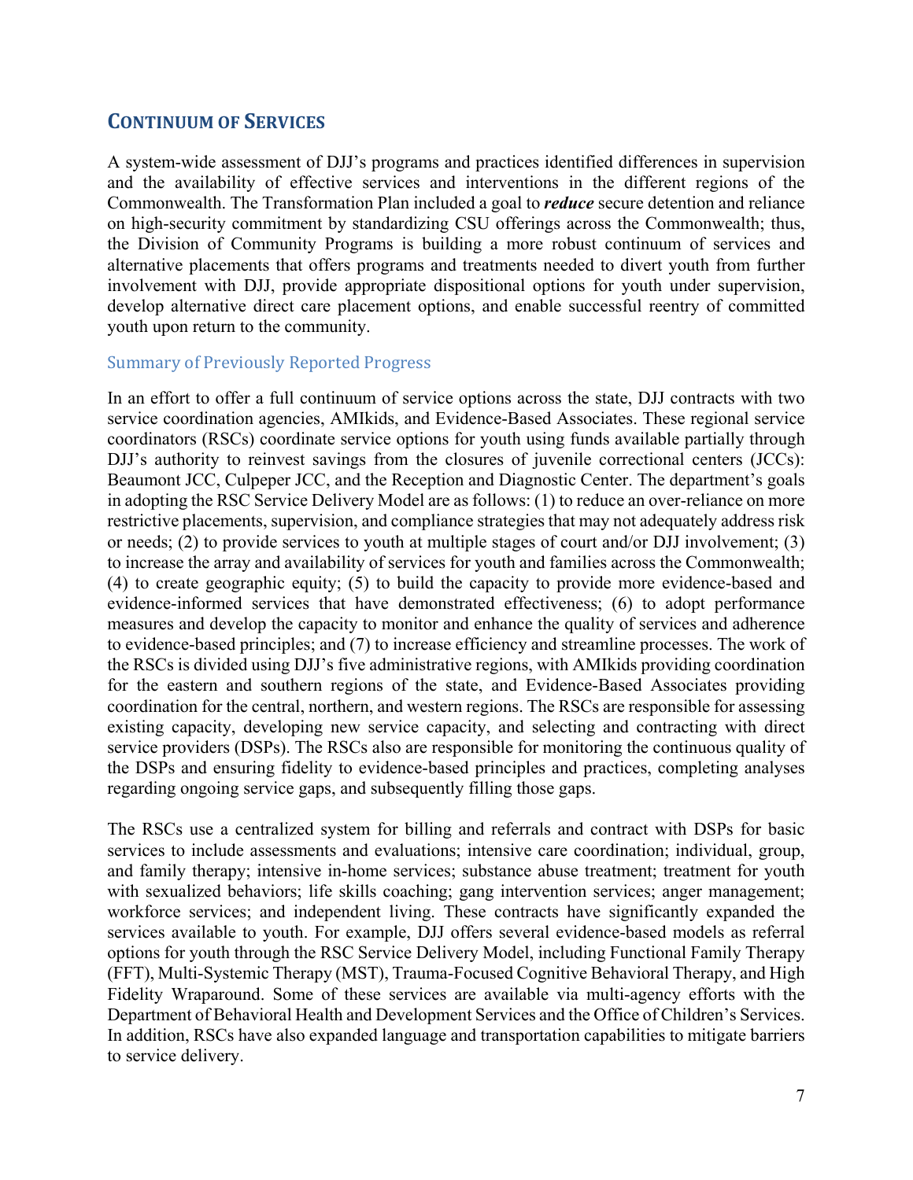## Continuum of Services

A system-wide assessment of DJJ's programs and practices identified differences in supervision and the availability of effective services and interventions in the different regions of the Commonwealth. The Transformation Plan included a goal to ***reduce*** secure detention and reliance on high-security commitment by standardizing CSU offerings across the Commonwealth; thus, the Division of Community Programs is building a more robust continuum of services and alternative placements that offers programs and treatments needed to divert youth from further involvement with DJJ, provide appropriate dispositional options for youth under supervision, develop alternative direct care placement options, and enable successful reentry of committed youth upon return to the community.

### Summary of Previously Reported Progress

In an effort to offer a full continuum of service options across the state, DJJ contracts with two service coordination agencies, AMIkids, and Evidence-Based Associates. These regional service coordinators (RSCs) coordinate service options for youth using funds available partially through DJJ's authority to reinvest savings from the closures of juvenile correctional centers (JCCs): Beaumont JCC, Culpeper JCC, and the Reception and Diagnostic Center. The department's goals in adopting the RSC Service Delivery Model are as follows: (1) to reduce an over-reliance on more restrictive placements, supervision, and compliance strategies that may not adequately address risk or needs; (2) to provide services to youth at multiple stages of court and/or DJJ involvement; (3) to increase the array and availability of services for youth and families across the Commonwealth; (4) to create geographic equity; (5) to build the capacity to provide more evidence-based and evidence-informed services that have demonstrated effectiveness; (6) to adopt performance measures and develop the capacity to monitor and enhance the quality of services and adherence to evidence-based principles; and (7) to increase efficiency and streamline processes. The work of the RSCs is divided using DJJ's five administrative regions, with AMIkids providing coordination for the eastern and southern regions of the state, and Evidence-Based Associates providing coordination for the central, northern, and western regions. The RSCs are responsible for assessing existing capacity, developing new service capacity, and selecting and contracting with direct service providers (DSPs). The RSCs also are responsible for monitoring the continuous quality of the DSPs and ensuring fidelity to evidence-based principles and practices, completing analyses regarding ongoing service gaps, and subsequently filling those gaps.

The RSCs use a centralized system for billing and referrals and contract with DSPs for basic services to include assessments and evaluations; intensive care coordination; individual, group, and family therapy; intensive in-home services; substance abuse treatment; treatment for youth with sexualized behaviors; life skills coaching; gang intervention services; anger management; workforce services; and independent living. These contracts have significantly expanded the services available to youth. For example, DJJ offers several evidence-based models as referral options for youth through the RSC Service Delivery Model, including Functional Family Therapy (FFT), Multi-Systemic Therapy (MST), Trauma-Focused Cognitive Behavioral Therapy, and High Fidelity Wraparound. Some of these services are available via multi-agency efforts with the Department of Behavioral Health and Development Services and the Office of Children's Services. In addition, RSCs have also expanded language and transportation capabilities to mitigate barriers to service delivery.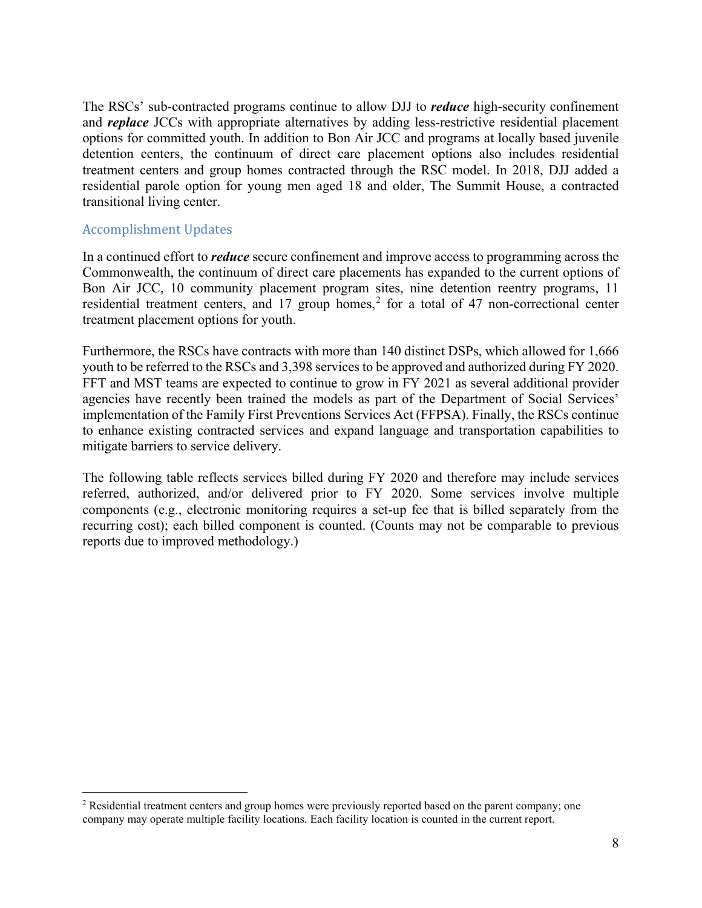The RSCs' sub-contracted programs continue to allow DJJ to ***reduce*** high-security confinement and ***replace*** JCCs with appropriate alternatives by adding less-restrictive residential placement options for committed youth. In addition to Bon Air JCC and programs at locally based juvenile detention centers, the continuum of direct care placement options also includes residential treatment centers and group homes contracted through the RSC model. In 2018, DJJ added a residential parole option for young men aged 18 and older, The Summit House, a contracted transitional living center.

### Accomplishment Updates

In a continued effort to ***reduce*** secure confinement and improve access to programming across the Commonwealth, the continuum of direct care placements has expanded to the current options of Bon Air JCC, 10 community placement program sites, nine detention reentry programs, 11 residential treatment centers, and 17 group homes,[2] for a total of 47 non-correctional center treatment placement options for youth.

Furthermore, the RSCs have contracts with more than 140 distinct DSPs, which allowed for 1,666 youth to be referred to the RSCs and 3,398 services to be approved and authorized during FY 2020. FFT and MST teams are expected to continue to grow in FY 2021 as several additional provider agencies have recently been trained the models as part of the Department of Social Services' implementation of the Family First Preventions Services Act (FFPSA). Finally, the RSCs continue to enhance existing contracted services and expand language and transportation capabilities to mitigate barriers to service delivery.

The following table reflects services billed during FY 2020 and therefore may include services referred, authorized, and/or delivered prior to FY 2020. Some services involve multiple components (e.g., electronic monitoring requires a set-up fee that is billed separately from the recurring cost); each billed component is counted. (Counts may not be comparable to previous reports due to improved methodology.)

---

[2] Residential treatment centers and group homes were previously reported based on the parent company; one company may operate multiple facility locations. Each facility location is counted in the current report.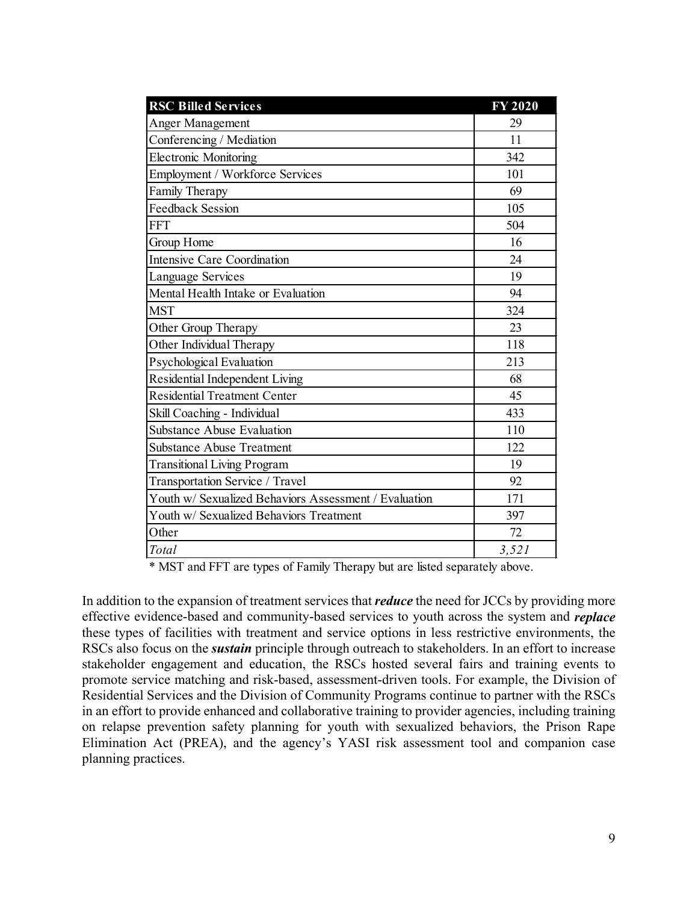| RSC Billed Services | FY 2020 |
|---|---|
| Anger Management | 29 |
| Conferencing / Mediation | 11 |
| Electronic Monitoring | 342 |
| Employment / Workforce Services | 101 |
| Family Therapy | 69 |
| Feedback Session | 105 |
| FFT | 504 |
| Group Home | 16 |
| Intensive Care Coordination | 24 |
| Language Services | 19 |
| Mental Health Intake or Evaluation | 94 |
| MST | 324 |
| Other Group Therapy | 23 |
| Other Individual Therapy | 118 |
| Psychological Evaluation | 213 |
| Residential Independent Living | 68 |
| Residential Treatment Center | 45 |
| Skill Coaching - Individual | 433 |
| Substance Abuse Evaluation | 110 |
| Substance Abuse Treatment | 122 |
| Transitional Living Program | 19 |
| Transportation Service / Travel | 92 |
| Youth w/ Sexualized Behaviors Assessment / Evaluation | 171 |
| Youth w/ Sexualized Behaviors Treatment | 397 |
| Other | 72 |
| *Total* | *3,521* |

\* MST and FFT are types of Family Therapy but are listed separately above.

In addition to the expansion of treatment services that ***reduce*** the need for JCCs by providing more effective evidence-based and community-based services to youth across the system and ***replace*** these types of facilities with treatment and service options in less restrictive environments, the RSCs also focus on the ***sustain*** principle through outreach to stakeholders. In an effort to increase stakeholder engagement and education, the RSCs hosted several fairs and training events to promote service matching and risk-based, assessment-driven tools. For example, the Division of Residential Services and the Division of Community Programs continue to partner with the RSCs in an effort to provide enhanced and collaborative training to provider agencies, including training on relapse prevention safety planning for youth with sexualized behaviors, the Prison Rape Elimination Act (PREA), and the agency's YASI risk assessment tool and companion case planning practices.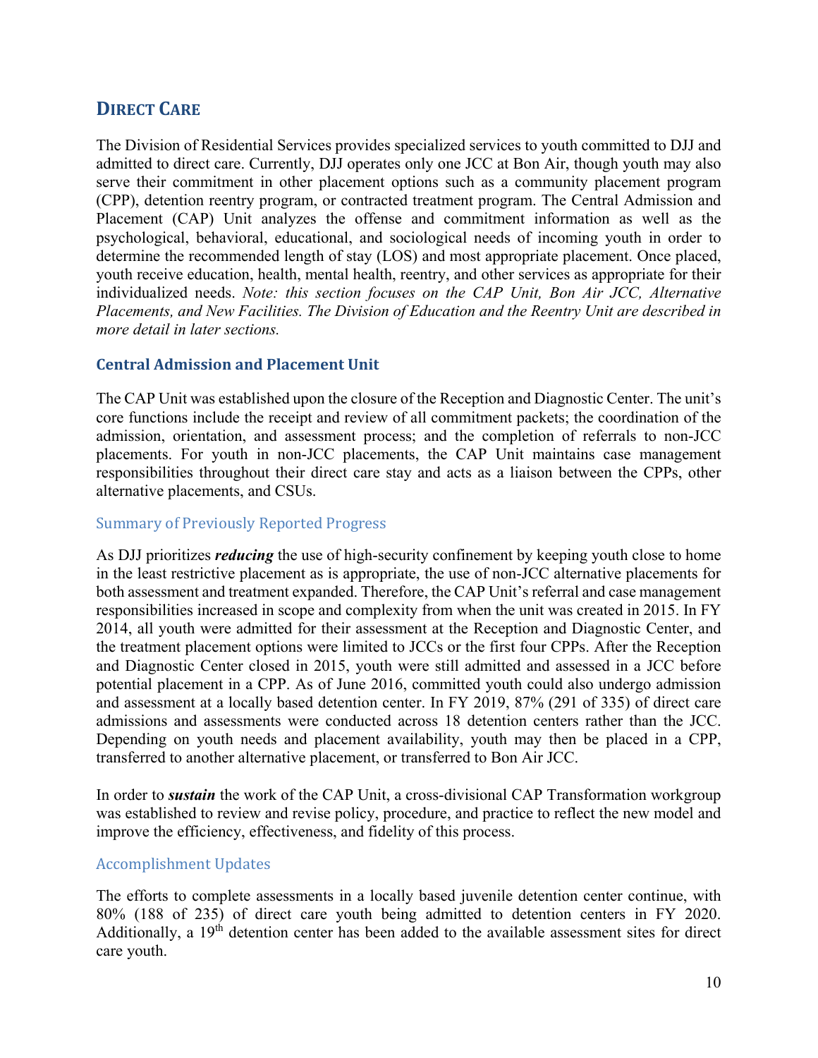## Direct Care

The Division of Residential Services provides specialized services to youth committed to DJJ and admitted to direct care. Currently, DJJ operates only one JCC at Bon Air, though youth may also serve their commitment in other placement options such as a community placement program (CPP), detention reentry program, or contracted treatment program. The Central Admission and Placement (CAP) Unit analyzes the offense and commitment information as well as the psychological, behavioral, educational, and sociological needs of incoming youth in order to determine the recommended length of stay (LOS) and most appropriate placement. Once placed, youth receive education, health, mental health, reentry, and other services as appropriate for their individualized needs. *Note: this section focuses on the CAP Unit, Bon Air JCC, Alternative Placements, and New Facilities. The Division of Education and the Reentry Unit are described in more detail in later sections.*

### Central Admission and Placement Unit

The CAP Unit was established upon the closure of the Reception and Diagnostic Center. The unit's core functions include the receipt and review of all commitment packets; the coordination of the admission, orientation, and assessment process; and the completion of referrals to non-JCC placements. For youth in non-JCC placements, the CAP Unit maintains case management responsibilities throughout their direct care stay and acts as a liaison between the CPPs, other alternative placements, and CSUs.

#### Summary of Previously Reported Progress

As DJJ prioritizes ***reducing*** the use of high-security confinement by keeping youth close to home in the least restrictive placement as is appropriate, the use of non-JCC alternative placements for both assessment and treatment expanded. Therefore, the CAP Unit's referral and case management responsibilities increased in scope and complexity from when the unit was created in 2015. In FY 2014, all youth were admitted for their assessment at the Reception and Diagnostic Center, and the treatment placement options were limited to JCCs or the first four CPPs. After the Reception and Diagnostic Center closed in 2015, youth were still admitted and assessed in a JCC before potential placement in a CPP. As of June 2016, committed youth could also undergo admission and assessment at a locally based detention center. In FY 2019, 87% (291 of 335) of direct care admissions and assessments were conducted across 18 detention centers rather than the JCC. Depending on youth needs and placement availability, youth may then be placed in a CPP, transferred to another alternative placement, or transferred to Bon Air JCC.

In order to ***sustain*** the work of the CAP Unit, a cross-divisional CAP Transformation workgroup was established to review and revise policy, procedure, and practice to reflect the new model and improve the efficiency, effectiveness, and fidelity of this process.

#### Accomplishment Updates

The efforts to complete assessments in a locally based juvenile detention center continue, with 80% (188 of 235) of direct care youth being admitted to detention centers in FY 2020. Additionally, a 19th detention center has been added to the available assessment sites for direct care youth.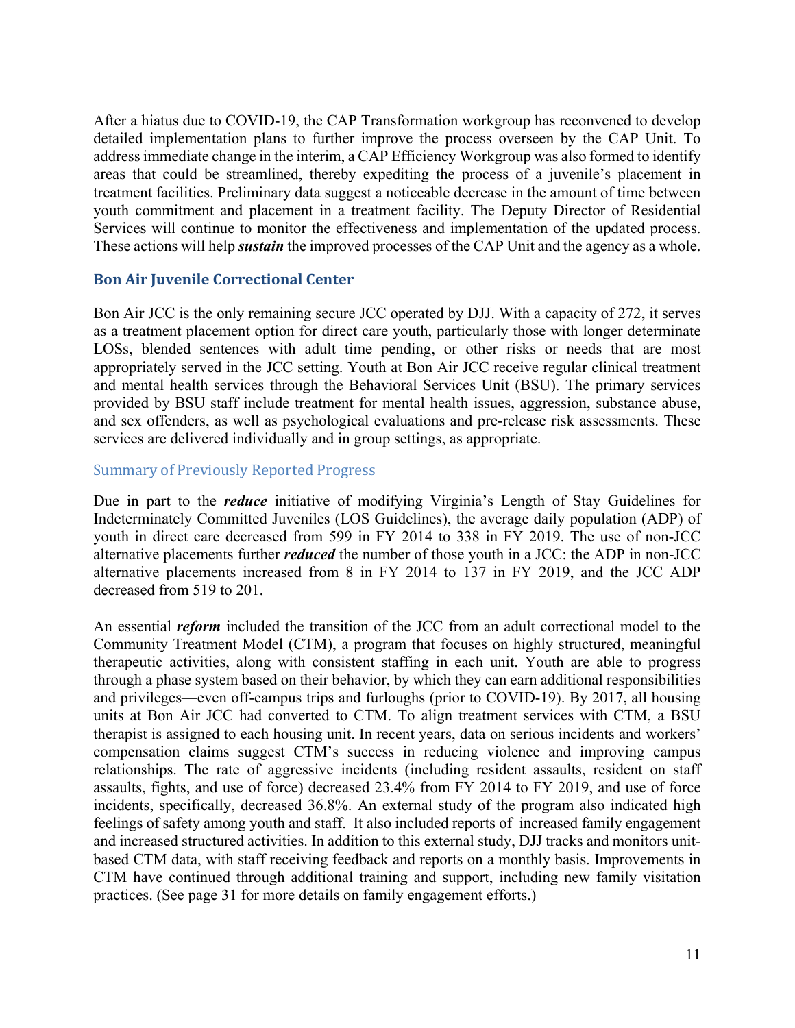After a hiatus due to COVID-19, the CAP Transformation workgroup has reconvened to develop detailed implementation plans to further improve the process overseen by the CAP Unit. To address immediate change in the interim, a CAP Efficiency Workgroup was also formed to identify areas that could be streamlined, thereby expediting the process of a juvenile's placement in treatment facilities. Preliminary data suggest a noticeable decrease in the amount of time between youth commitment and placement in a treatment facility. The Deputy Director of Residential Services will continue to monitor the effectiveness and implementation of the updated process. These actions will help ***sustain*** the improved processes of the CAP Unit and the agency as a whole.

## Bon Air Juvenile Correctional Center

Bon Air JCC is the only remaining secure JCC operated by DJJ. With a capacity of 272, it serves as a treatment placement option for direct care youth, particularly those with longer determinate LOSs, blended sentences with adult time pending, or other risks or needs that are most appropriately served in the JCC setting. Youth at Bon Air JCC receive regular clinical treatment and mental health services through the Behavioral Services Unit (BSU). The primary services provided by BSU staff include treatment for mental health issues, aggression, substance abuse, and sex offenders, as well as psychological evaluations and pre-release risk assessments. These services are delivered individually and in group settings, as appropriate.

### Summary of Previously Reported Progress

Due in part to the ***reduce*** initiative of modifying Virginia's Length of Stay Guidelines for Indeterminately Committed Juveniles (LOS Guidelines), the average daily population (ADP) of youth in direct care decreased from 599 in FY 2014 to 338 in FY 2019. The use of non-JCC alternative placements further ***reduced*** the number of those youth in a JCC: the ADP in non-JCC alternative placements increased from 8 in FY 2014 to 137 in FY 2019, and the JCC ADP decreased from 519 to 201.

An essential ***reform*** included the transition of the JCC from an adult correctional model to the Community Treatment Model (CTM), a program that focuses on highly structured, meaningful therapeutic activities, along with consistent staffing in each unit. Youth are able to progress through a phase system based on their behavior, by which they can earn additional responsibilities and privileges—even off-campus trips and furloughs (prior to COVID-19). By 2017, all housing units at Bon Air JCC had converted to CTM. To align treatment services with CTM, a BSU therapist is assigned to each housing unit. In recent years, data on serious incidents and workers' compensation claims suggest CTM's success in reducing violence and improving campus relationships. The rate of aggressive incidents (including resident assaults, resident on staff assaults, fights, and use of force) decreased 23.4% from FY 2014 to FY 2019, and use of force incidents, specifically, decreased 36.8%. An external study of the program also indicated high feelings of safety among youth and staff. It also included reports of increased family engagement and increased structured activities. In addition to this external study, DJJ tracks and monitors unit-based CTM data, with staff receiving feedback and reports on a monthly basis. Improvements in CTM have continued through additional training and support, including new family visitation practices. (See page 31 for more details on family engagement efforts.)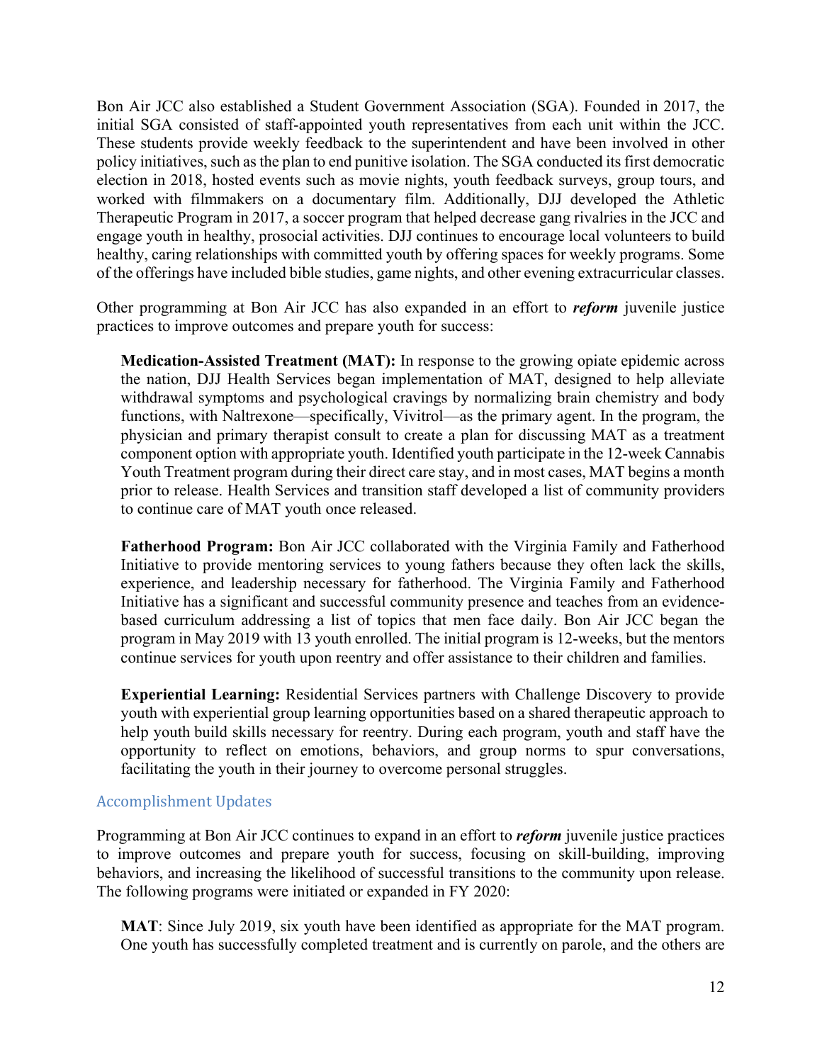Bon Air JCC also established a Student Government Association (SGA). Founded in 2017, the initial SGA consisted of staff-appointed youth representatives from each unit within the JCC. These students provide weekly feedback to the superintendent and have been involved in other policy initiatives, such as the plan to end punitive isolation. The SGA conducted its first democratic election in 2018, hosted events such as movie nights, youth feedback surveys, group tours, and worked with filmmakers on a documentary film. Additionally, DJJ developed the Athletic Therapeutic Program in 2017, a soccer program that helped decrease gang rivalries in the JCC and engage youth in healthy, prosocial activities. DJJ continues to encourage local volunteers to build healthy, caring relationships with committed youth by offering spaces for weekly programs. Some of the offerings have included bible studies, game nights, and other evening extracurricular classes.

Other programming at Bon Air JCC has also expanded in an effort to ***reform*** juvenile justice practices to improve outcomes and prepare youth for success:

**Medication-Assisted Treatment (MAT):** In response to the growing opiate epidemic across the nation, DJJ Health Services began implementation of MAT, designed to help alleviate withdrawal symptoms and psychological cravings by normalizing brain chemistry and body functions, with Naltrexone—specifically, Vivitrol—as the primary agent. In the program, the physician and primary therapist consult to create a plan for discussing MAT as a treatment component option with appropriate youth. Identified youth participate in the 12-week Cannabis Youth Treatment program during their direct care stay, and in most cases, MAT begins a month prior to release. Health Services and transition staff developed a list of community providers to continue care of MAT youth once released.

**Fatherhood Program:** Bon Air JCC collaborated with the Virginia Family and Fatherhood Initiative to provide mentoring services to young fathers because they often lack the skills, experience, and leadership necessary for fatherhood. The Virginia Family and Fatherhood Initiative has a significant and successful community presence and teaches from an evidence-based curriculum addressing a list of topics that men face daily. Bon Air JCC began the program in May 2019 with 13 youth enrolled. The initial program is 12-weeks, but the mentors continue services for youth upon reentry and offer assistance to their children and families.

**Experiential Learning:** Residential Services partners with Challenge Discovery to provide youth with experiential group learning opportunities based on a shared therapeutic approach to help youth build skills necessary for reentry. During each program, youth and staff have the opportunity to reflect on emotions, behaviors, and group norms to spur conversations, facilitating the youth in their journey to overcome personal struggles.

### Accomplishment Updates

Programming at Bon Air JCC continues to expand in an effort to ***reform*** juvenile justice practices to improve outcomes and prepare youth for success, focusing on skill-building, improving behaviors, and increasing the likelihood of successful transitions to the community upon release. The following programs were initiated or expanded in FY 2020:

**MAT**: Since July 2019, six youth have been identified as appropriate for the MAT program. One youth has successfully completed treatment and is currently on parole, and the others are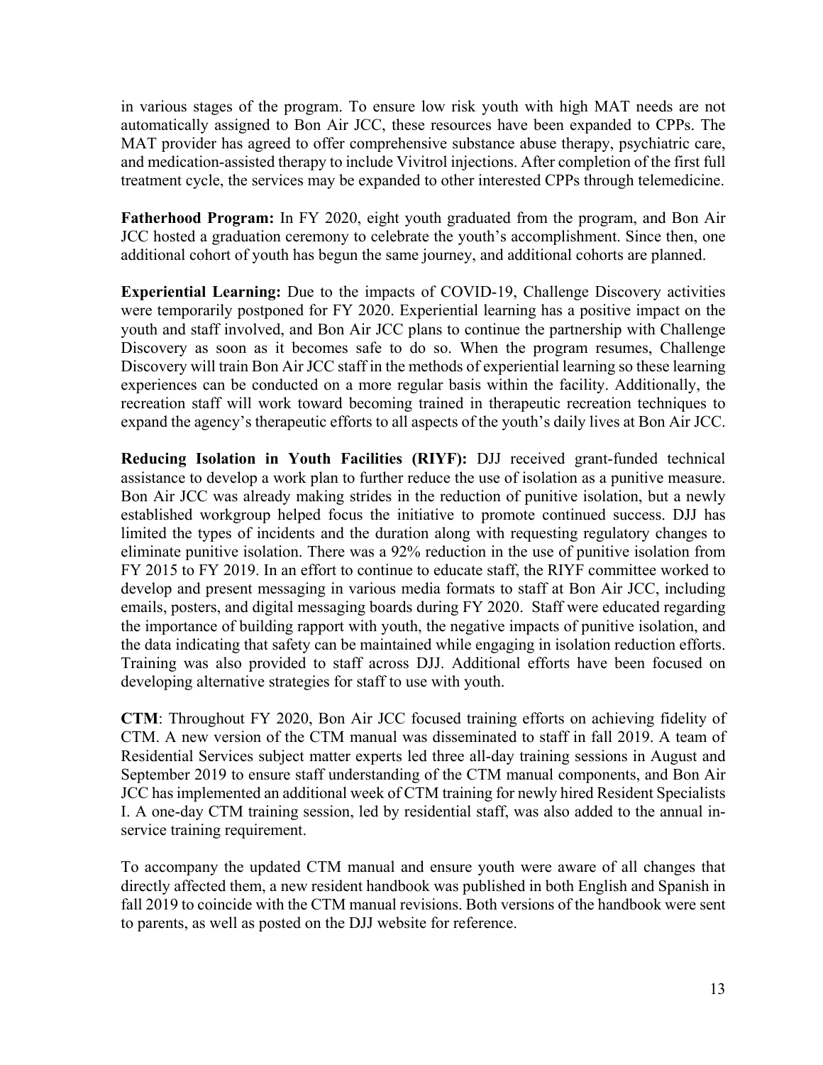in various stages of the program. To ensure low risk youth with high MAT needs are not automatically assigned to Bon Air JCC, these resources have been expanded to CPPs. The MAT provider has agreed to offer comprehensive substance abuse therapy, psychiatric care, and medication-assisted therapy to include Vivitrol injections. After completion of the first full treatment cycle, the services may be expanded to other interested CPPs through telemedicine.

**Fatherhood Program:** In FY 2020, eight youth graduated from the program, and Bon Air JCC hosted a graduation ceremony to celebrate the youth's accomplishment. Since then, one additional cohort of youth has begun the same journey, and additional cohorts are planned.

**Experiential Learning:** Due to the impacts of COVID-19, Challenge Discovery activities were temporarily postponed for FY 2020. Experiential learning has a positive impact on the youth and staff involved, and Bon Air JCC plans to continue the partnership with Challenge Discovery as soon as it becomes safe to do so. When the program resumes, Challenge Discovery will train Bon Air JCC staff in the methods of experiential learning so these learning experiences can be conducted on a more regular basis within the facility. Additionally, the recreation staff will work toward becoming trained in therapeutic recreation techniques to expand the agency's therapeutic efforts to all aspects of the youth's daily lives at Bon Air JCC.

**Reducing Isolation in Youth Facilities (RIYF):** DJJ received grant-funded technical assistance to develop a work plan to further reduce the use of isolation as a punitive measure. Bon Air JCC was already making strides in the reduction of punitive isolation, but a newly established workgroup helped focus the initiative to promote continued success. DJJ has limited the types of incidents and the duration along with requesting regulatory changes to eliminate punitive isolation. There was a 92% reduction in the use of punitive isolation from FY 2015 to FY 2019. In an effort to continue to educate staff, the RIYF committee worked to develop and present messaging in various media formats to staff at Bon Air JCC, including emails, posters, and digital messaging boards during FY 2020. Staff were educated regarding the importance of building rapport with youth, the negative impacts of punitive isolation, and the data indicating that safety can be maintained while engaging in isolation reduction efforts. Training was also provided to staff across DJJ. Additional efforts have been focused on developing alternative strategies for staff to use with youth.

**CTM**: Throughout FY 2020, Bon Air JCC focused training efforts on achieving fidelity of CTM. A new version of the CTM manual was disseminated to staff in fall 2019. A team of Residential Services subject matter experts led three all-day training sessions in August and September 2019 to ensure staff understanding of the CTM manual components, and Bon Air JCC has implemented an additional week of CTM training for newly hired Resident Specialists I. A one-day CTM training session, led by residential staff, was also added to the annual in-service training requirement.

To accompany the updated CTM manual and ensure youth were aware of all changes that directly affected them, a new resident handbook was published in both English and Spanish in fall 2019 to coincide with the CTM manual revisions. Both versions of the handbook were sent to parents, as well as posted on the DJJ website for reference.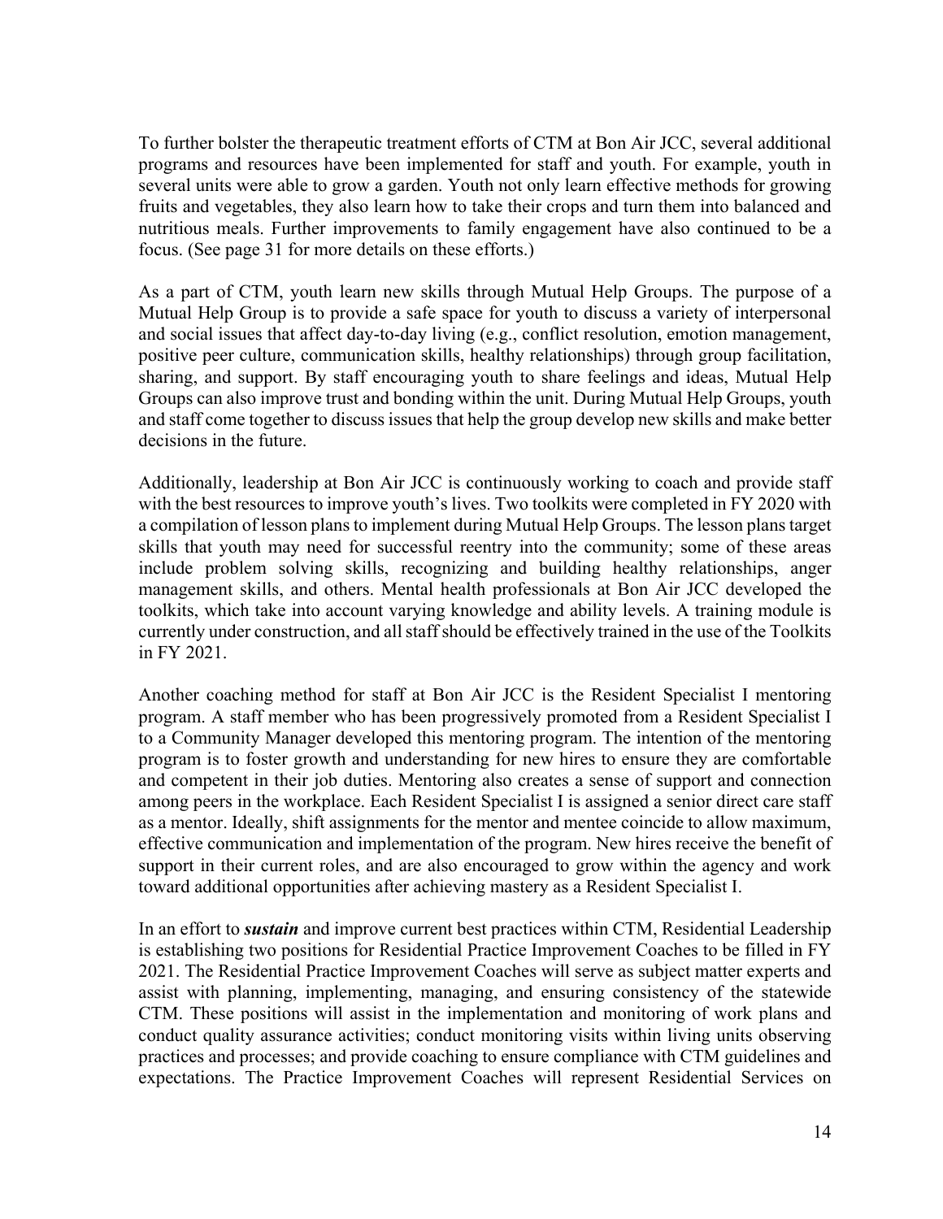To further bolster the therapeutic treatment efforts of CTM at Bon Air JCC, several additional programs and resources have been implemented for staff and youth. For example, youth in several units were able to grow a garden. Youth not only learn effective methods for growing fruits and vegetables, they also learn how to take their crops and turn them into balanced and nutritious meals. Further improvements to family engagement have also continued to be a focus. (See page 31 for more details on these efforts.)

As a part of CTM, youth learn new skills through Mutual Help Groups. The purpose of a Mutual Help Group is to provide a safe space for youth to discuss a variety of interpersonal and social issues that affect day-to-day living (e.g., conflict resolution, emotion management, positive peer culture, communication skills, healthy relationships) through group facilitation, sharing, and support. By staff encouraging youth to share feelings and ideas, Mutual Help Groups can also improve trust and bonding within the unit. During Mutual Help Groups, youth and staff come together to discuss issues that help the group develop new skills and make better decisions in the future.

Additionally, leadership at Bon Air JCC is continuously working to coach and provide staff with the best resources to improve youth's lives. Two toolkits were completed in FY 2020 with a compilation of lesson plans to implement during Mutual Help Groups. The lesson plans target skills that youth may need for successful reentry into the community; some of these areas include problem solving skills, recognizing and building healthy relationships, anger management skills, and others. Mental health professionals at Bon Air JCC developed the toolkits, which take into account varying knowledge and ability levels. A training module is currently under construction, and all staff should be effectively trained in the use of the Toolkits in FY 2021.

Another coaching method for staff at Bon Air JCC is the Resident Specialist I mentoring program. A staff member who has been progressively promoted from a Resident Specialist I to a Community Manager developed this mentoring program. The intention of the mentoring program is to foster growth and understanding for new hires to ensure they are comfortable and competent in their job duties. Mentoring also creates a sense of support and connection among peers in the workplace. Each Resident Specialist I is assigned a senior direct care staff as a mentor. Ideally, shift assignments for the mentor and mentee coincide to allow maximum, effective communication and implementation of the program. New hires receive the benefit of support in their current roles, and are also encouraged to grow within the agency and work toward additional opportunities after achieving mastery as a Resident Specialist I.

In an effort to ***sustain*** and improve current best practices within CTM, Residential Leadership is establishing two positions for Residential Practice Improvement Coaches to be filled in FY 2021. The Residential Practice Improvement Coaches will serve as subject matter experts and assist with planning, implementing, managing, and ensuring consistency of the statewide CTM. These positions will assist in the implementation and monitoring of work plans and conduct quality assurance activities; conduct monitoring visits within living units observing practices and processes; and provide coaching to ensure compliance with CTM guidelines and expectations. The Practice Improvement Coaches will represent Residential Services on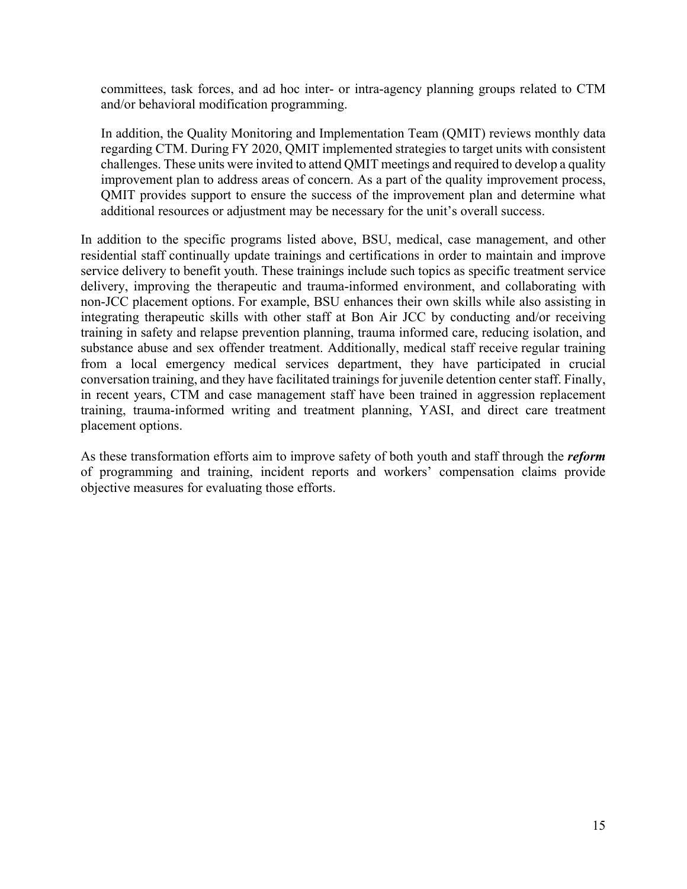committees, task forces, and ad hoc inter- or intra-agency planning groups related to CTM and/or behavioral modification programming.

In addition, the Quality Monitoring and Implementation Team (QMIT) reviews monthly data regarding CTM. During FY 2020, QMIT implemented strategies to target units with consistent challenges. These units were invited to attend QMIT meetings and required to develop a quality improvement plan to address areas of concern. As a part of the quality improvement process, QMIT provides support to ensure the success of the improvement plan and determine what additional resources or adjustment may be necessary for the unit's overall success.

In addition to the specific programs listed above, BSU, medical, case management, and other residential staff continually update trainings and certifications in order to maintain and improve service delivery to benefit youth. These trainings include such topics as specific treatment service delivery, improving the therapeutic and trauma-informed environment, and collaborating with non-JCC placement options. For example, BSU enhances their own skills while also assisting in integrating therapeutic skills with other staff at Bon Air JCC by conducting and/or receiving training in safety and relapse prevention planning, trauma informed care, reducing isolation, and substance abuse and sex offender treatment. Additionally, medical staff receive regular training from a local emergency medical services department, they have participated in crucial conversation training, and they have facilitated trainings for juvenile detention center staff. Finally, in recent years, CTM and case management staff have been trained in aggression replacement training, trauma-informed writing and treatment planning, YASI, and direct care treatment placement options.

As these transformation efforts aim to improve safety of both youth and staff through the ***reform*** of programming and training, incident reports and workers' compensation claims provide objective measures for evaluating those efforts.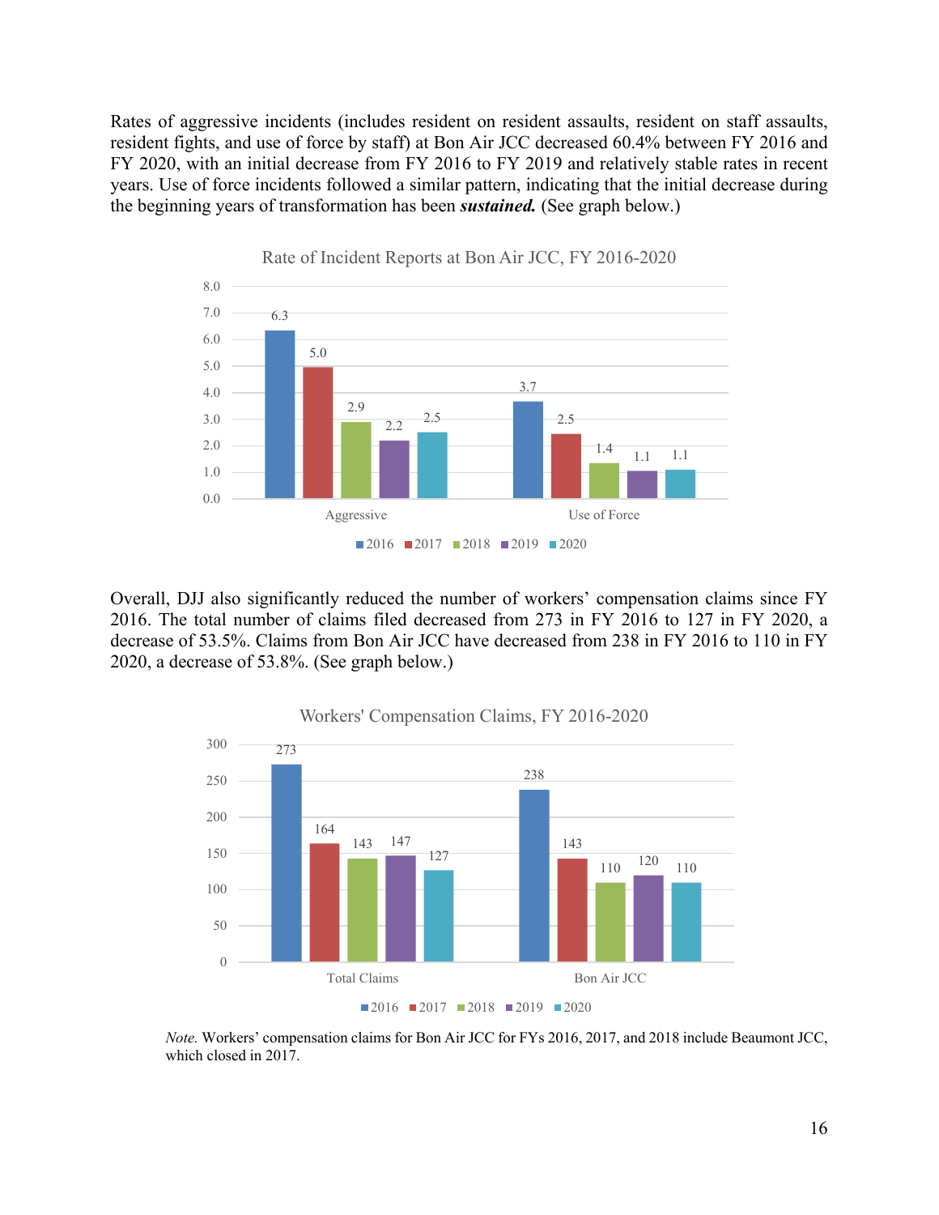Rates of aggressive incidents (includes resident on resident assaults, resident on staff assaults, resident fights, and use of force by staff) at Bon Air JCC decreased 60.4% between FY 2016 and FY 2020, with an initial decrease from FY 2016 to FY 2019 and relatively stable rates in recent years. Use of force incidents followed a similar pattern, indicating that the initial decrease during the beginning years of transformation has been ***sustained.*** (See graph below.)

Rate of Incident Reports at Bon Air JCC, FY 2016-2020

8.0
7.0
6.0
5.0
4.0
3.0
2.0
1.0
0.0

6.3
5.0
2.9
2.2
2.5

3.7
2.5
1.4
1.1
1.1

Aggressive
Use of Force

2016 2017 2018 2019 2020

Overall, DJJ also significantly reduced the number of workers' compensation claims since FY 2016. The total number of claims filed decreased from 273 in FY 2016 to 127 in FY 2020, a decrease of 53.5%. Claims from Bon Air JCC have decreased from 238 in FY 2016 to 110 in FY 2020, a decrease of 53.8%. (See graph below.)

Workers' Compensation Claims, FY 2016-2020

300
250
200
150
100
50
0

273
164
143
147
127

238
143
110
120
110

Total Claims
Bon Air JCC

2016 2017 2018 2019 2020

*Note.* Workers' compensation claims for Bon Air JCC for FYs 2016, 2017, and 2018 include Beaumont JCC, which closed in 2017.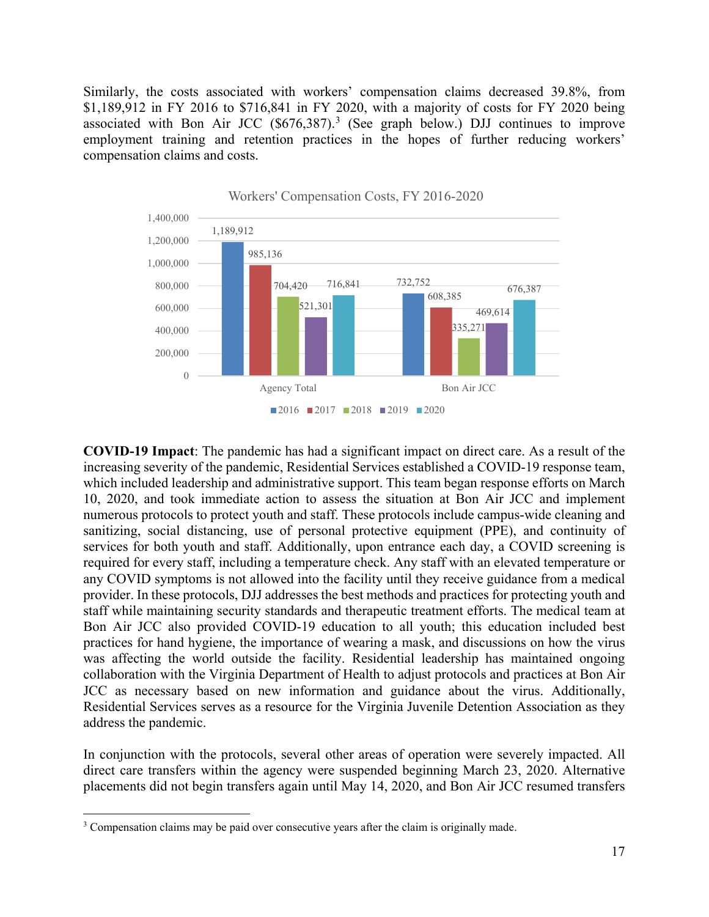Similarly, the costs associated with workers' compensation claims decreased 39.8%, from $1,189,912 in FY 2016 to $716,841 in FY 2020, with a majority of costs for FY 2020 being associated with Bon Air JCC ($676,387).[3] (See graph below.) DJJ continues to improve employment training and retention practices in the hopes of further reducing workers' compensation claims and costs.

Workers' Compensation Costs, FY 2016-2020

1,400,000
1,200,000
1,000,000
800,000
600,000
400,000
200,000
0

Agency Total: 1,189,912; 985,136; 704,420; 521,301; 716,841

Bon Air JCC: 732,752; 608,385; 335,271; 469,614; 676,387

2016 2017 2018 2019 2020

**COVID-19 Impact**: The pandemic has had a significant impact on direct care. As a result of the increasing severity of the pandemic, Residential Services established a COVID-19 response team, which included leadership and administrative support. This team began response efforts on March 10, 2020, and took immediate action to assess the situation at Bon Air JCC and implement numerous protocols to protect youth and staff. These protocols include campus-wide cleaning and sanitizing, social distancing, use of personal protective equipment (PPE), and continuity of services for both youth and staff. Additionally, upon entrance each day, a COVID screening is required for every staff, including a temperature check. Any staff with an elevated temperature or any COVID symptoms is not allowed into the facility until they receive guidance from a medical provider. In these protocols, DJJ addresses the best methods and practices for protecting youth and staff while maintaining security standards and therapeutic treatment efforts. The medical team at Bon Air JCC also provided COVID-19 education to all youth; this education included best practices for hand hygiene, the importance of wearing a mask, and discussions on how the virus was affecting the world outside the facility. Residential leadership has maintained ongoing collaboration with the Virginia Department of Health to adjust protocols and practices at Bon Air JCC as necessary based on new information and guidance about the virus. Additionally, Residential Services serves as a resource for the Virginia Juvenile Detention Association as they address the pandemic.

In conjunction with the protocols, several other areas of operation were severely impacted. All direct care transfers within the agency were suspended beginning March 23, 2020. Alternative placements did not begin transfers again until May 14, 2020, and Bon Air JCC resumed transfers

[3] Compensation claims may be paid over consecutive years after the claim is originally made.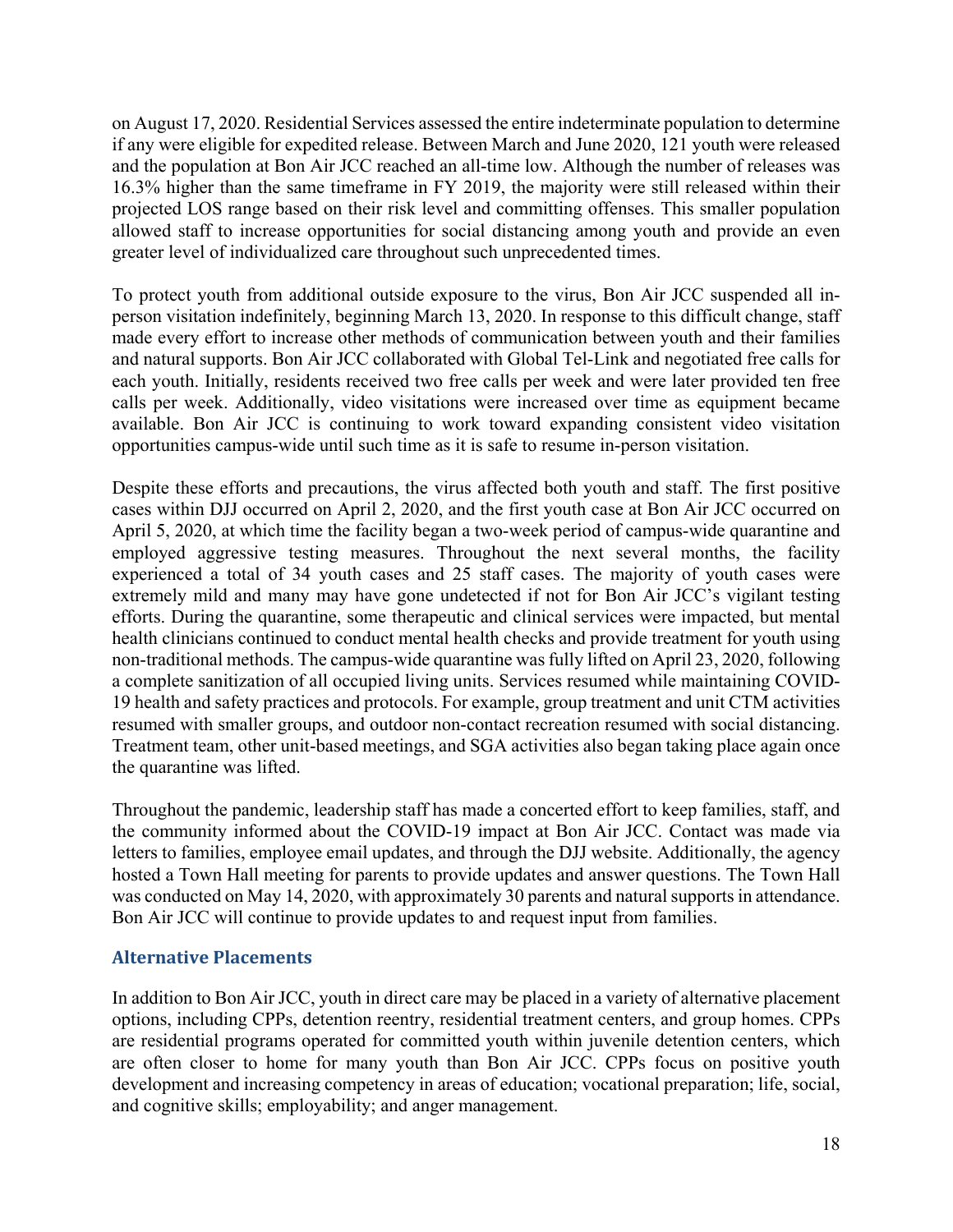on August 17, 2020. Residential Services assessed the entire indeterminate population to determine if any were eligible for expedited release. Between March and June 2020, 121 youth were released and the population at Bon Air JCC reached an all-time low. Although the number of releases was 16.3% higher than the same timeframe in FY 2019, the majority were still released within their projected LOS range based on their risk level and committing offenses. This smaller population allowed staff to increase opportunities for social distancing among youth and provide an even greater level of individualized care throughout such unprecedented times.

To protect youth from additional outside exposure to the virus, Bon Air JCC suspended all in-person visitation indefinitely, beginning March 13, 2020. In response to this difficult change, staff made every effort to increase other methods of communication between youth and their families and natural supports. Bon Air JCC collaborated with Global Tel-Link and negotiated free calls for each youth. Initially, residents received two free calls per week and were later provided ten free calls per week. Additionally, video visitations were increased over time as equipment became available. Bon Air JCC is continuing to work toward expanding consistent video visitation opportunities campus-wide until such time as it is safe to resume in-person visitation.

Despite these efforts and precautions, the virus affected both youth and staff. The first positive cases within DJJ occurred on April 2, 2020, and the first youth case at Bon Air JCC occurred on April 5, 2020, at which time the facility began a two-week period of campus-wide quarantine and employed aggressive testing measures. Throughout the next several months, the facility experienced a total of 34 youth cases and 25 staff cases. The majority of youth cases were extremely mild and many may have gone undetected if not for Bon Air JCC's vigilant testing efforts. During the quarantine, some therapeutic and clinical services were impacted, but mental health clinicians continued to conduct mental health checks and provide treatment for youth using non-traditional methods. The campus-wide quarantine was fully lifted on April 23, 2020, following a complete sanitization of all occupied living units. Services resumed while maintaining COVID-19 health and safety practices and protocols. For example, group treatment and unit CTM activities resumed with smaller groups, and outdoor non-contact recreation resumed with social distancing. Treatment team, other unit-based meetings, and SGA activities also began taking place again once the quarantine was lifted.

Throughout the pandemic, leadership staff has made a concerted effort to keep families, staff, and the community informed about the COVID-19 impact at Bon Air JCC. Contact was made via letters to families, employee email updates, and through the DJJ website. Additionally, the agency hosted a Town Hall meeting for parents to provide updates and answer questions. The Town Hall was conducted on May 14, 2020, with approximately 30 parents and natural supports in attendance. Bon Air JCC will continue to provide updates to and request input from families.

### Alternative Placements

In addition to Bon Air JCC, youth in direct care may be placed in a variety of alternative placement options, including CPPs, detention reentry, residential treatment centers, and group homes. CPPs are residential programs operated for committed youth within juvenile detention centers, which are often closer to home for many youth than Bon Air JCC. CPPs focus on positive youth development and increasing competency in areas of education; vocational preparation; life, social, and cognitive skills; employability; and anger management.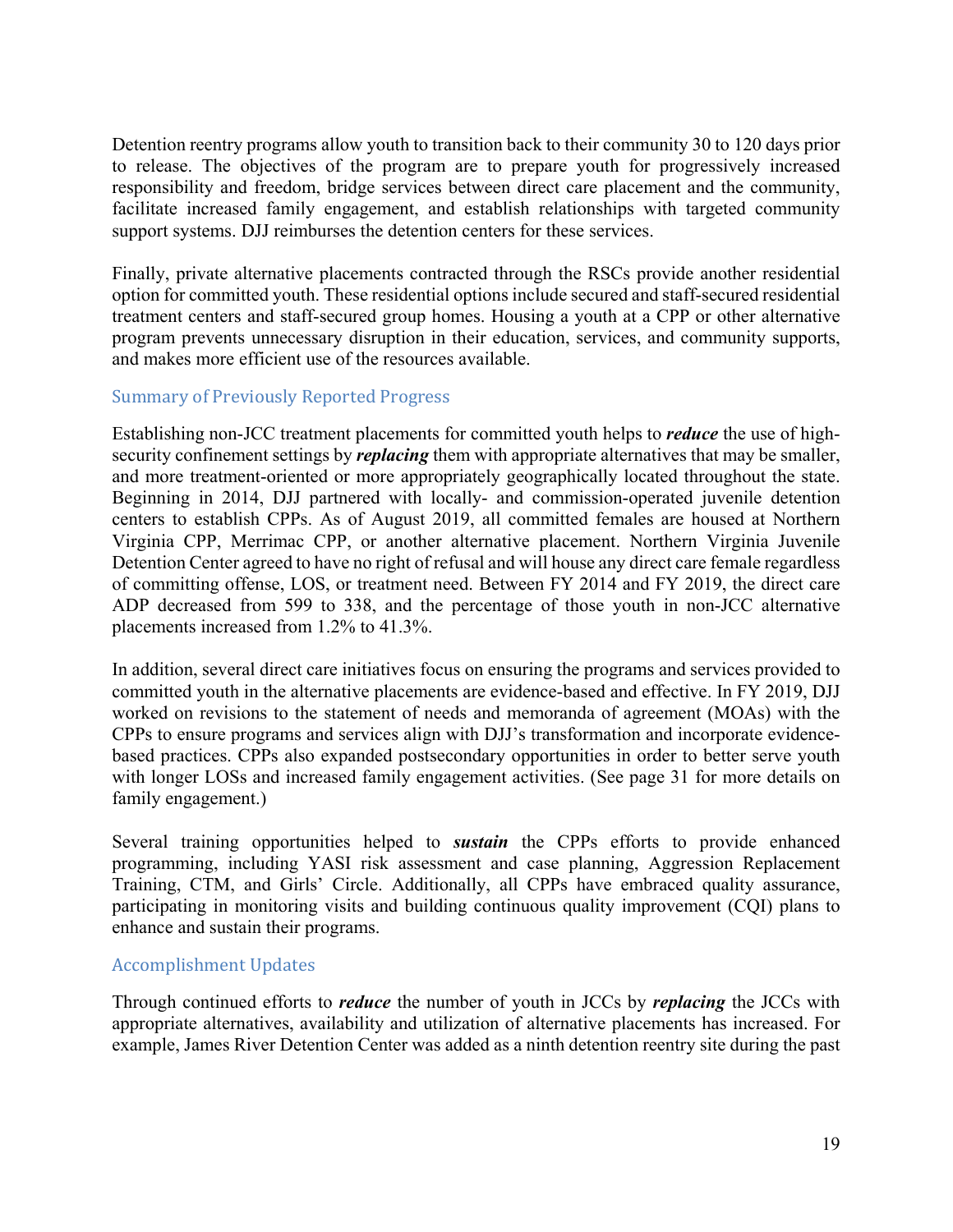Detention reentry programs allow youth to transition back to their community 30 to 120 days prior to release. The objectives of the program are to prepare youth for progressively increased responsibility and freedom, bridge services between direct care placement and the community, facilitate increased family engagement, and establish relationships with targeted community support systems. DJJ reimburses the detention centers for these services.

Finally, private alternative placements contracted through the RSCs provide another residential option for committed youth. These residential options include secured and staff-secured residential treatment centers and staff-secured group homes. Housing a youth at a CPP or other alternative program prevents unnecessary disruption in their education, services, and community supports, and makes more efficient use of the resources available.

### Summary of Previously Reported Progress

Establishing non-JCC treatment placements for committed youth helps to ***reduce*** the use of high-security confinement settings by ***replacing*** them with appropriate alternatives that may be smaller, and more treatment-oriented or more appropriately geographically located throughout the state. Beginning in 2014, DJJ partnered with locally- and commission-operated juvenile detention centers to establish CPPs. As of August 2019, all committed females are housed at Northern Virginia CPP, Merrimac CPP, or another alternative placement. Northern Virginia Juvenile Detention Center agreed to have no right of refusal and will house any direct care female regardless of committing offense, LOS, or treatment need. Between FY 2014 and FY 2019, the direct care ADP decreased from 599 to 338, and the percentage of those youth in non-JCC alternative placements increased from 1.2% to 41.3%.

In addition, several direct care initiatives focus on ensuring the programs and services provided to committed youth in the alternative placements are evidence-based and effective. In FY 2019, DJJ worked on revisions to the statement of needs and memoranda of agreement (MOAs) with the CPPs to ensure programs and services align with DJJ's transformation and incorporate evidence-based practices. CPPs also expanded postsecondary opportunities in order to better serve youth with longer LOSs and increased family engagement activities. (See page 31 for more details on family engagement.)

Several training opportunities helped to ***sustain*** the CPPs efforts to provide enhanced programming, including YASI risk assessment and case planning, Aggression Replacement Training, CTM, and Girls' Circle. Additionally, all CPPs have embraced quality assurance, participating in monitoring visits and building continuous quality improvement (CQI) plans to enhance and sustain their programs.

### Accomplishment Updates

Through continued efforts to ***reduce*** the number of youth in JCCs by ***replacing*** the JCCs with appropriate alternatives, availability and utilization of alternative placements has increased. For example, James River Detention Center was added as a ninth detention reentry site during the past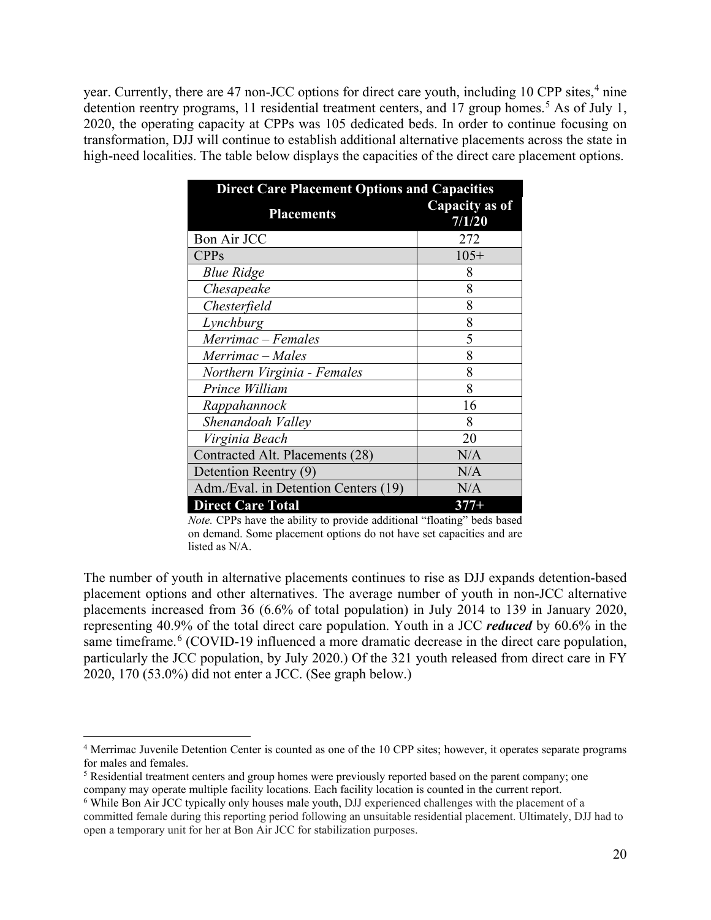year. Currently, there are 47 non-JCC options for direct care youth, including 10 CPP sites,[4] nine detention reentry programs, 11 residential treatment centers, and 17 group homes.[5] As of July 1, 2020, the operating capacity at CPPs was 105 dedicated beds. In order to continue focusing on transformation, DJJ will continue to establish additional alternative placements across the state in high-need localities. The table below displays the capacities of the direct care placement options.

| Direct Care Placement Options and Capacities | |
|---|---|
| **Placements** | **Capacity as of 7/1/20** |
| Bon Air JCC | 272 |
| CPPs | 105+ |
| *Blue Ridge* | 8 |
| *Chesapeake* | 8 |
| *Chesterfield* | 8 |
| *Lynchburg* | 8 |
| *Merrimac – Females* | 5 |
| *Merrimac – Males* | 8 |
| *Northern Virginia - Females* | 8 |
| *Prince William* | 8 |
| *Rappahannock* | 16 |
| *Shenandoah Valley* | 8 |
| *Virginia Beach* | 20 |
| Contracted Alt. Placements (28) | N/A |
| Detention Reentry (9) | N/A |
| Adm./Eval. in Detention Centers (19) | N/A |
| **Direct Care Total** | **377+** |

*Note.* CPPs have the ability to provide additional "floating" beds based on demand. Some placement options do not have set capacities and are listed as N/A.

The number of youth in alternative placements continues to rise as DJJ expands detention-based placement options and other alternatives. The average number of youth in non-JCC alternative placements increased from 36 (6.6% of total population) in July 2014 to 139 in January 2020, representing 40.9% of the total direct care population. Youth in a JCC ***reduced*** by 60.6% in the same timeframe.[6] (COVID-19 influenced a more dramatic decrease in the direct care population, particularly the JCC population, by July 2020.) Of the 321 youth released from direct care in FY 2020, 170 (53.0%) did not enter a JCC. (See graph below.)

---

[4] Merrimac Juvenile Detention Center is counted as one of the 10 CPP sites; however, it operates separate programs for males and females.

[5] Residential treatment centers and group homes were previously reported based on the parent company; one company may operate multiple facility locations. Each facility location is counted in the current report.

[6] While Bon Air JCC typically only houses male youth, DJJ experienced challenges with the placement of a committed female during this reporting period following an unsuitable residential placement. Ultimately, DJJ had to open a temporary unit for her at Bon Air JCC for stabilization purposes.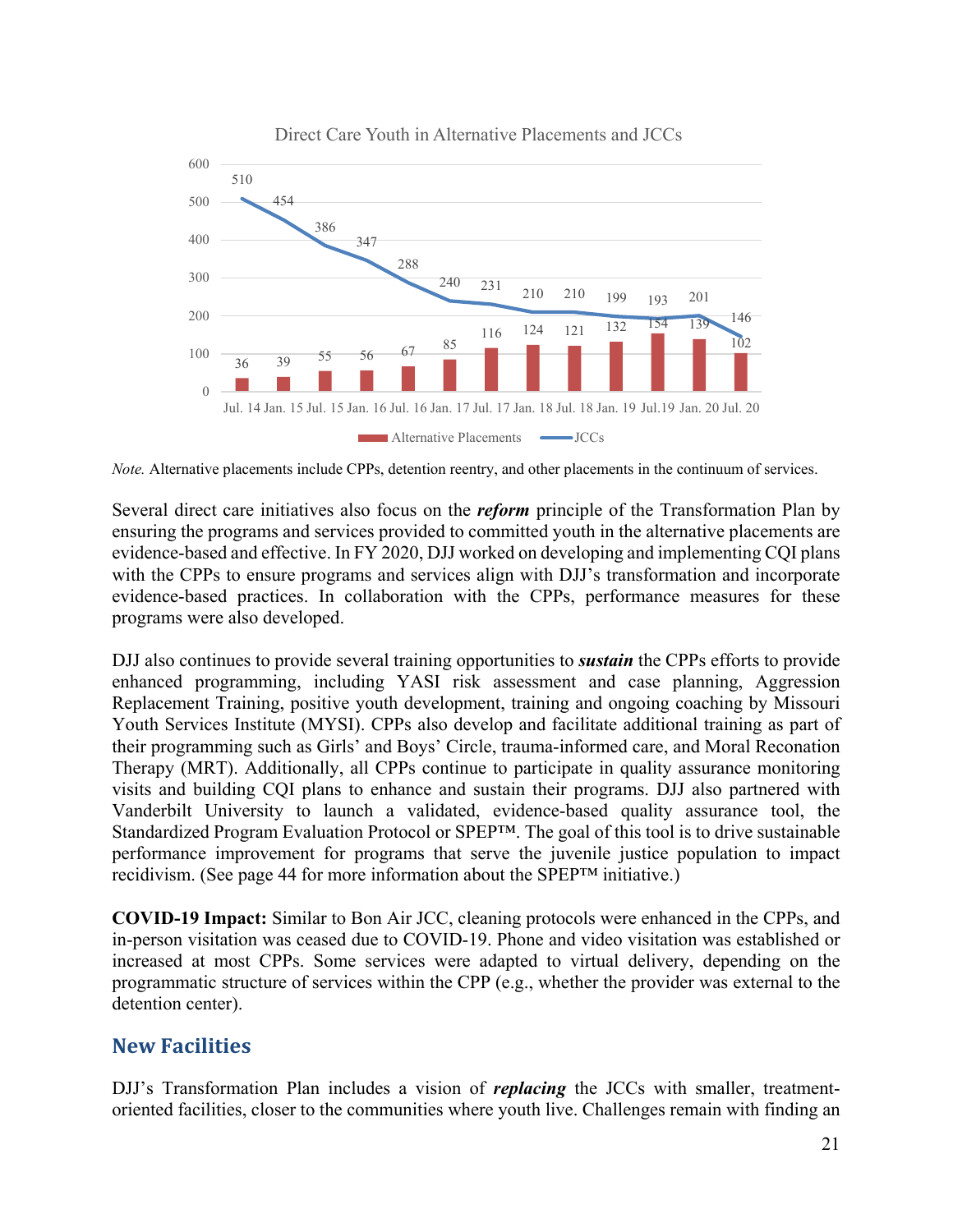Direct Care Youth in Alternative Placements and JCCs

600
500
400
300
200
100
0

510 454 386 347 288 240 231 210 210 199 193 201 146

36 39 55 56 67 85 116 124 121 132 154 139 102

Jul. 14 Jan. 15 Jul. 15 Jan. 16 Jul. 16 Jan. 17 Jul. 17 Jan. 18 Jul. 18 Jan. 19 Jul.19 Jan. 20 Jul. 20

Alternative Placements JCCs

*Note.* Alternative placements include CPPs, detention reentry, and other placements in the continuum of services.

Several direct care initiatives also focus on the ***reform*** principle of the Transformation Plan by ensuring the programs and services provided to committed youth in the alternative placements are evidence-based and effective. In FY 2020, DJJ worked on developing and implementing CQI plans with the CPPs to ensure programs and services align with DJJ's transformation and incorporate evidence-based practices. In collaboration with the CPPs, performance measures for these programs were also developed.

DJJ also continues to provide several training opportunities to ***sustain*** the CPPs efforts to provide enhanced programming, including YASI risk assessment and case planning, Aggression Replacement Training, positive youth development, training and ongoing coaching by Missouri Youth Services Institute (MYSI). CPPs also develop and facilitate additional training as part of their programming such as Girls' and Boys' Circle, trauma-informed care, and Moral Reconation Therapy (MRT). Additionally, all CPPs continue to participate in quality assurance monitoring visits and building CQI plans to enhance and sustain their programs. DJJ also partnered with Vanderbilt University to launch a validated, evidence-based quality assurance tool, the Standardized Program Evaluation Protocol or SPEP™. The goal of this tool is to drive sustainable performance improvement for programs that serve the juvenile justice population to impact recidivism. (See page 44 for more information about the SPEP™ initiative.)

**COVID-19 Impact:** Similar to Bon Air JCC, cleaning protocols were enhanced in the CPPs, and in-person visitation was ceased due to COVID-19. Phone and video visitation was established or increased at most CPPs. Some services were adapted to virtual delivery, depending on the programmatic structure of services within the CPP (e.g., whether the provider was external to the detention center).

## New Facilities

DJJ's Transformation Plan includes a vision of ***replacing*** the JCCs with smaller, treatment-oriented facilities, closer to the communities where youth live. Challenges remain with finding an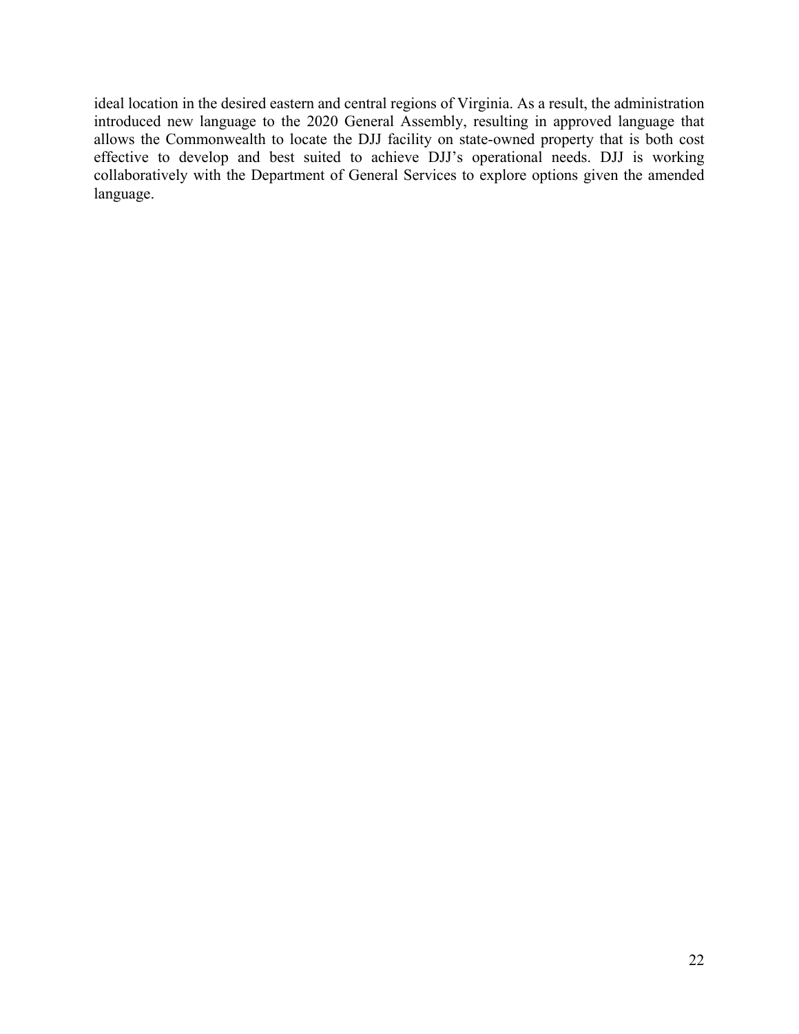ideal location in the desired eastern and central regions of Virginia. As a result, the administration introduced new language to the 2020 General Assembly, resulting in approved language that allows the Commonwealth to locate the DJJ facility on state-owned property that is both cost effective to develop and best suited to achieve DJJ's operational needs. DJJ is working collaboratively with the Department of General Services to explore options given the amended language.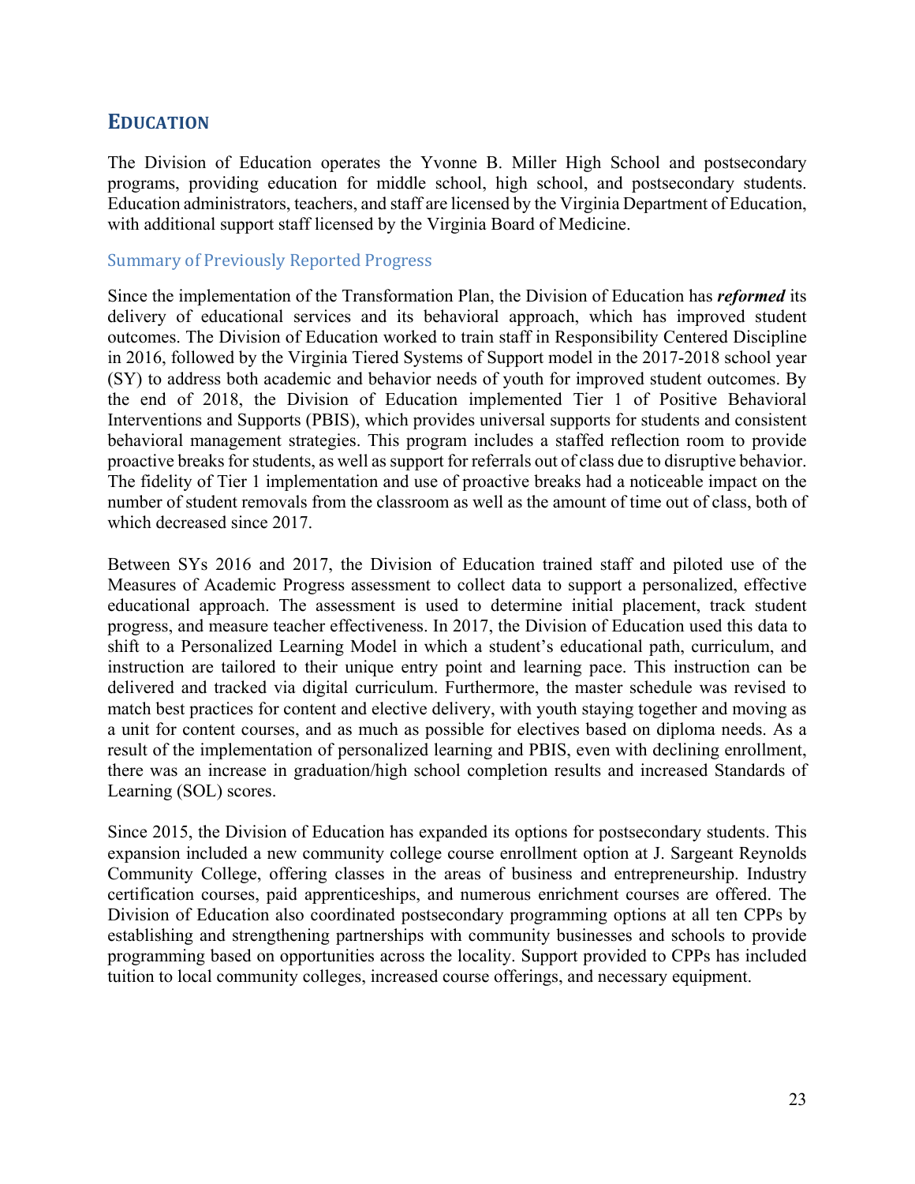## EDUCATION

The Division of Education operates the Yvonne B. Miller High School and postsecondary programs, providing education for middle school, high school, and postsecondary students. Education administrators, teachers, and staff are licensed by the Virginia Department of Education, with additional support staff licensed by the Virginia Board of Medicine.

### Summary of Previously Reported Progress

Since the implementation of the Transformation Plan, the Division of Education has ***reformed*** its delivery of educational services and its behavioral approach, which has improved student outcomes. The Division of Education worked to train staff in Responsibility Centered Discipline in 2016, followed by the Virginia Tiered Systems of Support model in the 2017-2018 school year (SY) to address both academic and behavior needs of youth for improved student outcomes. By the end of 2018, the Division of Education implemented Tier 1 of Positive Behavioral Interventions and Supports (PBIS), which provides universal supports for students and consistent behavioral management strategies. This program includes a staffed reflection room to provide proactive breaks for students, as well as support for referrals out of class due to disruptive behavior. The fidelity of Tier 1 implementation and use of proactive breaks had a noticeable impact on the number of student removals from the classroom as well as the amount of time out of class, both of which decreased since 2017.

Between SYs 2016 and 2017, the Division of Education trained staff and piloted use of the Measures of Academic Progress assessment to collect data to support a personalized, effective educational approach. The assessment is used to determine initial placement, track student progress, and measure teacher effectiveness. In 2017, the Division of Education used this data to shift to a Personalized Learning Model in which a student's educational path, curriculum, and instruction are tailored to their unique entry point and learning pace. This instruction can be delivered and tracked via digital curriculum. Furthermore, the master schedule was revised to match best practices for content and elective delivery, with youth staying together and moving as a unit for content courses, and as much as possible for electives based on diploma needs. As a result of the implementation of personalized learning and PBIS, even with declining enrollment, there was an increase in graduation/high school completion results and increased Standards of Learning (SOL) scores.

Since 2015, the Division of Education has expanded its options for postsecondary students. This expansion included a new community college course enrollment option at J. Sargeant Reynolds Community College, offering classes in the areas of business and entrepreneurship. Industry certification courses, paid apprenticeships, and numerous enrichment courses are offered. The Division of Education also coordinated postsecondary programming options at all ten CPPs by establishing and strengthening partnerships with community businesses and schools to provide programming based on opportunities across the locality. Support provided to CPPs has included tuition to local community colleges, increased course offerings, and necessary equipment.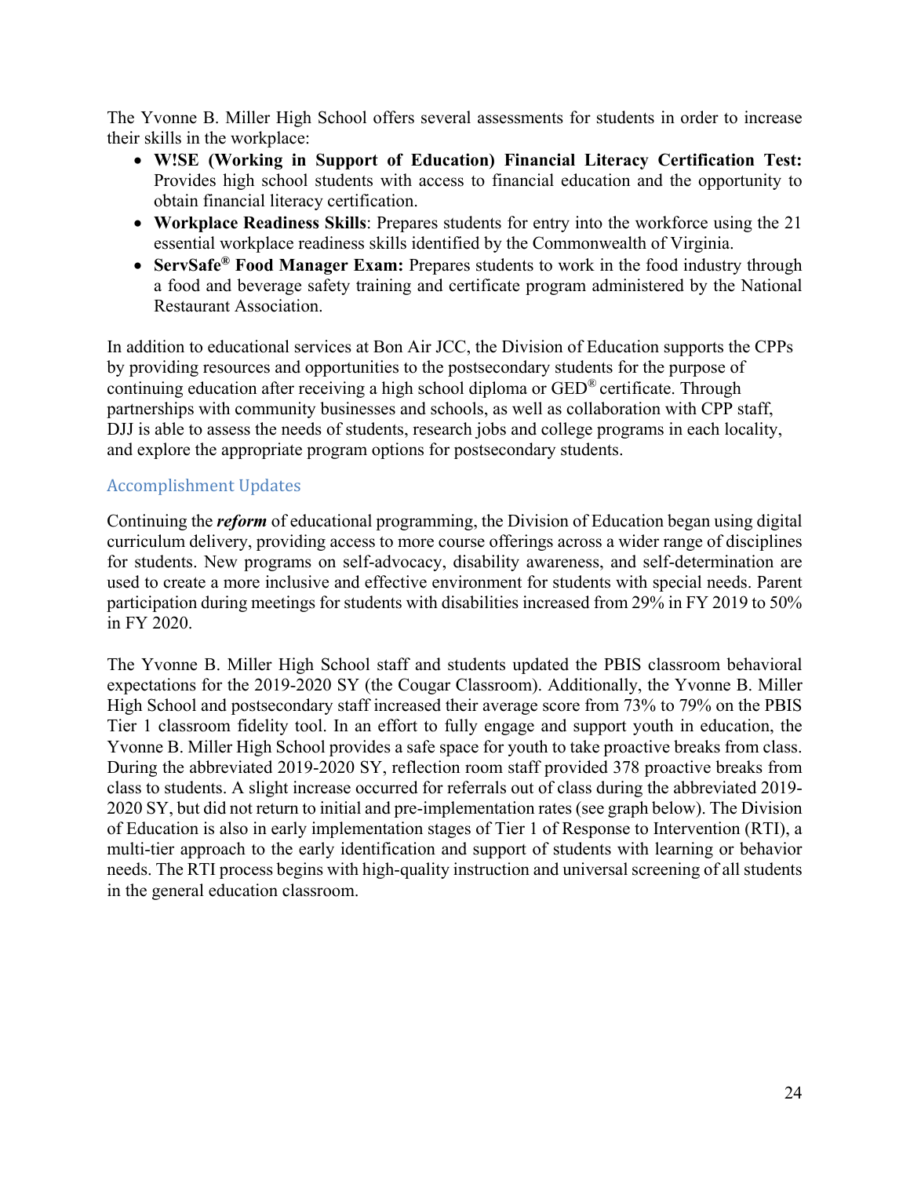The Yvonne B. Miller High School offers several assessments for students in order to increase their skills in the workplace:

- **W!SE (Working in Support of Education) Financial Literacy Certification Test:** Provides high school students with access to financial education and the opportunity to obtain financial literacy certification.
- **Workplace Readiness Skills**: Prepares students for entry into the workforce using the 21 essential workplace readiness skills identified by the Commonwealth of Virginia.
- **ServSafe® Food Manager Exam:** Prepares students to work in the food industry through a food and beverage safety training and certificate program administered by the National Restaurant Association.

In addition to educational services at Bon Air JCC, the Division of Education supports the CPPs by providing resources and opportunities to the postsecondary students for the purpose of continuing education after receiving a high school diploma or GED® certificate. Through partnerships with community businesses and schools, as well as collaboration with CPP staff, DJJ is able to assess the needs of students, research jobs and college programs in each locality, and explore the appropriate program options for postsecondary students.

### Accomplishment Updates

Continuing the ***reform*** of educational programming, the Division of Education began using digital curriculum delivery, providing access to more course offerings across a wider range of disciplines for students. New programs on self-advocacy, disability awareness, and self-determination are used to create a more inclusive and effective environment for students with special needs. Parent participation during meetings for students with disabilities increased from 29% in FY 2019 to 50% in FY 2020.

The Yvonne B. Miller High School staff and students updated the PBIS classroom behavioral expectations for the 2019-2020 SY (the Cougar Classroom). Additionally, the Yvonne B. Miller High School and postsecondary staff increased their average score from 73% to 79% on the PBIS Tier 1 classroom fidelity tool. In an effort to fully engage and support youth in education, the Yvonne B. Miller High School provides a safe space for youth to take proactive breaks from class. During the abbreviated 2019-2020 SY, reflection room staff provided 378 proactive breaks from class to students. A slight increase occurred for referrals out of class during the abbreviated 2019-2020 SY, but did not return to initial and pre-implementation rates (see graph below). The Division of Education is also in early implementation stages of Tier 1 of Response to Intervention (RTI), a multi-tier approach to the early identification and support of students with learning or behavior needs. The RTI process begins with high-quality instruction and universal screening of all students in the general education classroom.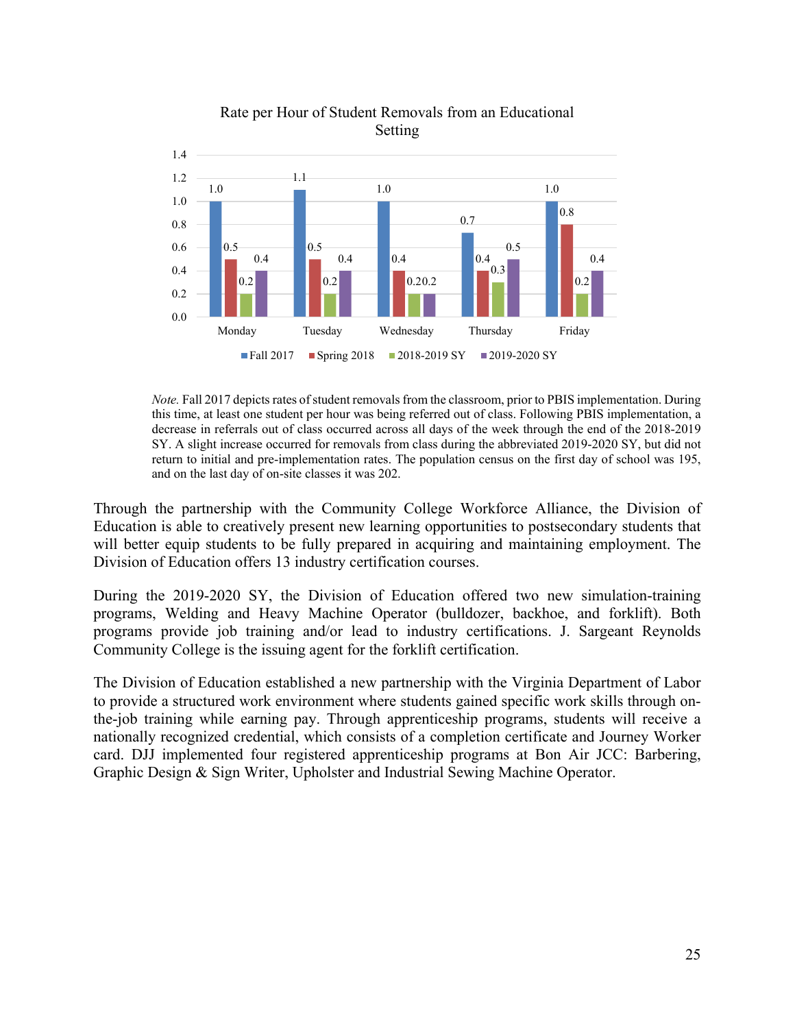Rate per Hour of Student Removals from an Educational Setting

1.4
1.2
1.0
0.8
0.6
0.4
0.2
0.0

1.0
0.5
0.2
0.4

1.1
0.5
0.2
0.4

1.0
0.4
0.2
0.2

0.7
0.4
0.3
0.5

1.0
0.8
0.2
0.4

Monday
Tuesday
Wednesday
Thursday
Friday

Fall 2017
Spring 2018
2018-2019 SY
2019-2020 SY

*Note.* Fall 2017 depicts rates of student removals from the classroom, prior to PBIS implementation. During this time, at least one student per hour was being referred out of class. Following PBIS implementation, a decrease in referrals out of class occurred across all days of the week through the end of the 2018-2019 SY. A slight increase occurred for removals from class during the abbreviated 2019-2020 SY, but did not return to initial and pre-implementation rates. The population census on the first day of school was 195, and on the last day of on-site classes it was 202.

Through the partnership with the Community College Workforce Alliance, the Division of Education is able to creatively present new learning opportunities to postsecondary students that will better equip students to be fully prepared in acquiring and maintaining employment. The Division of Education offers 13 industry certification courses.

During the 2019-2020 SY, the Division of Education offered two new simulation-training programs, Welding and Heavy Machine Operator (bulldozer, backhoe, and forklift). Both programs provide job training and/or lead to industry certifications. J. Sargeant Reynolds Community College is the issuing agent for the forklift certification.

The Division of Education established a new partnership with the Virginia Department of Labor to provide a structured work environment where students gained specific work skills through on-the-job training while earning pay. Through apprenticeship programs, students will receive a nationally recognized credential, which consists of a completion certificate and Journey Worker card. DJJ implemented four registered apprenticeship programs at Bon Air JCC: Barbering, Graphic Design & Sign Writer, Upholster and Industrial Sewing Machine Operator.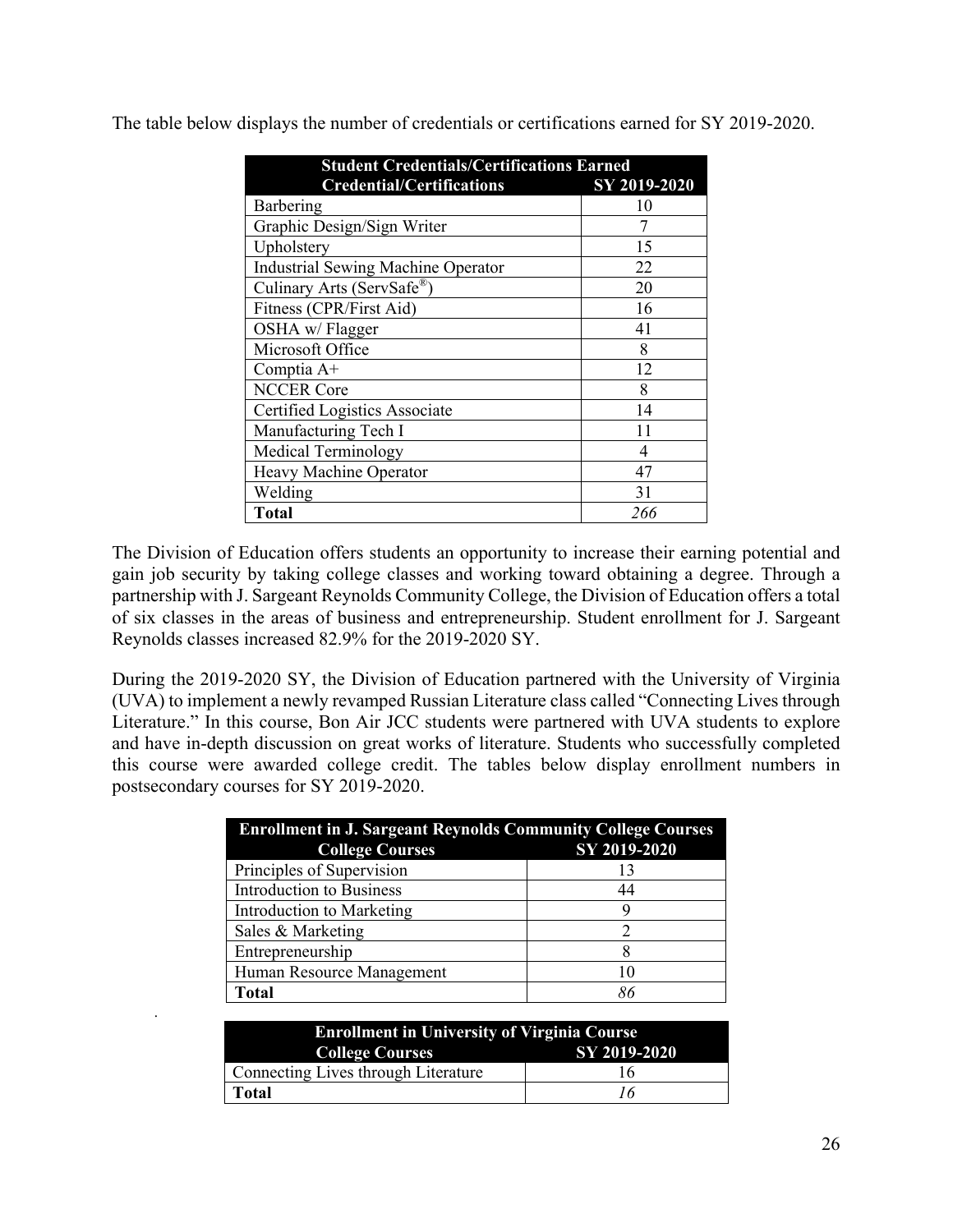The table below displays the number of credentials or certifications earned for SY 2019-2020.

| Student Credentials/Certifications Earned | |
|---|---|
| **Credential/Certifications** | **SY 2019-2020** |
| Barbering | 10 |
| Graphic Design/Sign Writer | 7 |
| Upholstery | 15 |
| Industrial Sewing Machine Operator | 22 |
| Culinary Arts (ServSafe®) | 20 |
| Fitness (CPR/First Aid) | 16 |
| OSHA w/ Flagger | 41 |
| Microsoft Office | 8 |
| Comptia A+ | 12 |
| NCCER Core | 8 |
| Certified Logistics Associate | 14 |
| Manufacturing Tech I | 11 |
| Medical Terminology | 4 |
| Heavy Machine Operator | 47 |
| Welding | 31 |
| **Total** | *266* |

The Division of Education offers students an opportunity to increase their earning potential and gain job security by taking college classes and working toward obtaining a degree. Through a partnership with J. Sargeant Reynolds Community College, the Division of Education offers a total of six classes in the areas of business and entrepreneurship. Student enrollment for J. Sargeant Reynolds classes increased 82.9% for the 2019-2020 SY.

During the 2019-2020 SY, the Division of Education partnered with the University of Virginia (UVA) to implement a newly revamped Russian Literature class called "Connecting Lives through Literature." In this course, Bon Air JCC students were partnered with UVA students to explore and have in-depth discussion on great works of literature. Students who successfully completed this course were awarded college credit. The tables below display enrollment numbers in postsecondary courses for SY 2019-2020.

| Enrollment in J. Sargeant Reynolds Community College Courses | |
|---|---|
| **College Courses** | **SY 2019-2020** |
| Principles of Supervision | 13 |
| Introduction to Business | 44 |
| Introduction to Marketing | 9 |
| Sales & Marketing | 2 |
| Entrepreneurship | 8 |
| Human Resource Management | 10 |
| **Total** | *86* |

| Enrollment in University of Virginia Course | |
|---|---|
| **College Courses** | **SY 2019-2020** |
| Connecting Lives through Literature | 16 |
| **Total** | *16* |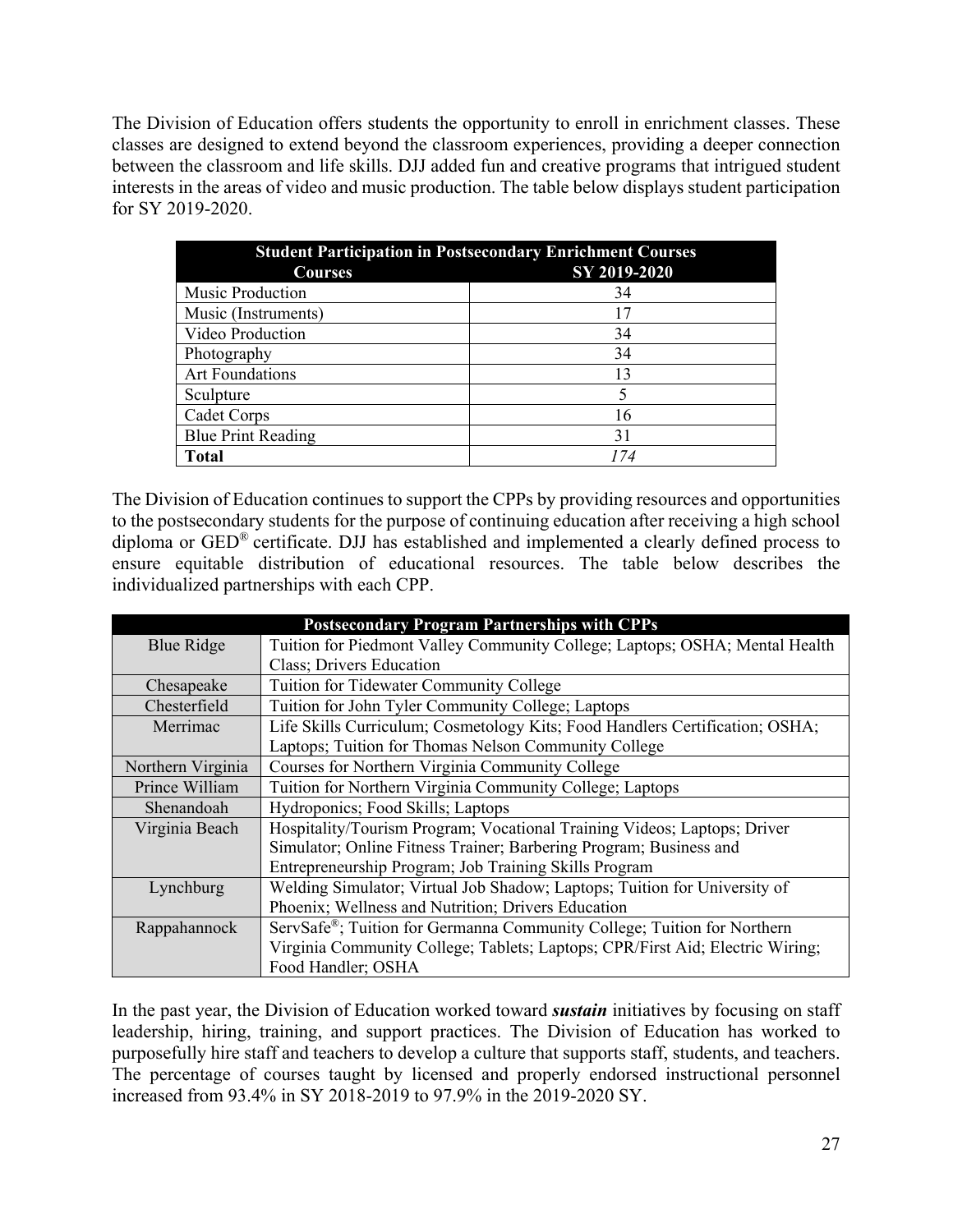The Division of Education offers students the opportunity to enroll in enrichment classes. These classes are designed to extend beyond the classroom experiences, providing a deeper connection between the classroom and life skills. DJJ added fun and creative programs that intrigued student interests in the areas of video and music production. The table below displays student participation for SY 2019-2020.

| Student Participation in Postsecondary Enrichment Courses | |
|---|---|
| **Courses** | **SY 2019-2020** |
| Music Production | 34 |
| Music (Instruments) | 17 |
| Video Production | 34 |
| Photography | 34 |
| Art Foundations | 13 |
| Sculpture | 5 |
| Cadet Corps | 16 |
| Blue Print Reading | 31 |
| **Total** | *174* |

The Division of Education continues to support the CPPs by providing resources and opportunities to the postsecondary students for the purpose of continuing education after receiving a high school diploma or GED® certificate. DJJ has established and implemented a clearly defined process to ensure equitable distribution of educational resources. The table below describes the individualized partnerships with each CPP.

| Postsecondary Program Partnerships with CPPs | |
|---|---|
| Blue Ridge | Tuition for Piedmont Valley Community College; Laptops; OSHA; Mental Health Class; Drivers Education |
| Chesapeake | Tuition for Tidewater Community College |
| Chesterfield | Tuition for John Tyler Community College; Laptops |
| Merrimac | Life Skills Curriculum; Cosmetology Kits; Food Handlers Certification; OSHA; Laptops; Tuition for Thomas Nelson Community College |
| Northern Virginia | Courses for Northern Virginia Community College |
| Prince William | Tuition for Northern Virginia Community College; Laptops |
| Shenandoah | Hydroponics; Food Skills; Laptops |
| Virginia Beach | Hospitality/Tourism Program; Vocational Training Videos; Laptops; Driver Simulator; Online Fitness Trainer; Barbering Program; Business and Entrepreneurship Program; Job Training Skills Program |
| Lynchburg | Welding Simulator; Virtual Job Shadow; Laptops; Tuition for University of Phoenix; Wellness and Nutrition; Drivers Education |
| Rappahannock | ServSafe®; Tuition for Germanna Community College; Tuition for Northern Virginia Community College; Tablets; Laptops; CPR/First Aid; Electric Wiring; Food Handler; OSHA |

In the past year, the Division of Education worked toward ***sustain*** initiatives by focusing on staff leadership, hiring, training, and support practices. The Division of Education has worked to purposefully hire staff and teachers to develop a culture that supports staff, students, and teachers. The percentage of courses taught by licensed and properly endorsed instructional personnel increased from 93.4% in SY 2018-2019 to 97.9% in the 2019-2020 SY.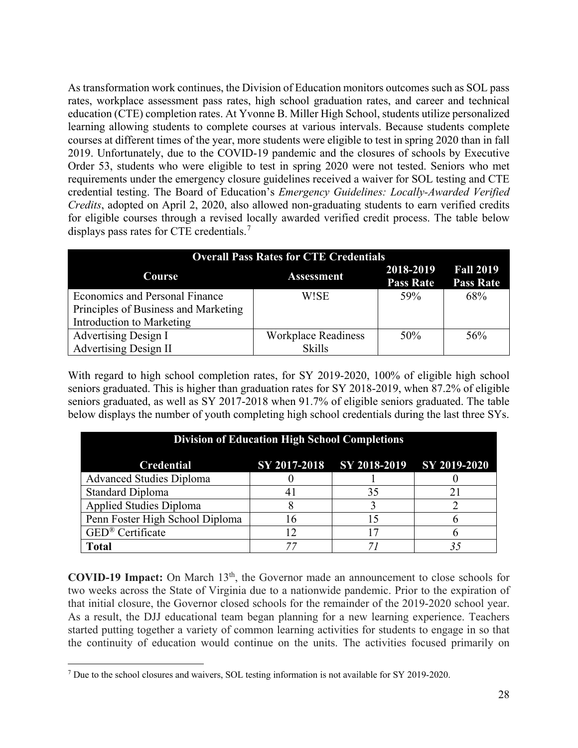As transformation work continues, the Division of Education monitors outcomes such as SOL pass rates, workplace assessment pass rates, high school graduation rates, and career and technical education (CTE) completion rates. At Yvonne B. Miller High School, students utilize personalized learning allowing students to complete courses at various intervals. Because students complete courses at different times of the year, more students were eligible to test in spring 2020 than in fall 2019. Unfortunately, due to the COVID-19 pandemic and the closures of schools by Executive Order 53, students who were eligible to test in spring 2020 were not tested. Seniors who met requirements under the emergency closure guidelines received a waiver for SOL testing and CTE credential testing. The Board of Education's *Emergency Guidelines: Locally-Awarded Verified Credits*, adopted on April 2, 2020, also allowed non-graduating students to earn verified credits for eligible courses through a revised locally awarded verified credit process. The table below displays pass rates for CTE credentials.[7]

| Overall Pass Rates for CTE Credentials | | | |
|---|---|---|---|
| **Course** | **Assessment** | **2018-2019 Pass Rate** | **Fall 2019 Pass Rate** |
| Economics and Personal Finance<br>Principles of Business and Marketing<br>Introduction to Marketing | W!SE | 59% | 68% |
| Advertising Design I<br>Advertising Design II | Workplace Readiness Skills | 50% | 56% |

With regard to high school completion rates, for SY 2019-2020, 100% of eligible high school seniors graduated. This is higher than graduation rates for SY 2018-2019, when 87.2% of eligible seniors graduated, as well as SY 2017-2018 when 91.7% of eligible seniors graduated. The table below displays the number of youth completing high school credentials during the last three SYs.

| Division of Education High School Completions | | | |
|---|---|---|---|
| **Credential** | **SY 2017-2018** | **SY 2018-2019** | **SY 2019-2020** |
| Advanced Studies Diploma | 0 | 1 | 0 |
| Standard Diploma | 41 | 35 | 21 |
| Applied Studies Diploma | 8 | 3 | 2 |
| Penn Foster High School Diploma | 16 | 15 | 6 |
| GED® Certificate | 12 | 17 | 6 |
| **Total** | *77* | *71* | *35* |

**COVID-19 Impact:** On March 13th, the Governor made an announcement to close schools for two weeks across the State of Virginia due to a nationwide pandemic. Prior to the expiration of that initial closure, the Governor closed schools for the remainder of the 2019-2020 school year. As a result, the DJJ educational team began planning for a new learning experience. Teachers started putting together a variety of common learning activities for students to engage in so that the continuity of education would continue on the units. The activities focused primarily on

[7] Due to the school closures and waivers, SOL testing information is not available for SY 2019-2020.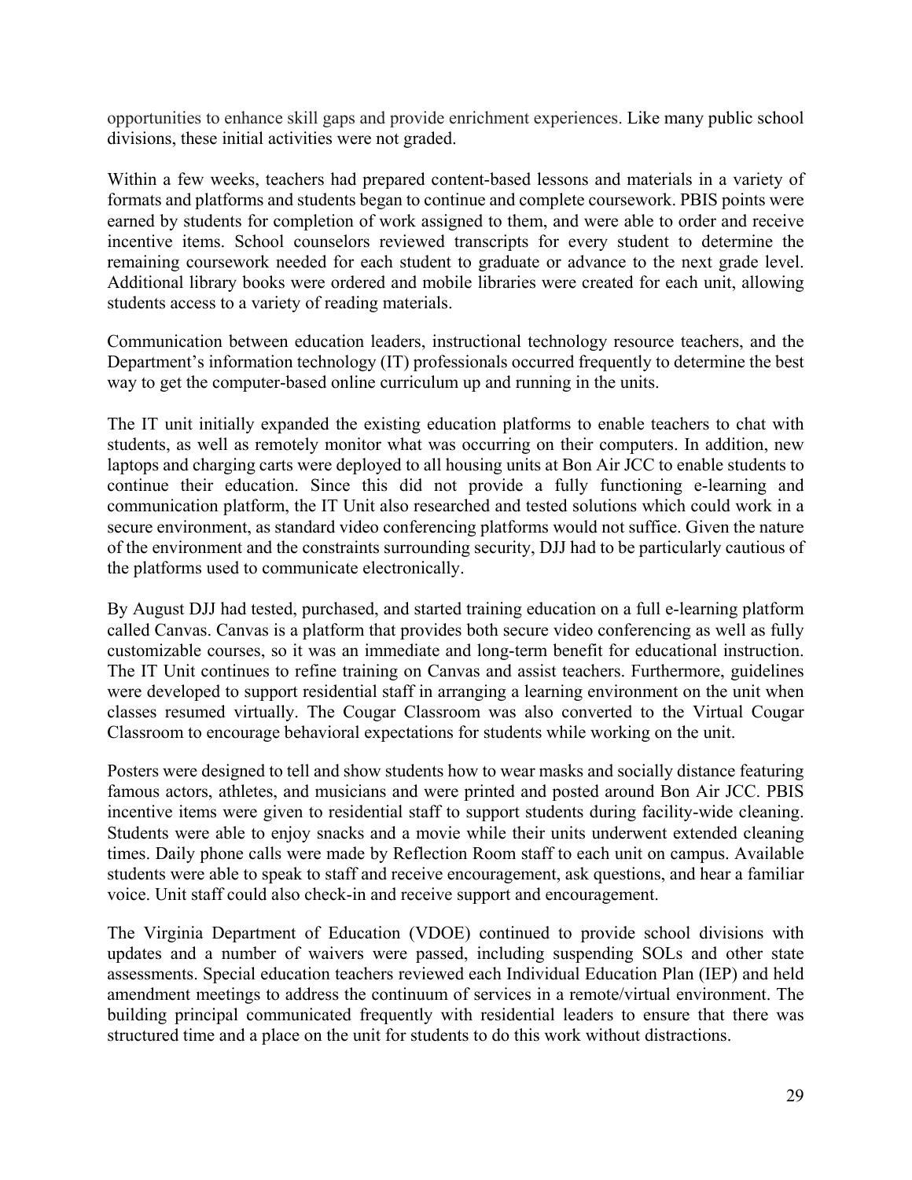opportunities to enhance skill gaps and provide enrichment experiences. Like many public school divisions, these initial activities were not graded.

Within a few weeks, teachers had prepared content-based lessons and materials in a variety of formats and platforms and students began to continue and complete coursework. PBIS points were earned by students for completion of work assigned to them, and were able to order and receive incentive items. School counselors reviewed transcripts for every student to determine the remaining coursework needed for each student to graduate or advance to the next grade level. Additional library books were ordered and mobile libraries were created for each unit, allowing students access to a variety of reading materials.

Communication between education leaders, instructional technology resource teachers, and the Department's information technology (IT) professionals occurred frequently to determine the best way to get the computer-based online curriculum up and running in the units.

The IT unit initially expanded the existing education platforms to enable teachers to chat with students, as well as remotely monitor what was occurring on their computers. In addition, new laptops and charging carts were deployed to all housing units at Bon Air JCC to enable students to continue their education. Since this did not provide a fully functioning e-learning and communication platform, the IT Unit also researched and tested solutions which could work in a secure environment, as standard video conferencing platforms would not suffice. Given the nature of the environment and the constraints surrounding security, DJJ had to be particularly cautious of the platforms used to communicate electronically.

By August DJJ had tested, purchased, and started training education on a full e-learning platform called Canvas. Canvas is a platform that provides both secure video conferencing as well as fully customizable courses, so it was an immediate and long-term benefit for educational instruction. The IT Unit continues to refine training on Canvas and assist teachers. Furthermore, guidelines were developed to support residential staff in arranging a learning environment on the unit when classes resumed virtually. The Cougar Classroom was also converted to the Virtual Cougar Classroom to encourage behavioral expectations for students while working on the unit.

Posters were designed to tell and show students how to wear masks and socially distance featuring famous actors, athletes, and musicians and were printed and posted around Bon Air JCC. PBIS incentive items were given to residential staff to support students during facility-wide cleaning. Students were able to enjoy snacks and a movie while their units underwent extended cleaning times. Daily phone calls were made by Reflection Room staff to each unit on campus. Available students were able to speak to staff and receive encouragement, ask questions, and hear a familiar voice. Unit staff could also check-in and receive support and encouragement.

The Virginia Department of Education (VDOE) continued to provide school divisions with updates and a number of waivers were passed, including suspending SOLs and other state assessments. Special education teachers reviewed each Individual Education Plan (IEP) and held amendment meetings to address the continuum of services in a remote/virtual environment. The building principal communicated frequently with residential leaders to ensure that there was structured time and a place on the unit for students to do this work without distractions.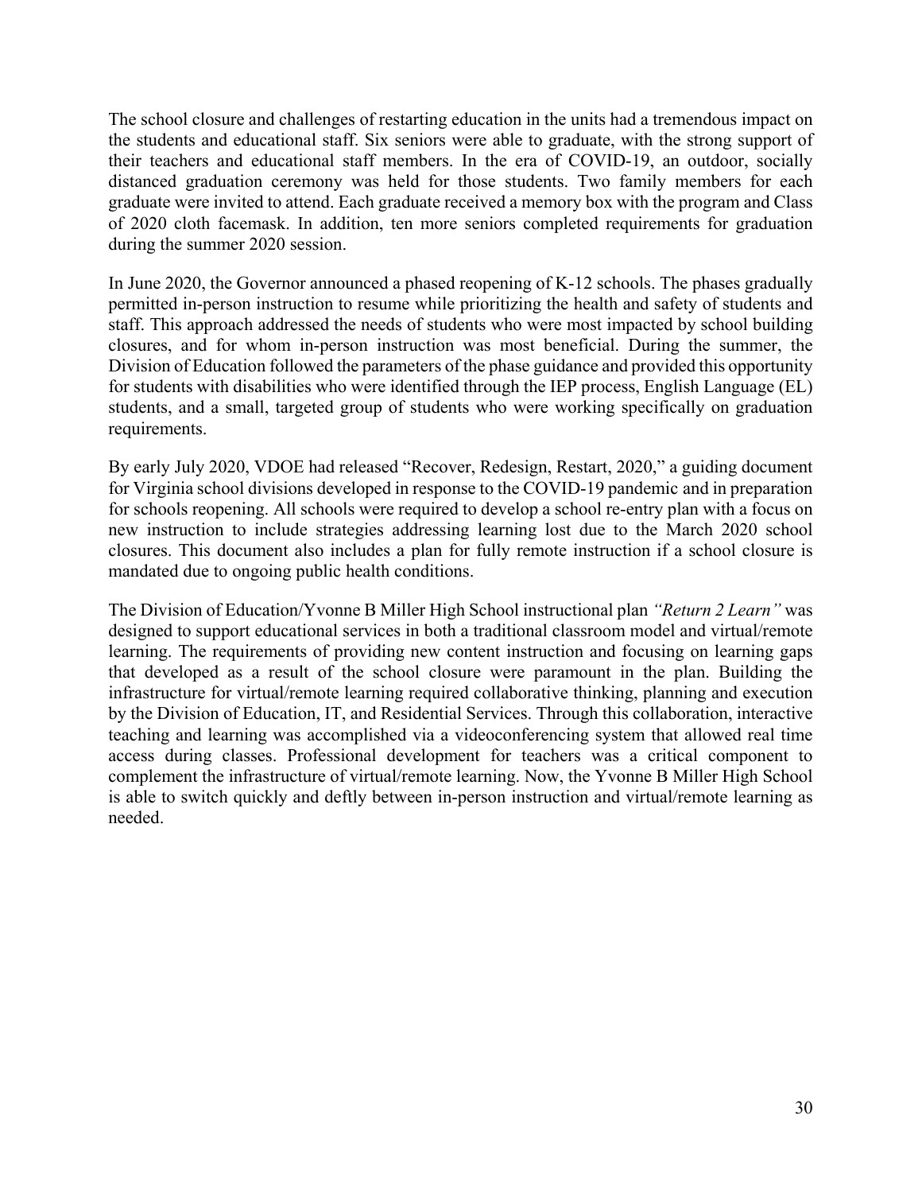The school closure and challenges of restarting education in the units had a tremendous impact on the students and educational staff. Six seniors were able to graduate, with the strong support of their teachers and educational staff members. In the era of COVID-19, an outdoor, socially distanced graduation ceremony was held for those students. Two family members for each graduate were invited to attend. Each graduate received a memory box with the program and Class of 2020 cloth facemask. In addition, ten more seniors completed requirements for graduation during the summer 2020 session.

In June 2020, the Governor announced a phased reopening of K-12 schools. The phases gradually permitted in-person instruction to resume while prioritizing the health and safety of students and staff. This approach addressed the needs of students who were most impacted by school building closures, and for whom in-person instruction was most beneficial. During the summer, the Division of Education followed the parameters of the phase guidance and provided this opportunity for students with disabilities who were identified through the IEP process, English Language (EL) students, and a small, targeted group of students who were working specifically on graduation requirements.

By early July 2020, VDOE had released "Recover, Redesign, Restart, 2020," a guiding document for Virginia school divisions developed in response to the COVID-19 pandemic and in preparation for schools reopening. All schools were required to develop a school re-entry plan with a focus on new instruction to include strategies addressing learning lost due to the March 2020 school closures. This document also includes a plan for fully remote instruction if a school closure is mandated due to ongoing public health conditions.

The Division of Education/Yvonne B Miller High School instructional plan *"Return 2 Learn"* was designed to support educational services in both a traditional classroom model and virtual/remote learning. The requirements of providing new content instruction and focusing on learning gaps that developed as a result of the school closure were paramount in the plan. Building the infrastructure for virtual/remote learning required collaborative thinking, planning and execution by the Division of Education, IT, and Residential Services. Through this collaboration, interactive teaching and learning was accomplished via a videoconferencing system that allowed real time access during classes. Professional development for teachers was a critical component to complement the infrastructure of virtual/remote learning. Now, the Yvonne B Miller High School is able to switch quickly and deftly between in-person instruction and virtual/remote learning as needed.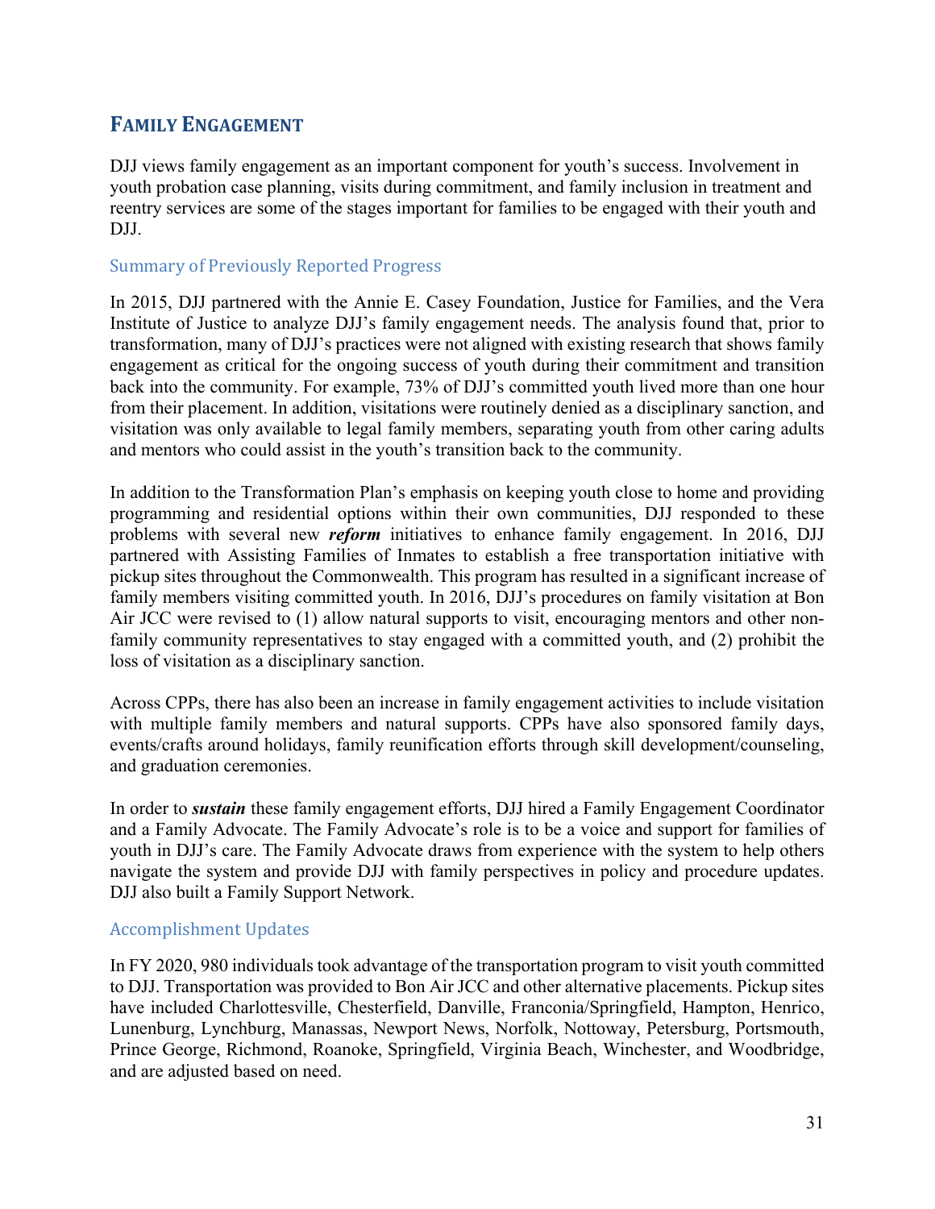## FAMILY ENGAGEMENT

DJJ views family engagement as an important component for youth's success. Involvement in youth probation case planning, visits during commitment, and family inclusion in treatment and reentry services are some of the stages important for families to be engaged with their youth and DJJ.

### Summary of Previously Reported Progress

In 2015, DJJ partnered with the Annie E. Casey Foundation, Justice for Families, and the Vera Institute of Justice to analyze DJJ's family engagement needs. The analysis found that, prior to transformation, many of DJJ's practices were not aligned with existing research that shows family engagement as critical for the ongoing success of youth during their commitment and transition back into the community. For example, 73% of DJJ's committed youth lived more than one hour from their placement. In addition, visitations were routinely denied as a disciplinary sanction, and visitation was only available to legal family members, separating youth from other caring adults and mentors who could assist in the youth's transition back to the community.

In addition to the Transformation Plan's emphasis on keeping youth close to home and providing programming and residential options within their own communities, DJJ responded to these problems with several new ***reform*** initiatives to enhance family engagement. In 2016, DJJ partnered with Assisting Families of Inmates to establish a free transportation initiative with pickup sites throughout the Commonwealth. This program has resulted in a significant increase of family members visiting committed youth. In 2016, DJJ's procedures on family visitation at Bon Air JCC were revised to (1) allow natural supports to visit, encouraging mentors and other non-family community representatives to stay engaged with a committed youth, and (2) prohibit the loss of visitation as a disciplinary sanction.

Across CPPs, there has also been an increase in family engagement activities to include visitation with multiple family members and natural supports. CPPs have also sponsored family days, events/crafts around holidays, family reunification efforts through skill development/counseling, and graduation ceremonies.

In order to ***sustain*** these family engagement efforts, DJJ hired a Family Engagement Coordinator and a Family Advocate. The Family Advocate's role is to be a voice and support for families of youth in DJJ's care. The Family Advocate draws from experience with the system to help others navigate the system and provide DJJ with family perspectives in policy and procedure updates. DJJ also built a Family Support Network.

### Accomplishment Updates

In FY 2020, 980 individuals took advantage of the transportation program to visit youth committed to DJJ. Transportation was provided to Bon Air JCC and other alternative placements. Pickup sites have included Charlottesville, Chesterfield, Danville, Franconia/Springfield, Hampton, Henrico, Lunenburg, Lynchburg, Manassas, Newport News, Norfolk, Nottoway, Petersburg, Portsmouth, Prince George, Richmond, Roanoke, Springfield, Virginia Beach, Winchester, and Woodbridge, and are adjusted based on need.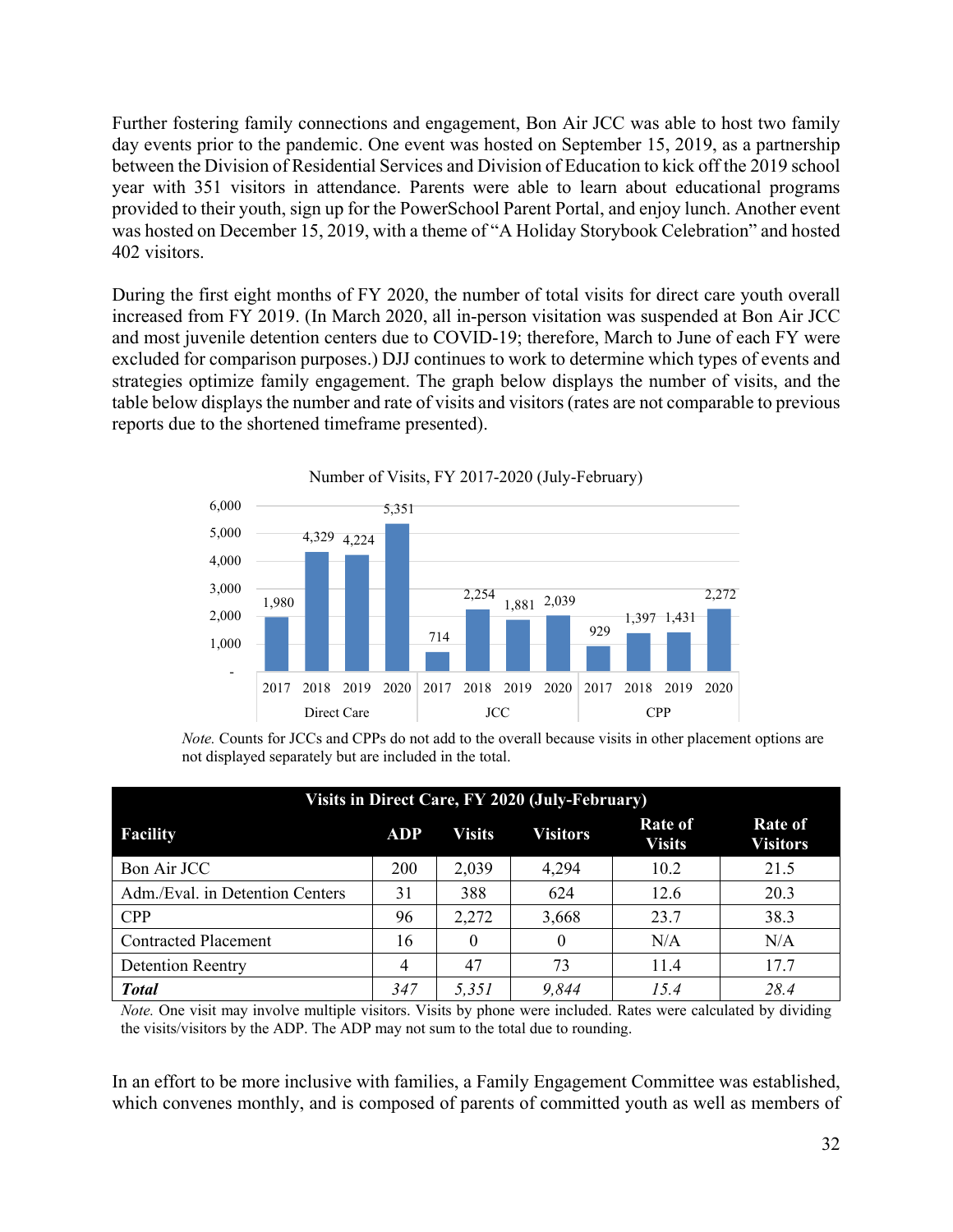Further fostering family connections and engagement, Bon Air JCC was able to host two family day events prior to the pandemic. One event was hosted on September 15, 2019, as a partnership between the Division of Residential Services and Division of Education to kick off the 2019 school year with 351 visitors in attendance. Parents were able to learn about educational programs provided to their youth, sign up for the PowerSchool Parent Portal, and enjoy lunch. Another event was hosted on December 15, 2019, with a theme of "A Holiday Storybook Celebration" and hosted 402 visitors.

During the first eight months of FY 2020, the number of total visits for direct care youth overall increased from FY 2019. (In March 2020, all in-person visitation was suspended at Bon Air JCC and most juvenile detention centers due to COVID-19; therefore, March to June of each FY were excluded for comparison purposes.) DJJ continues to work to determine which types of events and strategies optimize family engagement. The graph below displays the number of visits, and the table below displays the number and rate of visits and visitors (rates are not comparable to previous reports due to the shortened timeframe presented).

Number of Visits, FY 2017-2020 (July-February)

6,000
5,000
4,000
3,000
2,000
1,000
-

1,980 4,329 4,224 5,351 714 2,254 1,881 2,039 929 1,397 1,431 2,272

2017 2018 2019 2020 2017 2018 2019 2020 2017 2018 2019 2020

Direct Care JCC CPP

*Note.* Counts for JCCs and CPPs do not add to the overall because visits in other placement options are not displayed separately but are included in the total.

| Visits in Direct Care, FY 2020 (July-February) | | | | | |
|---|---|---|---|---|---|
| **Facility** | **ADP** | **Visits** | **Visitors** | **Rate of Visits** | **Rate of Visitors** |
| Bon Air JCC | 200 | 2,039 | 4,294 | 10.2 | 21.5 |
| Adm./Eval. in Detention Centers | 31 | 388 | 624 | 12.6 | 20.3 |
| CPP | 96 | 2,272 | 3,668 | 23.7 | 38.3 |
| Contracted Placement | 16 | 0 | 0 | N/A | N/A |
| Detention Reentry | 4 | 47 | 73 | 11.4 | 17.7 |
| ***Total*** | *347* | *5,351* | *9,844* | *15.4* | *28.4* |

*Note.* One visit may involve multiple visitors. Visits by phone were included. Rates were calculated by dividing the visits/visitors by the ADP. The ADP may not sum to the total due to rounding.

In an effort to be more inclusive with families, a Family Engagement Committee was established, which convenes monthly, and is composed of parents of committed youth as well as members of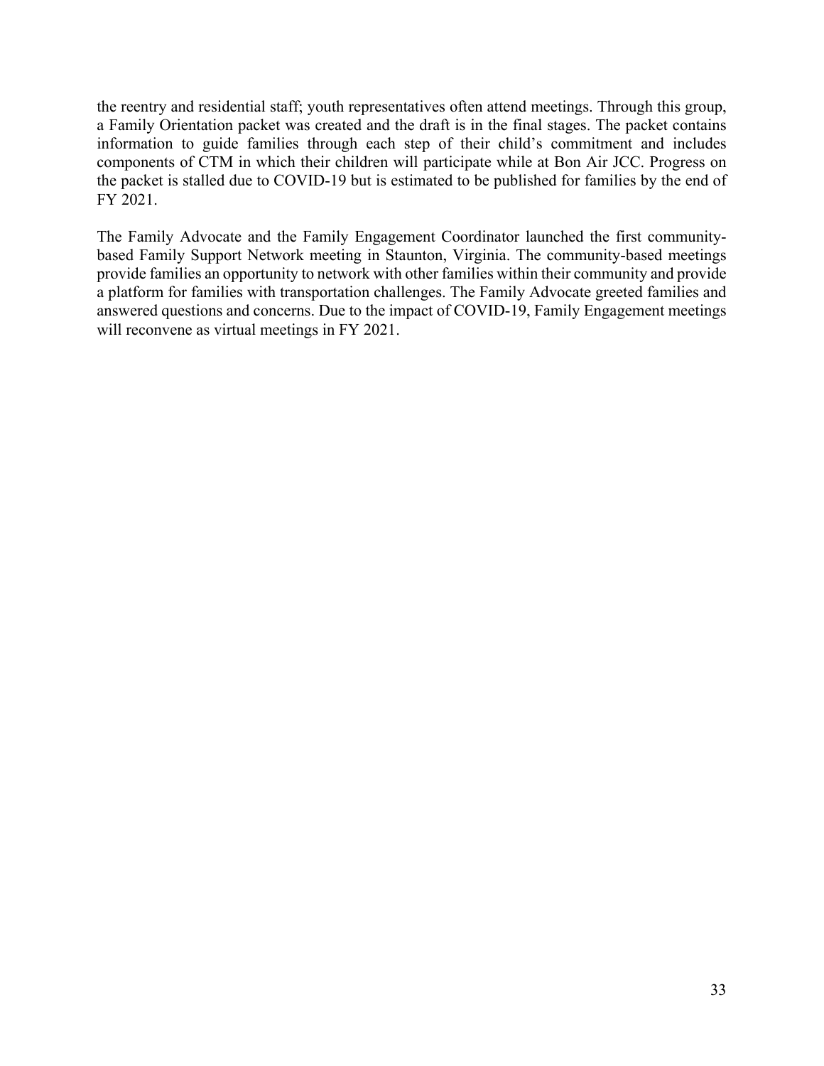the reentry and residential staff; youth representatives often attend meetings. Through this group, a Family Orientation packet was created and the draft is in the final stages. The packet contains information to guide families through each step of their child's commitment and includes components of CTM in which their children will participate while at Bon Air JCC. Progress on the packet is stalled due to COVID-19 but is estimated to be published for families by the end of FY 2021.

The Family Advocate and the Family Engagement Coordinator launched the first community-based Family Support Network meeting in Staunton, Virginia. The community-based meetings provide families an opportunity to network with other families within their community and provide a platform for families with transportation challenges. The Family Advocate greeted families and answered questions and concerns. Due to the impact of COVID-19, Family Engagement meetings will reconvene as virtual meetings in FY 2021.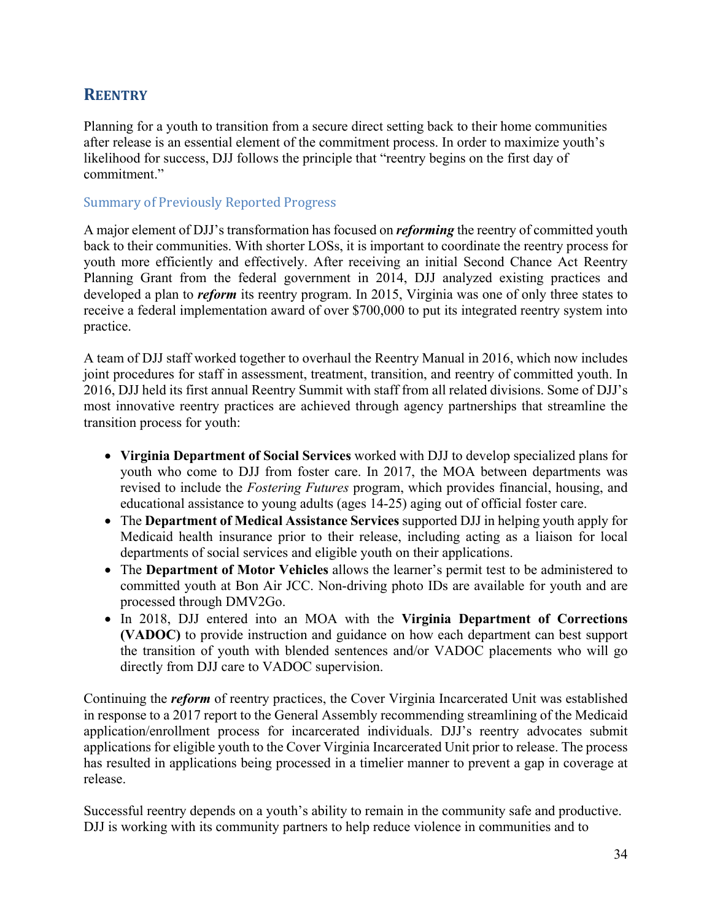## Reentry

Planning for a youth to transition from a secure direct setting back to their home communities after release is an essential element of the commitment process. In order to maximize youth's likelihood for success, DJJ follows the principle that "reentry begins on the first day of commitment."

### Summary of Previously Reported Progress

A major element of DJJ's transformation has focused on ***reforming*** the reentry of committed youth back to their communities. With shorter LOSs, it is important to coordinate the reentry process for youth more efficiently and effectively. After receiving an initial Second Chance Act Reentry Planning Grant from the federal government in 2014, DJJ analyzed existing practices and developed a plan to ***reform*** its reentry program. In 2015, Virginia was one of only three states to receive a federal implementation award of over $700,000 to put its integrated reentry system into practice.

A team of DJJ staff worked together to overhaul the Reentry Manual in 2016, which now includes joint procedures for staff in assessment, treatment, transition, and reentry of committed youth. In 2016, DJJ held its first annual Reentry Summit with staff from all related divisions. Some of DJJ's most innovative reentry practices are achieved through agency partnerships that streamline the transition process for youth:

- **Virginia Department of Social Services** worked with DJJ to develop specialized plans for youth who come to DJJ from foster care. In 2017, the MOA between departments was revised to include the *Fostering Futures* program, which provides financial, housing, and educational assistance to young adults (ages 14-25) aging out of official foster care.
- The **Department of Medical Assistance Services** supported DJJ in helping youth apply for Medicaid health insurance prior to their release, including acting as a liaison for local departments of social services and eligible youth on their applications.
- The **Department of Motor Vehicles** allows the learner's permit test to be administered to committed youth at Bon Air JCC. Non-driving photo IDs are available for youth and are processed through DMV2Go.
- In 2018, DJJ entered into an MOA with the **Virginia Department of Corrections (VADOC)** to provide instruction and guidance on how each department can best support the transition of youth with blended sentences and/or VADOC placements who will go directly from DJJ care to VADOC supervision.

Continuing the ***reform*** of reentry practices, the Cover Virginia Incarcerated Unit was established in response to a 2017 report to the General Assembly recommending streamlining of the Medicaid application/enrollment process for incarcerated individuals. DJJ's reentry advocates submit applications for eligible youth to the Cover Virginia Incarcerated Unit prior to release. The process has resulted in applications being processed in a timelier manner to prevent a gap in coverage at release.

Successful reentry depends on a youth's ability to remain in the community safe and productive. DJJ is working with its community partners to help reduce violence in communities and to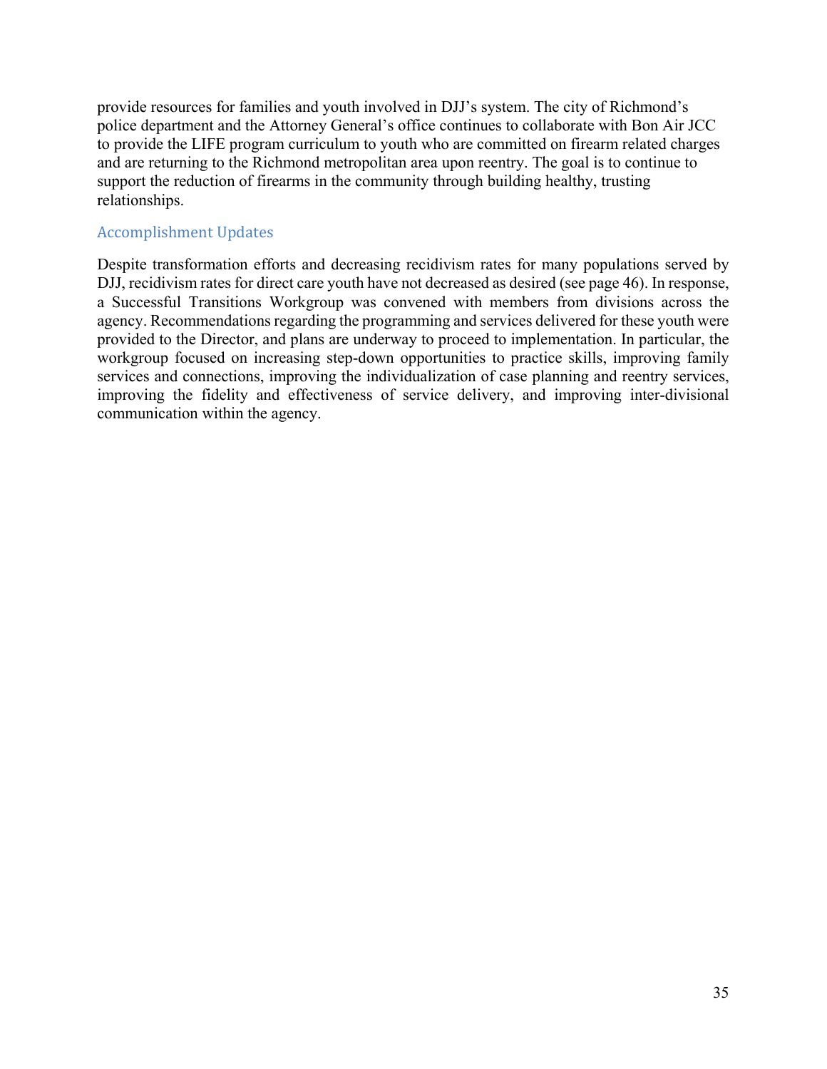provide resources for families and youth involved in DJJ's system. The city of Richmond's police department and the Attorney General's office continues to collaborate with Bon Air JCC to provide the LIFE program curriculum to youth who are committed on firearm related charges and are returning to the Richmond metropolitan area upon reentry. The goal is to continue to support the reduction of firearms in the community through building healthy, trusting relationships.

### Accomplishment Updates

Despite transformation efforts and decreasing recidivism rates for many populations served by DJJ, recidivism rates for direct care youth have not decreased as desired (see page 46). In response, a Successful Transitions Workgroup was convened with members from divisions across the agency. Recommendations regarding the programming and services delivered for these youth were provided to the Director, and plans are underway to proceed to implementation. In particular, the workgroup focused on increasing step-down opportunities to practice skills, improving family services and connections, improving the individualization of case planning and reentry services, improving the fidelity and effectiveness of service delivery, and improving inter-divisional communication within the agency.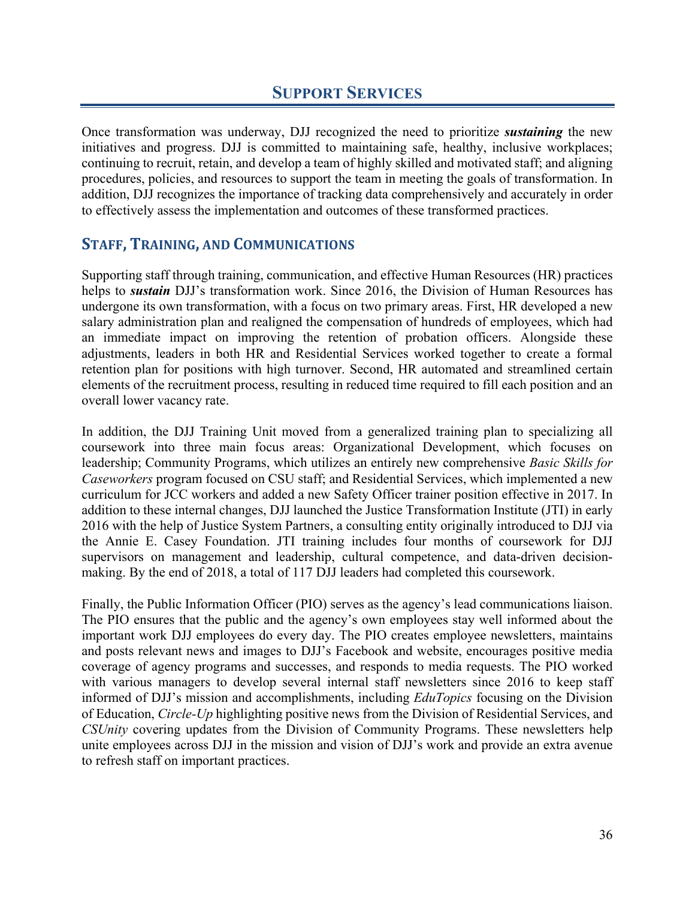# SUPPORT SERVICES

Once transformation was underway, DJJ recognized the need to prioritize ***sustaining*** the new initiatives and progress. DJJ is committed to maintaining safe, healthy, inclusive workplaces; continuing to recruit, retain, and develop a team of highly skilled and motivated staff; and aligning procedures, policies, and resources to support the team in meeting the goals of transformation. In addition, DJJ recognizes the importance of tracking data comprehensively and accurately in order to effectively assess the implementation and outcomes of these transformed practices.

## STAFF, TRAINING, AND COMMUNICATIONS

Supporting staff through training, communication, and effective Human Resources (HR) practices helps to ***sustain*** DJJ's transformation work. Since 2016, the Division of Human Resources has undergone its own transformation, with a focus on two primary areas. First, HR developed a new salary administration plan and realigned the compensation of hundreds of employees, which had an immediate impact on improving the retention of probation officers. Alongside these adjustments, leaders in both HR and Residential Services worked together to create a formal retention plan for positions with high turnover. Second, HR automated and streamlined certain elements of the recruitment process, resulting in reduced time required to fill each position and an overall lower vacancy rate.

In addition, the DJJ Training Unit moved from a generalized training plan to specializing all coursework into three main focus areas: Organizational Development, which focuses on leadership; Community Programs, which utilizes an entirely new comprehensive *Basic Skills for Caseworkers* program focused on CSU staff; and Residential Services, which implemented a new curriculum for JCC workers and added a new Safety Officer trainer position effective in 2017. In addition to these internal changes, DJJ launched the Justice Transformation Institute (JTI) in early 2016 with the help of Justice System Partners, a consulting entity originally introduced to DJJ via the Annie E. Casey Foundation. JTI training includes four months of coursework for DJJ supervisors on management and leadership, cultural competence, and data-driven decision-making. By the end of 2018, a total of 117 DJJ leaders had completed this coursework.

Finally, the Public Information Officer (PIO) serves as the agency's lead communications liaison. The PIO ensures that the public and the agency's own employees stay well informed about the important work DJJ employees do every day. The PIO creates employee newsletters, maintains and posts relevant news and images to DJJ's Facebook and website, encourages positive media coverage of agency programs and successes, and responds to media requests. The PIO worked with various managers to develop several internal staff newsletters since 2016 to keep staff informed of DJJ's mission and accomplishments, including *EduTopics* focusing on the Division of Education, *Circle-Up* highlighting positive news from the Division of Residential Services, and *CSUnity* covering updates from the Division of Community Programs. These newsletters help unite employees across DJJ in the mission and vision of DJJ's work and provide an extra avenue to refresh staff on important practices.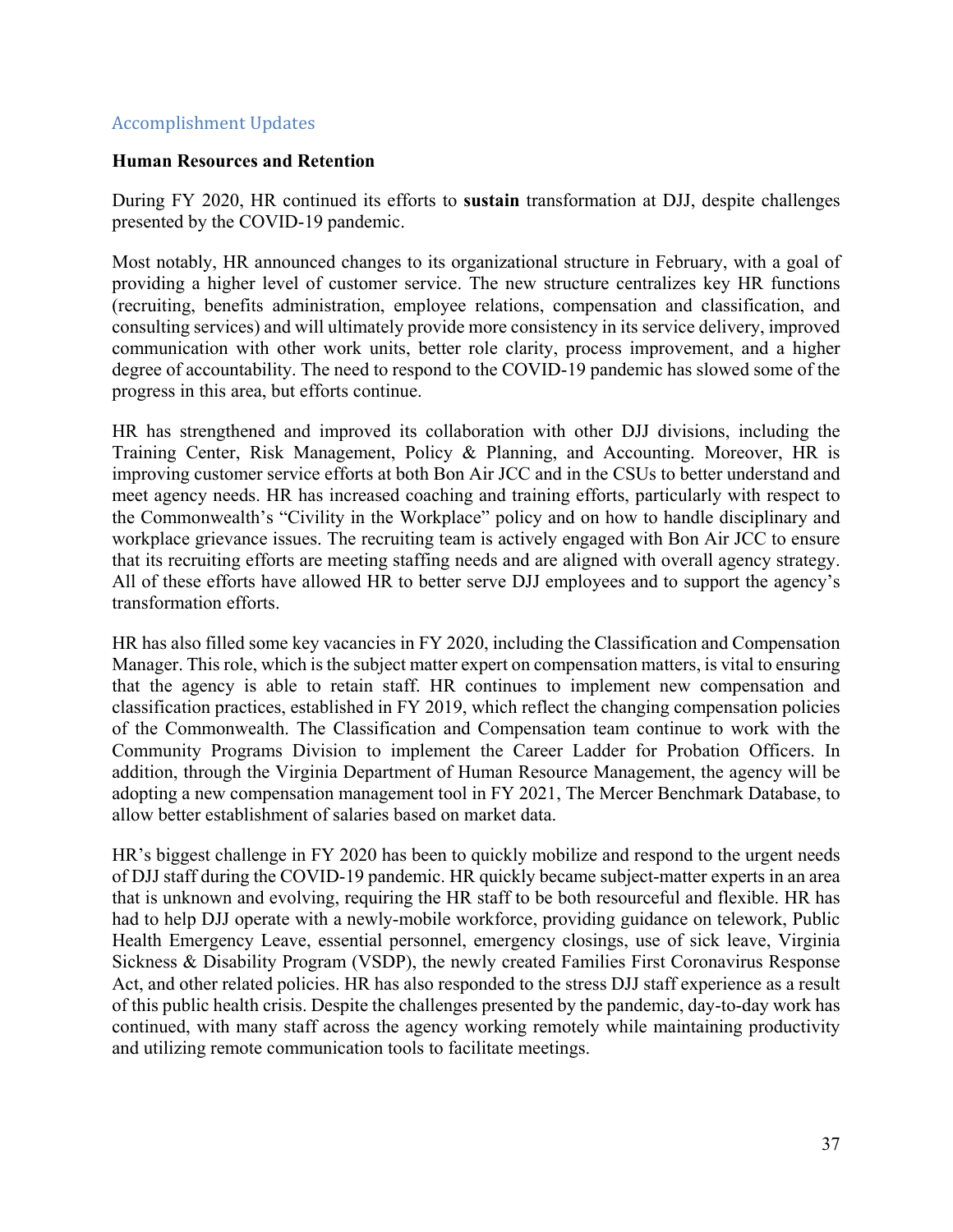## Accomplishment Updates

### Human Resources and Retention

During FY 2020, HR continued its efforts to **sustain** transformation at DJJ, despite challenges presented by the COVID-19 pandemic.

Most notably, HR announced changes to its organizational structure in February, with a goal of providing a higher level of customer service. The new structure centralizes key HR functions (recruiting, benefits administration, employee relations, compensation and classification, and consulting services) and will ultimately provide more consistency in its service delivery, improved communication with other work units, better role clarity, process improvement, and a higher degree of accountability. The need to respond to the COVID-19 pandemic has slowed some of the progress in this area, but efforts continue.

HR has strengthened and improved its collaboration with other DJJ divisions, including the Training Center, Risk Management, Policy & Planning, and Accounting. Moreover, HR is improving customer service efforts at both Bon Air JCC and in the CSUs to better understand and meet agency needs. HR has increased coaching and training efforts, particularly with respect to the Commonwealth's "Civility in the Workplace" policy and on how to handle disciplinary and workplace grievance issues. The recruiting team is actively engaged with Bon Air JCC to ensure that its recruiting efforts are meeting staffing needs and are aligned with overall agency strategy. All of these efforts have allowed HR to better serve DJJ employees and to support the agency's transformation efforts.

HR has also filled some key vacancies in FY 2020, including the Classification and Compensation Manager. This role, which is the subject matter expert on compensation matters, is vital to ensuring that the agency is able to retain staff. HR continues to implement new compensation and classification practices, established in FY 2019, which reflect the changing compensation policies of the Commonwealth. The Classification and Compensation team continue to work with the Community Programs Division to implement the Career Ladder for Probation Officers. In addition, through the Virginia Department of Human Resource Management, the agency will be adopting a new compensation management tool in FY 2021, The Mercer Benchmark Database, to allow better establishment of salaries based on market data.

HR's biggest challenge in FY 2020 has been to quickly mobilize and respond to the urgent needs of DJJ staff during the COVID-19 pandemic. HR quickly became subject-matter experts in an area that is unknown and evolving, requiring the HR staff to be both resourceful and flexible. HR has had to help DJJ operate with a newly-mobile workforce, providing guidance on telework, Public Health Emergency Leave, essential personnel, emergency closings, use of sick leave, Virginia Sickness & Disability Program (VSDP), the newly created Families First Coronavirus Response Act, and other related policies. HR has also responded to the stress DJJ staff experience as a result of this public health crisis. Despite the challenges presented by the pandemic, day-to-day work has continued, with many staff across the agency working remotely while maintaining productivity and utilizing remote communication tools to facilitate meetings.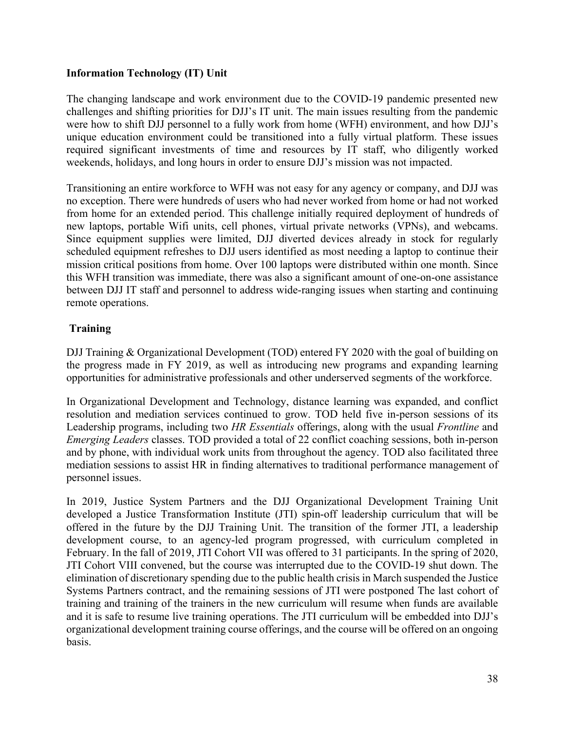**Information Technology (IT) Unit**

The changing landscape and work environment due to the COVID-19 pandemic presented new challenges and shifting priorities for DJJ's IT unit. The main issues resulting from the pandemic were how to shift DJJ personnel to a fully work from home (WFH) environment, and how DJJ's unique education environment could be transitioned into a fully virtual platform. These issues required significant investments of time and resources by IT staff, who diligently worked weekends, holidays, and long hours in order to ensure DJJ's mission was not impacted.

Transitioning an entire workforce to WFH was not easy for any agency or company, and DJJ was no exception. There were hundreds of users who had never worked from home or had not worked from home for an extended period. This challenge initially required deployment of hundreds of new laptops, portable Wifi units, cell phones, virtual private networks (VPNs), and webcams. Since equipment supplies were limited, DJJ diverted devices already in stock for regularly scheduled equipment refreshes to DJJ users identified as most needing a laptop to continue their mission critical positions from home. Over 100 laptops were distributed within one month. Since this WFH transition was immediate, there was also a significant amount of one-on-one assistance between DJJ IT staff and personnel to address wide-ranging issues when starting and continuing remote operations.

**Training**

DJJ Training & Organizational Development (TOD) entered FY 2020 with the goal of building on the progress made in FY 2019, as well as introducing new programs and expanding learning opportunities for administrative professionals and other underserved segments of the workforce.

In Organizational Development and Technology, distance learning was expanded, and conflict resolution and mediation services continued to grow. TOD held five in-person sessions of its Leadership programs, including two *HR Essentials* offerings, along with the usual *Frontline* and *Emerging Leaders* classes. TOD provided a total of 22 conflict coaching sessions, both in-person and by phone, with individual work units from throughout the agency. TOD also facilitated three mediation sessions to assist HR in finding alternatives to traditional performance management of personnel issues.

In 2019, Justice System Partners and the DJJ Organizational Development Training Unit developed a Justice Transformation Institute (JTI) spin-off leadership curriculum that will be offered in the future by the DJJ Training Unit. The transition of the former JTI, a leadership development course, to an agency-led program progressed, with curriculum completed in February. In the fall of 2019, JTI Cohort VII was offered to 31 participants. In the spring of 2020, JTI Cohort VIII convened, but the course was interrupted due to the COVID-19 shut down. The elimination of discretionary spending due to the public health crisis in March suspended the Justice Systems Partners contract, and the remaining sessions of JTI were postponed The last cohort of training and training of the trainers in the new curriculum will resume when funds are available and it is safe to resume live training operations. The JTI curriculum will be embedded into DJJ's organizational development training course offerings, and the course will be offered on an ongoing basis.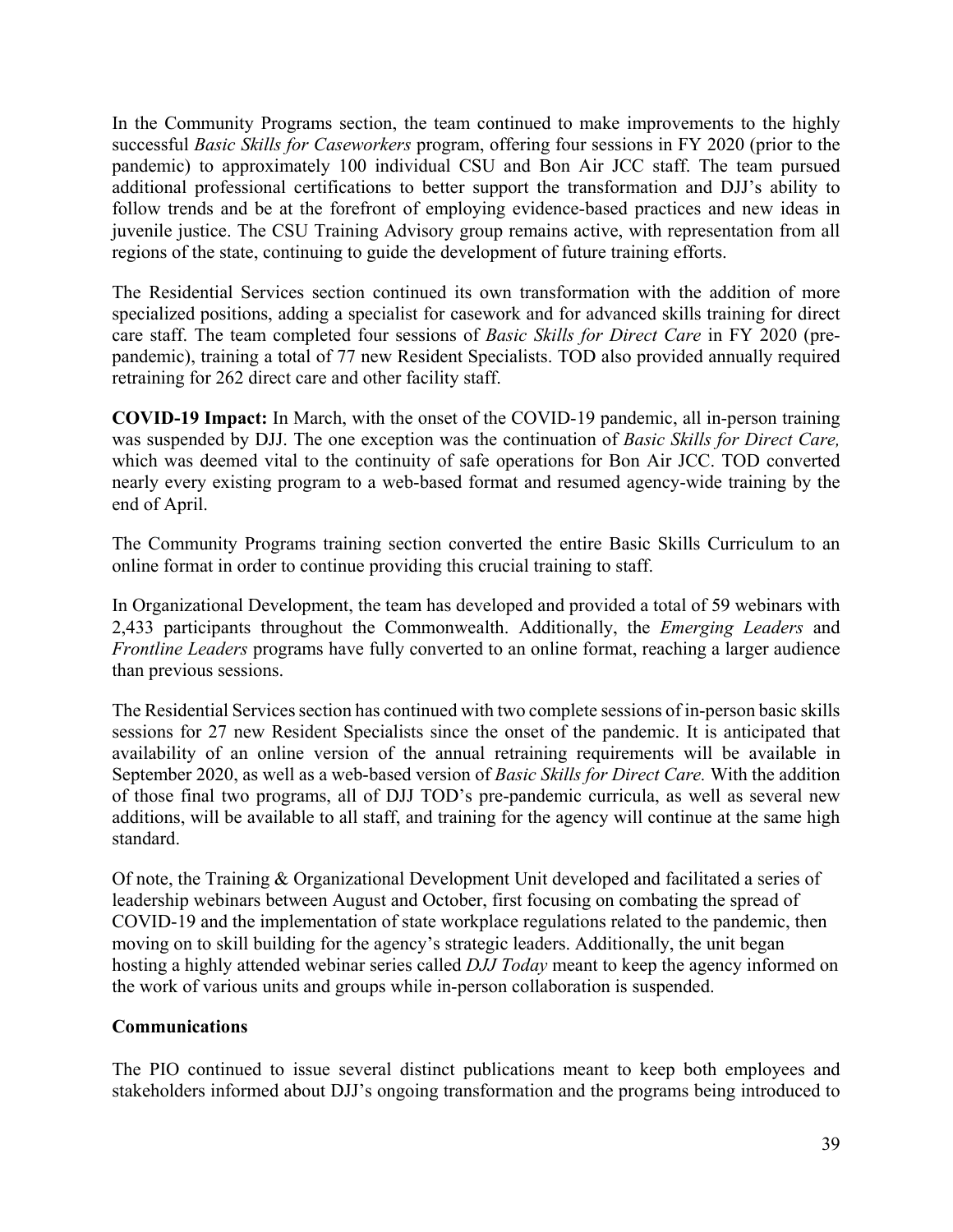In the Community Programs section, the team continued to make improvements to the highly successful *Basic Skills for Caseworkers* program, offering four sessions in FY 2020 (prior to the pandemic) to approximately 100 individual CSU and Bon Air JCC staff. The team pursued additional professional certifications to better support the transformation and DJJ's ability to follow trends and be at the forefront of employing evidence-based practices and new ideas in juvenile justice. The CSU Training Advisory group remains active, with representation from all regions of the state, continuing to guide the development of future training efforts.

The Residential Services section continued its own transformation with the addition of more specialized positions, adding a specialist for casework and for advanced skills training for direct care staff. The team completed four sessions of *Basic Skills for Direct Care* in FY 2020 (pre-pandemic), training a total of 77 new Resident Specialists. TOD also provided annually required retraining for 262 direct care and other facility staff.

**COVID-19 Impact:** In March, with the onset of the COVID-19 pandemic, all in-person training was suspended by DJJ. The one exception was the continuation of *Basic Skills for Direct Care,* which was deemed vital to the continuity of safe operations for Bon Air JCC. TOD converted nearly every existing program to a web-based format and resumed agency-wide training by the end of April.

The Community Programs training section converted the entire Basic Skills Curriculum to an online format in order to continue providing this crucial training to staff.

In Organizational Development, the team has developed and provided a total of 59 webinars with 2,433 participants throughout the Commonwealth. Additionally, the *Emerging Leaders* and *Frontline Leaders* programs have fully converted to an online format, reaching a larger audience than previous sessions.

The Residential Services section has continued with two complete sessions of in-person basic skills sessions for 27 new Resident Specialists since the onset of the pandemic. It is anticipated that availability of an online version of the annual retraining requirements will be available in September 2020, as well as a web-based version of *Basic Skills for Direct Care.* With the addition of those final two programs, all of DJJ TOD's pre-pandemic curricula, as well as several new additions, will be available to all staff, and training for the agency will continue at the same high standard.

Of note, the Training & Organizational Development Unit developed and facilitated a series of leadership webinars between August and October, first focusing on combating the spread of COVID-19 and the implementation of state workplace regulations related to the pandemic, then moving on to skill building for the agency's strategic leaders. Additionally, the unit began hosting a highly attended webinar series called *DJJ Today* meant to keep the agency informed on the work of various units and groups while in-person collaboration is suspended.

### Communications

The PIO continued to issue several distinct publications meant to keep both employees and stakeholders informed about DJJ's ongoing transformation and the programs being introduced to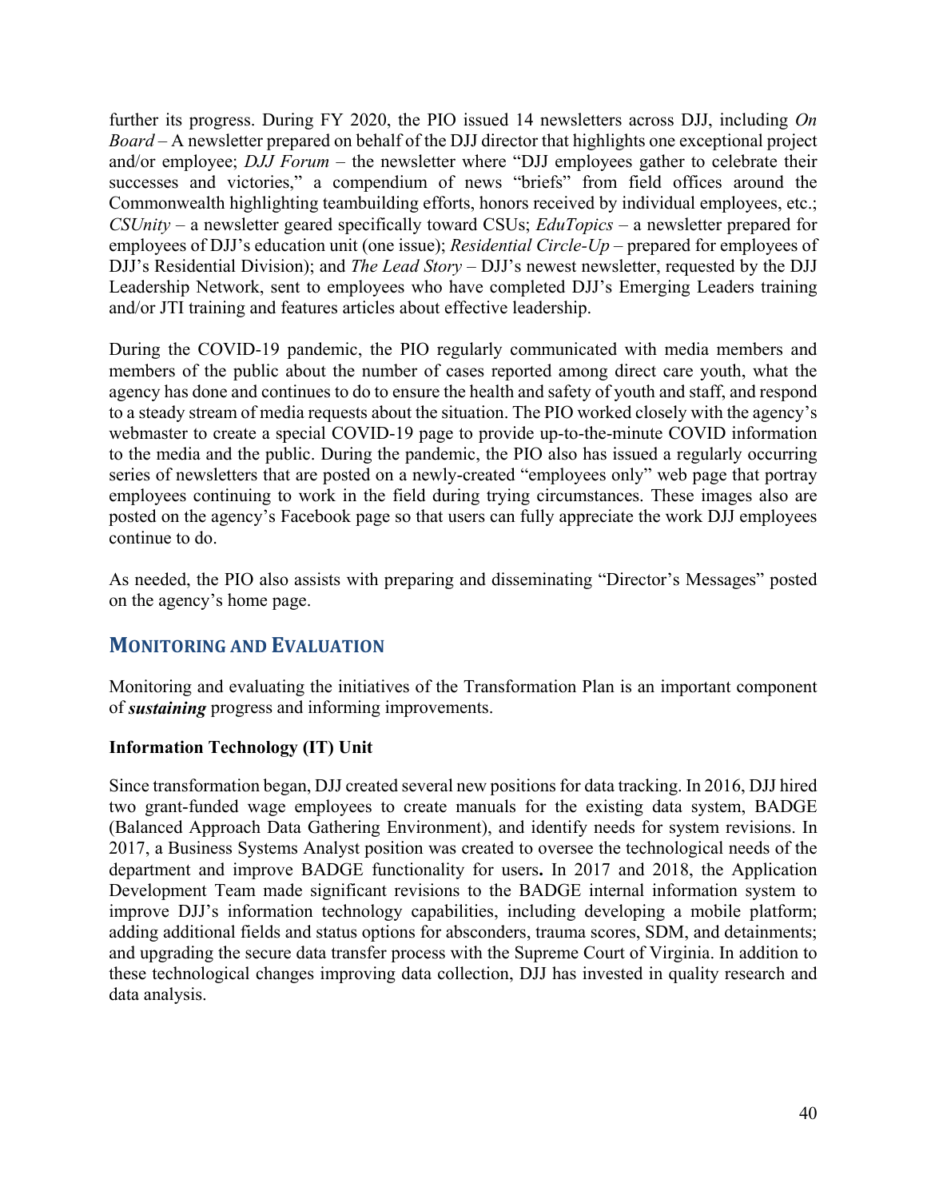further its progress. During FY 2020, the PIO issued 14 newsletters across DJJ, including *On Board* – A newsletter prepared on behalf of the DJJ director that highlights one exceptional project and/or employee; *DJJ Forum* – the newsletter where "DJJ employees gather to celebrate their successes and victories," a compendium of news "briefs" from field offices around the Commonwealth highlighting teambuilding efforts, honors received by individual employees, etc.; *CSUnity* – a newsletter geared specifically toward CSUs; *EduTopics* – a newsletter prepared for employees of DJJ's education unit (one issue); *Residential Circle-Up* – prepared for employees of DJJ's Residential Division); and *The Lead Story* – DJJ's newest newsletter, requested by the DJJ Leadership Network, sent to employees who have completed DJJ's Emerging Leaders training and/or JTI training and features articles about effective leadership.

During the COVID-19 pandemic, the PIO regularly communicated with media members and members of the public about the number of cases reported among direct care youth, what the agency has done and continues to do to ensure the health and safety of youth and staff, and respond to a steady stream of media requests about the situation. The PIO worked closely with the agency's webmaster to create a special COVID-19 page to provide up-to-the-minute COVID information to the media and the public. During the pandemic, the PIO also has issued a regularly occurring series of newsletters that are posted on a newly-created "employees only" web page that portray employees continuing to work in the field during trying circumstances. These images also are posted on the agency's Facebook page so that users can fully appreciate the work DJJ employees continue to do.

As needed, the PIO also assists with preparing and disseminating "Director's Messages" posted on the agency's home page.

## MONITORING AND EVALUATION

Monitoring and evaluating the initiatives of the Transformation Plan is an important component of ***sustaining*** progress and informing improvements.

**Information Technology (IT) Unit**

Since transformation began, DJJ created several new positions for data tracking. In 2016, DJJ hired two grant-funded wage employees to create manuals for the existing data system, BADGE (Balanced Approach Data Gathering Environment), and identify needs for system revisions. In 2017, a Business Systems Analyst position was created to oversee the technological needs of the department and improve BADGE functionality for users**.** In 2017 and 2018, the Application Development Team made significant revisions to the BADGE internal information system to improve DJJ's information technology capabilities, including developing a mobile platform; adding additional fields and status options for absconders, trauma scores, SDM, and detainments; and upgrading the secure data transfer process with the Supreme Court of Virginia. In addition to these technological changes improving data collection, DJJ has invested in quality research and data analysis.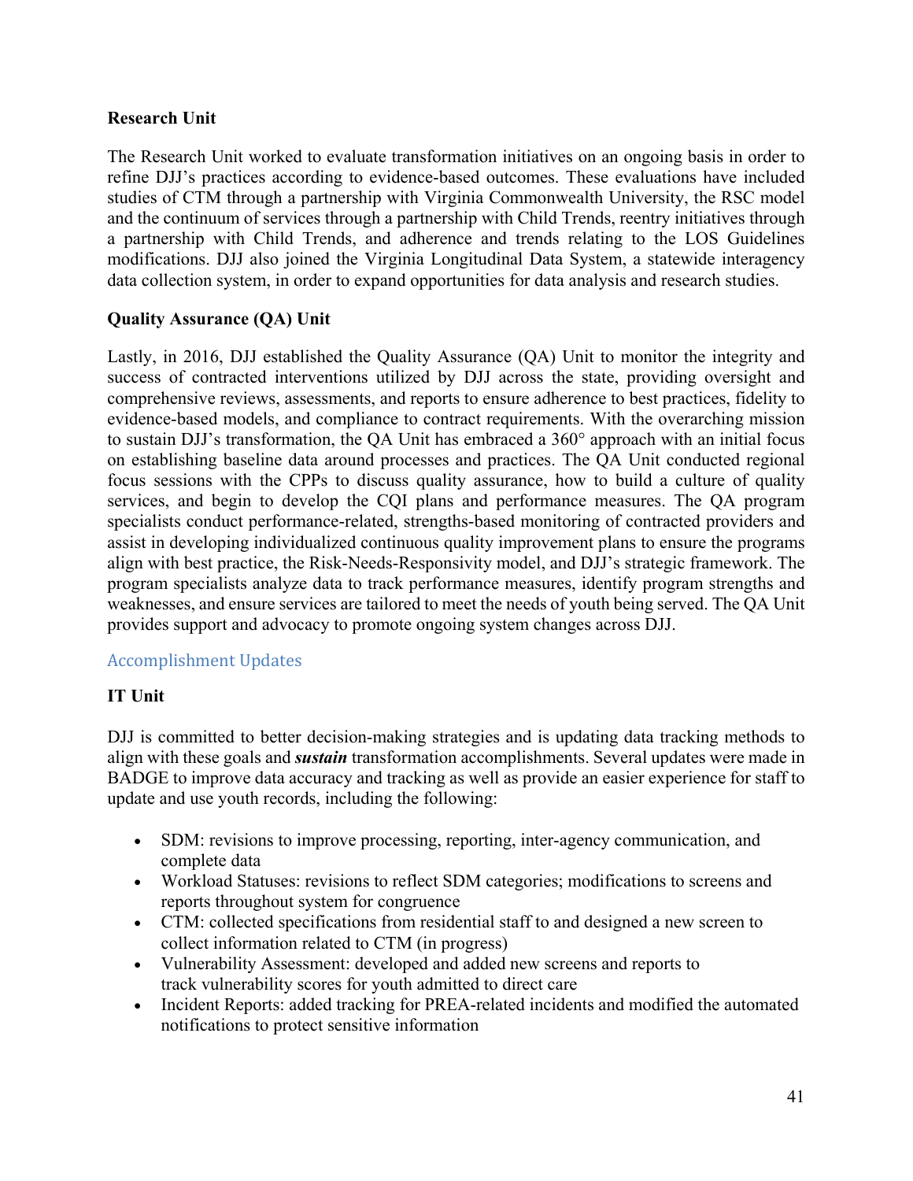**Research Unit**

The Research Unit worked to evaluate transformation initiatives on an ongoing basis in order to refine DJJ's practices according to evidence-based outcomes. These evaluations have included studies of CTM through a partnership with Virginia Commonwealth University, the RSC model and the continuum of services through a partnership with Child Trends, reentry initiatives through a partnership with Child Trends, and adherence and trends relating to the LOS Guidelines modifications. DJJ also joined the Virginia Longitudinal Data System, a statewide interagency data collection system, in order to expand opportunities for data analysis and research studies.

**Quality Assurance (QA) Unit**

Lastly, in 2016, DJJ established the Quality Assurance (QA) Unit to monitor the integrity and success of contracted interventions utilized by DJJ across the state, providing oversight and comprehensive reviews, assessments, and reports to ensure adherence to best practices, fidelity to evidence-based models, and compliance to contract requirements. With the overarching mission to sustain DJJ's transformation, the QA Unit has embraced a 360° approach with an initial focus on establishing baseline data around processes and practices. The QA Unit conducted regional focus sessions with the CPPs to discuss quality assurance, how to build a culture of quality services, and begin to develop the CQI plans and performance measures. The QA program specialists conduct performance-related, strengths-based monitoring of contracted providers and assist in developing individualized continuous quality improvement plans to ensure the programs align with best practice, the Risk-Needs-Responsivity model, and DJJ's strategic framework. The program specialists analyze data to track performance measures, identify program strengths and weaknesses, and ensure services are tailored to meet the needs of youth being served. The QA Unit provides support and advocacy to promote ongoing system changes across DJJ.

## Accomplishment Updates

**IT Unit**

DJJ is committed to better decision-making strategies and is updating data tracking methods to align with these goals and ***sustain*** transformation accomplishments. Several updates were made in BADGE to improve data accuracy and tracking as well as provide an easier experience for staff to update and use youth records, including the following:

- SDM: revisions to improve processing, reporting, inter-agency communication, and complete data
- Workload Statuses: revisions to reflect SDM categories; modifications to screens and reports throughout system for congruence
- CTM: collected specifications from residential staff to and designed a new screen to collect information related to CTM (in progress)
- Vulnerability Assessment: developed and added new screens and reports to track vulnerability scores for youth admitted to direct care
- Incident Reports: added tracking for PREA-related incidents and modified the automated notifications to protect sensitive information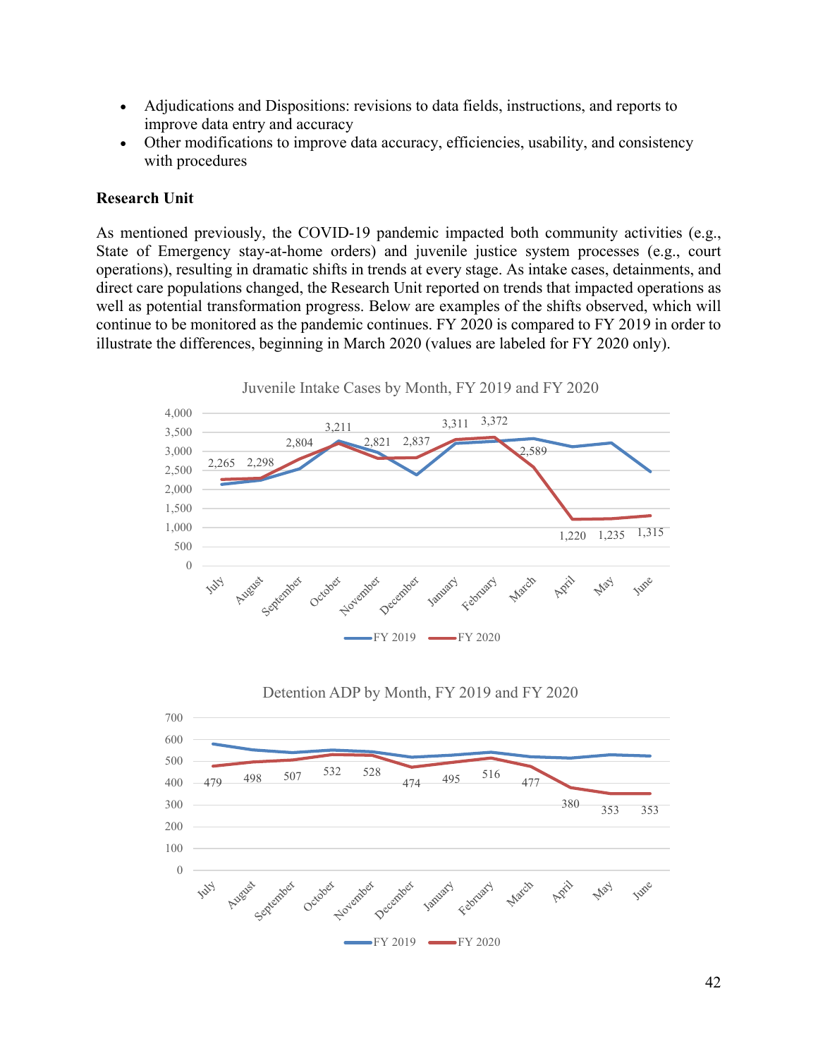- Adjudications and Dispositions: revisions to data fields, instructions, and reports to improve data entry and accuracy
- Other modifications to improve data accuracy, efficiencies, usability, and consistency with procedures

**Research Unit**

As mentioned previously, the COVID-19 pandemic impacted both community activities (e.g., State of Emergency stay-at-home orders) and juvenile justice system processes (e.g., court operations), resulting in dramatic shifts in trends at every stage. As intake cases, detainments, and direct care populations changed, the Research Unit reported on trends that impacted operations as well as potential transformation progress. Below are examples of the shifts observed, which will continue to be monitored as the pandemic continues. FY 2020 is compared to FY 2019 in order to illustrate the differences, beginning in March 2020 (values are labeled for FY 2020 only).

Juvenile Intake Cases by Month, FY 2019 and FY 2020

4,000
3,500
3,000
2,500
2,000
1,500
1,000
500
0

2,265 2,298 2,804 3,211 2,821 2,837 3,311 3,372 2,589 1,220 1,235 1,315

July August September October November December January February March April May June

FY 2019 FY 2020

Detention ADP by Month, FY 2019 and FY 2020

700
600
500
400
300
200
100
0

479 498 507 532 528 474 495 516 477 380 353 353

July August September October November December January February March April May June

FY 2019 FY 2020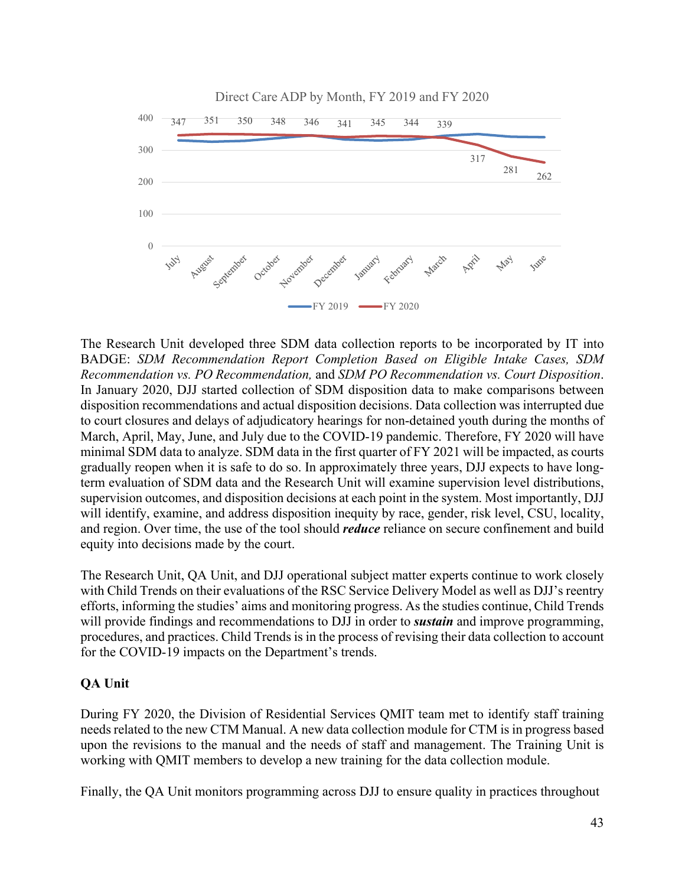Direct Care ADP by Month, FY 2019 and FY 2020

400
300
200
100
0

347 351 350 348 346 341 345 344 339 317 281 262

July August September October November December January February March April May June

FY 2019 FY 2020

The Research Unit developed three SDM data collection reports to be incorporated by IT into BADGE: *SDM Recommendation Report Completion Based on Eligible Intake Cases, SDM Recommendation vs. PO Recommendation,* and *SDM PO Recommendation vs. Court Disposition*. In January 2020, DJJ started collection of SDM disposition data to make comparisons between disposition recommendations and actual disposition decisions. Data collection was interrupted due to court closures and delays of adjudicatory hearings for non-detained youth during the months of March, April, May, June, and July due to the COVID-19 pandemic. Therefore, FY 2020 will have minimal SDM data to analyze. SDM data in the first quarter of FY 2021 will be impacted, as courts gradually reopen when it is safe to do so. In approximately three years, DJJ expects to have long-term evaluation of SDM data and the Research Unit will examine supervision level distributions, supervision outcomes, and disposition decisions at each point in the system. Most importantly, DJJ will identify, examine, and address disposition inequity by race, gender, risk level, CSU, locality, and region. Over time, the use of the tool should ***reduce*** reliance on secure confinement and build equity into decisions made by the court.

The Research Unit, QA Unit, and DJJ operational subject matter experts continue to work closely with Child Trends on their evaluations of the RSC Service Delivery Model as well as DJJ's reentry efforts, informing the studies' aims and monitoring progress. As the studies continue, Child Trends will provide findings and recommendations to DJJ in order to ***sustain*** and improve programming, procedures, and practices. Child Trends is in the process of revising their data collection to account for the COVID-19 impacts on the Department's trends.

**QA Unit**

During FY 2020, the Division of Residential Services QMIT team met to identify staff training needs related to the new CTM Manual. A new data collection module for CTM is in progress based upon the revisions to the manual and the needs of staff and management. The Training Unit is working with QMIT members to develop a new training for the data collection module.

Finally, the QA Unit monitors programming across DJJ to ensure quality in practices throughout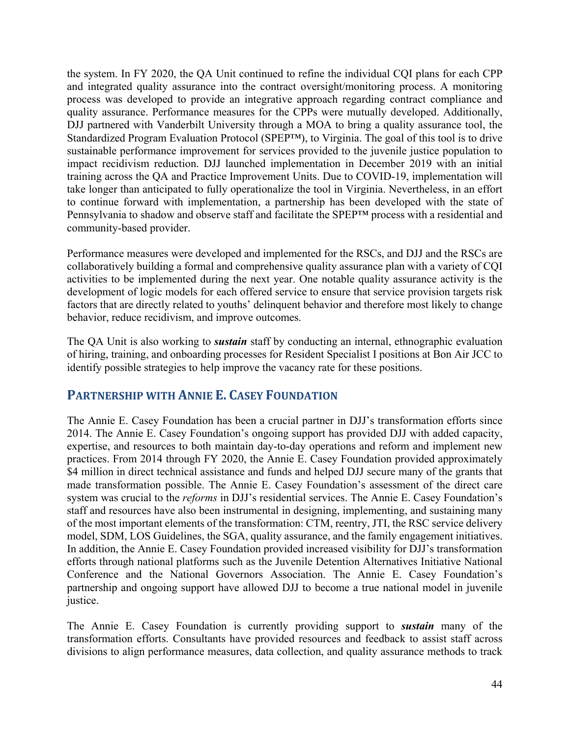the system. In FY 2020, the QA Unit continued to refine the individual CQI plans for each CPP and integrated quality assurance into the contract oversight/monitoring process. A monitoring process was developed to provide an integrative approach regarding contract compliance and quality assurance. Performance measures for the CPPs were mutually developed. Additionally, DJJ partnered with Vanderbilt University through a MOA to bring a quality assurance tool, the Standardized Program Evaluation Protocol (SPEP™), to Virginia. The goal of this tool is to drive sustainable performance improvement for services provided to the juvenile justice population to impact recidivism reduction. DJJ launched implementation in December 2019 with an initial training across the QA and Practice Improvement Units. Due to COVID-19, implementation will take longer than anticipated to fully operationalize the tool in Virginia. Nevertheless, in an effort to continue forward with implementation, a partnership has been developed with the state of Pennsylvania to shadow and observe staff and facilitate the SPEP™ process with a residential and community-based provider.

Performance measures were developed and implemented for the RSCs, and DJJ and the RSCs are collaboratively building a formal and comprehensive quality assurance plan with a variety of CQI activities to be implemented during the next year. One notable quality assurance activity is the development of logic models for each offered service to ensure that service provision targets risk factors that are directly related to youths' delinquent behavior and therefore most likely to change behavior, reduce recidivism, and improve outcomes.

The QA Unit is also working to ***sustain*** staff by conducting an internal, ethnographic evaluation of hiring, training, and onboarding processes for Resident Specialist I positions at Bon Air JCC to identify possible strategies to help improve the vacancy rate for these positions.

## Partnership with Annie E. Casey Foundation

The Annie E. Casey Foundation has been a crucial partner in DJJ's transformation efforts since 2014. The Annie E. Casey Foundation's ongoing support has provided DJJ with added capacity, expertise, and resources to both maintain day-to-day operations and reform and implement new practices. From 2014 through FY 2020, the Annie E. Casey Foundation provided approximately $4 million in direct technical assistance and funds and helped DJJ secure many of the grants that made transformation possible. The Annie E. Casey Foundation's assessment of the direct care system was crucial to the *reforms* in DJJ's residential services. The Annie E. Casey Foundation's staff and resources have also been instrumental in designing, implementing, and sustaining many of the most important elements of the transformation: CTM, reentry, JTI, the RSC service delivery model, SDM, LOS Guidelines, the SGA, quality assurance, and the family engagement initiatives. In addition, the Annie E. Casey Foundation provided increased visibility for DJJ's transformation efforts through national platforms such as the Juvenile Detention Alternatives Initiative National Conference and the National Governors Association. The Annie E. Casey Foundation's partnership and ongoing support have allowed DJJ to become a true national model in juvenile justice.

The Annie E. Casey Foundation is currently providing support to ***sustain*** many of the transformation efforts. Consultants have provided resources and feedback to assist staff across divisions to align performance measures, data collection, and quality assurance methods to track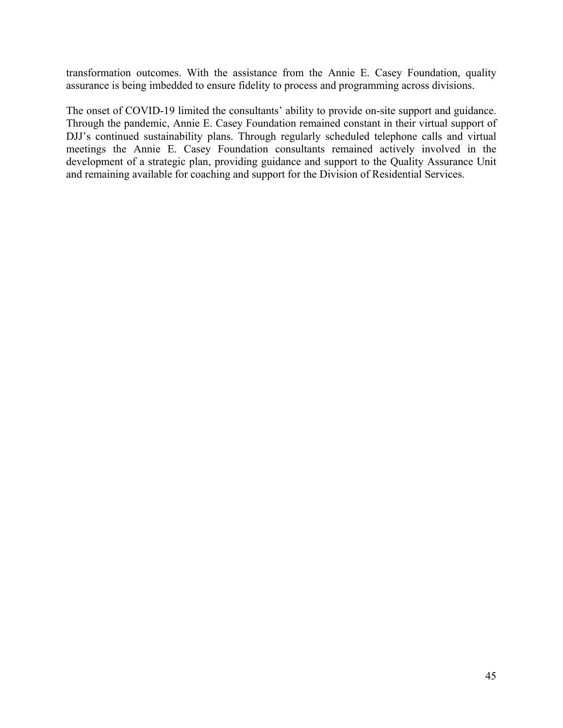transformation outcomes. With the assistance from the Annie E. Casey Foundation, quality assurance is being imbedded to ensure fidelity to process and programming across divisions.

The onset of COVID-19 limited the consultants' ability to provide on-site support and guidance. Through the pandemic, Annie E. Casey Foundation remained constant in their virtual support of DJJ's continued sustainability plans. Through regularly scheduled telephone calls and virtual meetings the Annie E. Casey Foundation consultants remained actively involved in the development of a strategic plan, providing guidance and support to the Quality Assurance Unit and remaining available for coaching and support for the Division of Residential Services.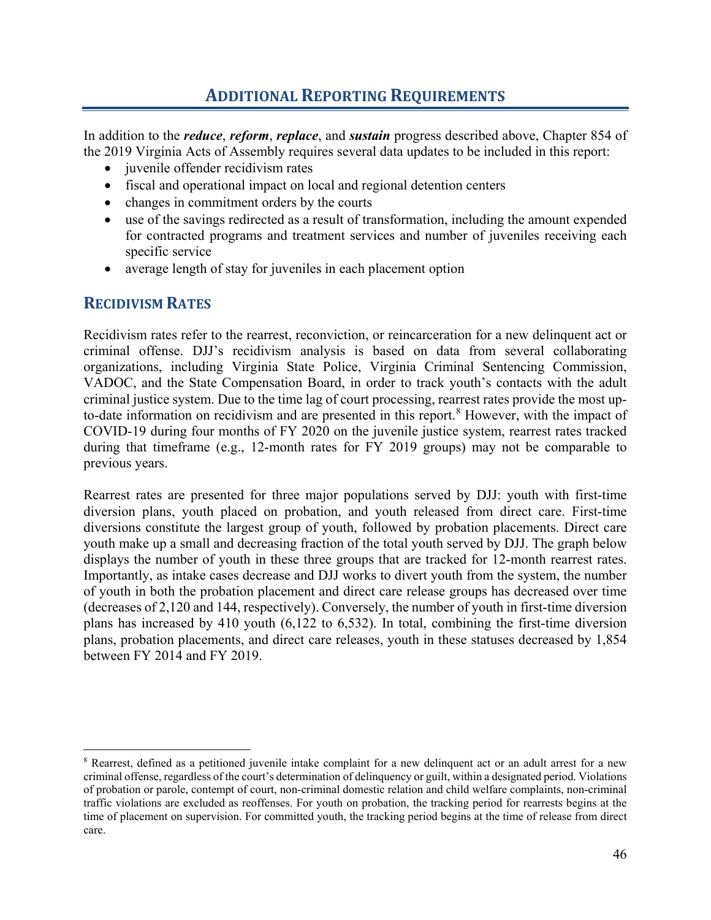# ADDITIONAL REPORTING REQUIREMENTS

In addition to the ***reduce***, ***reform***, ***replace***, and ***sustain*** progress described above, Chapter 854 of the 2019 Virginia Acts of Assembly requires several data updates to be included in this report:

- juvenile offender recidivism rates
- fiscal and operational impact on local and regional detention centers
- changes in commitment orders by the courts
- use of the savings redirected as a result of transformation, including the amount expended for contracted programs and treatment services and number of juveniles receiving each specific service
- average length of stay for juveniles in each placement option

## RECIDIVISM RATES

Recidivism rates refer to the rearrest, reconviction, or reincarceration for a new delinquent act or criminal offense. DJJ's recidivism analysis is based on data from several collaborating organizations, including Virginia State Police, Virginia Criminal Sentencing Commission, VADOC, and the State Compensation Board, in order to track youth's contacts with the adult criminal justice system. Due to the time lag of court processing, rearrest rates provide the most up-to-date information on recidivism and are presented in this report.[8] However, with the impact of COVID-19 during four months of FY 2020 on the juvenile justice system, rearrest rates tracked during that timeframe (e.g., 12-month rates for FY 2019 groups) may not be comparable to previous years.

Rearrest rates are presented for three major populations served by DJJ: youth with first-time diversion plans, youth placed on probation, and youth released from direct care. First-time diversions constitute the largest group of youth, followed by probation placements. Direct care youth make up a small and decreasing fraction of the total youth served by DJJ. The graph below displays the number of youth in these three groups that are tracked for 12-month rearrest rates. Importantly, as intake cases decrease and DJJ works to divert youth from the system, the number of youth in both the probation placement and direct care release groups has decreased over time (decreases of 2,120 and 144, respectively). Conversely, the number of youth in first-time diversion plans has increased by 410 youth (6,122 to 6,532). In total, combining the first-time diversion plans, probation placements, and direct care releases, youth in these statuses decreased by 1,854 between FY 2014 and FY 2019.

---

[8] Rearrest, defined as a petitioned juvenile intake complaint for a new delinquent act or an adult arrest for a new criminal offense, regardless of the court's determination of delinquency or guilt, within a designated period. Violations of probation or parole, contempt of court, non-criminal domestic relation and child welfare complaints, non-criminal traffic violations are excluded as reoffenses. For youth on probation, the tracking period for rearrests begins at the time of placement on supervision. For committed youth, the tracking period begins at the time of release from direct care.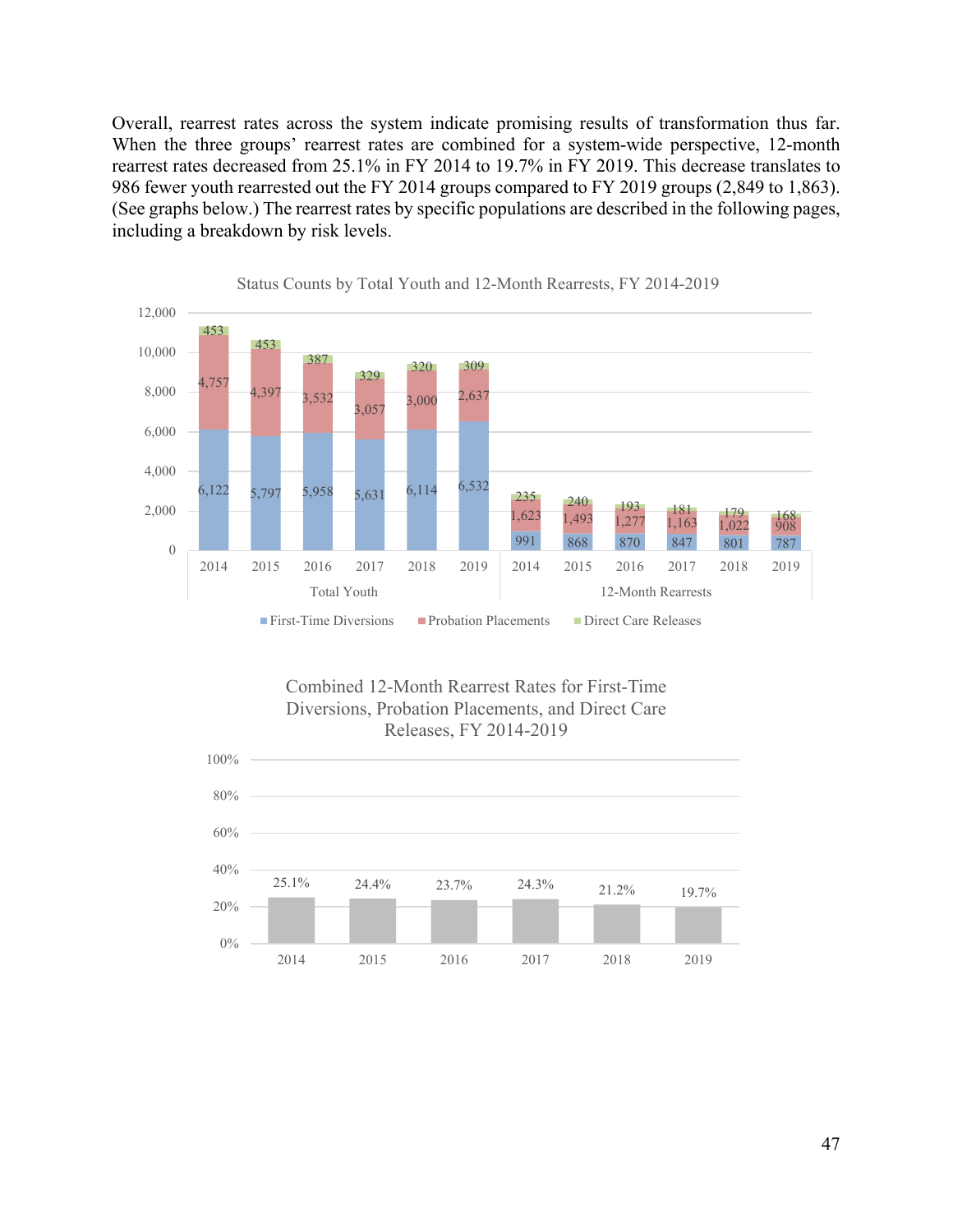Overall, rearrest rates across the system indicate promising results of transformation thus far. When the three groups' rearrest rates are combined for a system-wide perspective, 12-month rearrest rates decreased from 25.1% in FY 2014 to 19.7% in FY 2019. This decrease translates to 986 fewer youth rearrested out the FY 2014 groups compared to FY 2019 groups (2,849 to 1,863). (See graphs below.) The rearrest rates by specific populations are described in the following pages, including a breakdown by risk levels.

Status Counts by Total Youth and 12-Month Rearrests, FY 2014-2019

12,000
10,000
8,000
6,000
4,000
2,000
0

Total Youth: 2014, 2015, 2016, 2017, 2018, 2019

First-Time Diversions: 6,122, 5,797, 5,958, 5,631, 6,114, 6,532
Probation Placements: 4,757, 4,397, 3,532, 3,057, 3,000, 2,637
Direct Care Releases: 453, 453, 387, 329, 320, 309

12-Month Rearrests: 2014, 2015, 2016, 2017, 2018, 2019

First-Time Diversions: 991, 868, 870, 847, 801, 787
Probation Placements: 1,623, 1,493, 1,277, 1,163, 1,022, 908
Direct Care Releases: 235, 240, 193, 181, 179, 168

First-Time Diversions  Probation Placements  Direct Care Releases

Combined 12-Month Rearrest Rates for First-Time Diversions, Probation Placements, and Direct Care Releases, FY 2014-2019

100%
80%
60%
40%
20%
0%

2014: 25.1%
2015: 24.4%
2016: 23.7%
2017: 24.3%
2018: 21.2%
2019: 19.7%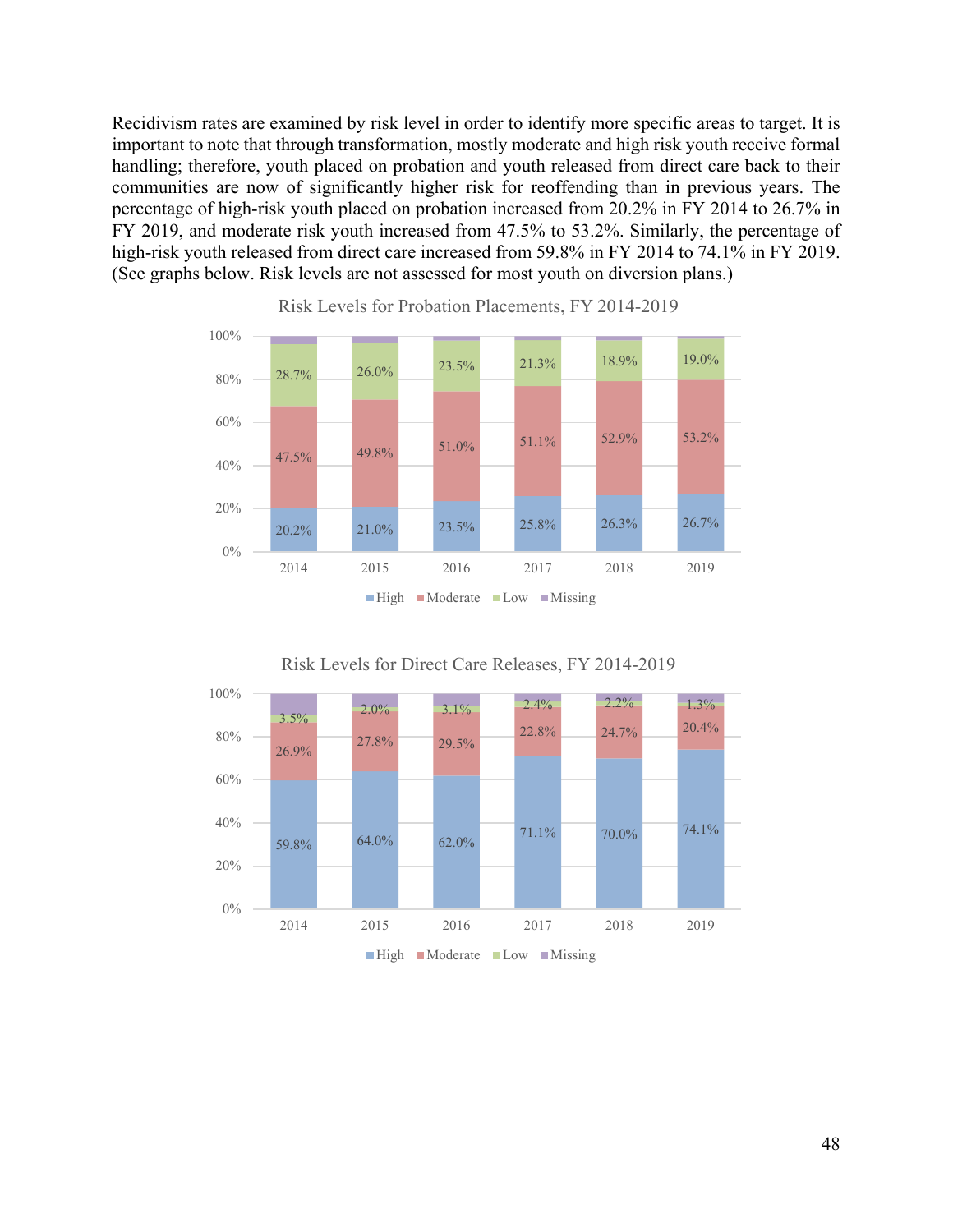Recidivism rates are examined by risk level in order to identify more specific areas to target. It is important to note that through transformation, mostly moderate and high risk youth receive formal handling; therefore, youth placed on probation and youth released from direct care back to their communities are now of significantly higher risk for reoffending than in previous years. The percentage of high-risk youth placed on probation increased from 20.2% in FY 2014 to 26.7% in FY 2019, and moderate risk youth increased from 47.5% to 53.2%. Similarly, the percentage of high-risk youth released from direct care increased from 59.8% in FY 2014 to 74.1% in FY 2019. (See graphs below. Risk levels are not assessed for most youth on diversion plans.)

Risk Levels for Probation Placements, FY 2014-2019

100%
80%
60%
40%
20%
0%

2014: 20.2%, 47.5%, 28.7%
2015: 21.0%, 49.8%, 26.0%
2016: 23.5%, 51.0%, 23.5%
2017: 25.8%, 51.1%, 21.3%
2018: 26.3%, 52.9%, 18.9%
2019: 26.7%, 53.2%, 19.0%

High, Moderate, Low, Missing

Risk Levels for Direct Care Releases, FY 2014-2019

100%
80%
60%
40%
20%
0%

2014: 59.8%, 26.9%, 3.5%
2015: 64.0%, 27.8%, 2.0%
2016: 62.0%, 29.5%, 3.1%
2017: 71.1%, 22.8%, 2.4%
2018: 70.0%, 24.7%, 2.2%
2019: 74.1%, 20.4%, 1.3%

High, Moderate, Low, Missing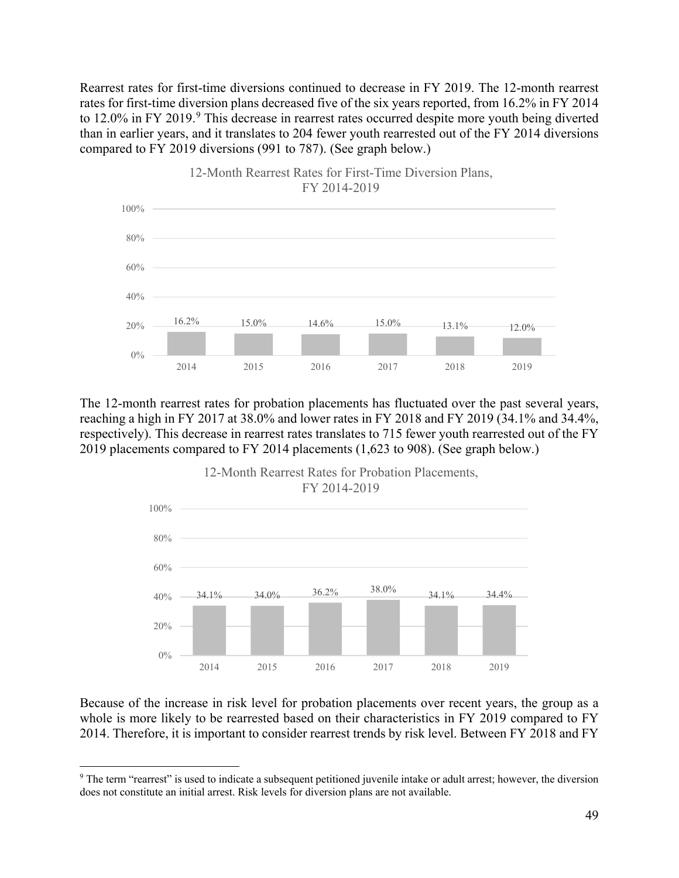Rearrest rates for first-time diversions continued to decrease in FY 2019. The 12-month rearrest rates for first-time diversion plans decreased five of the six years reported, from 16.2% in FY 2014 to 12.0% in FY 2019.[9] This decrease in rearrest rates occurred despite more youth being diverted than in earlier years, and it translates to 204 fewer youth rearrested out of the FY 2014 diversions compared to FY 2019 diversions (991 to 787). (See graph below.)

12-Month Rearrest Rates for First-Time Diversion Plans, FY 2014-2019

100%
80%
60%
40%
20%
0%

16.2% 15.0% 14.6% 15.0% 13.1% 12.0%

2014 2015 2016 2017 2018 2019

The 12-month rearrest rates for probation placements has fluctuated over the past several years, reaching a high in FY 2017 at 38.0% and lower rates in FY 2018 and FY 2019 (34.1% and 34.4%, respectively). This decrease in rearrest rates translates to 715 fewer youth rearrested out of the FY 2019 placements compared to FY 2014 placements (1,623 to 908). (See graph below.)

12-Month Rearrest Rates for Probation Placements, FY 2014-2019

100%
80%
60%
40%
20%
0%

34.1% 34.0% 36.2% 38.0% 34.1% 34.4%

2014 2015 2016 2017 2018 2019

Because of the increase in risk level for probation placements over recent years, the group as a whole is more likely to be rearrested based on their characteristics in FY 2019 compared to FY 2014. Therefore, it is important to consider rearrest trends by risk level. Between FY 2018 and FY

[9] The term "rearrest" is used to indicate a subsequent petitioned juvenile intake or adult arrest; however, the diversion does not constitute an initial arrest. Risk levels for diversion plans are not available.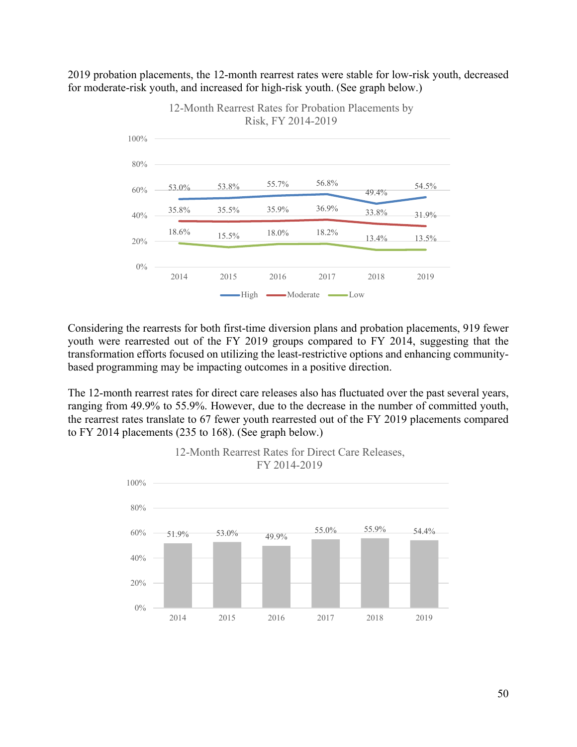2019 probation placements, the 12-month rearrest rates were stable for low-risk youth, decreased for moderate-risk youth, and increased for high-risk youth. (See graph below.)

12-Month Rearrest Rates for Probation Placements by Risk, FY 2014-2019

100%
80%
60%
40%
20%
0%

2014 2015 2016 2017 2018 2019

High: 53.0% 53.8% 55.7% 56.8% 49.4% 54.5%
Moderate: 35.8% 35.5% 35.9% 36.9% 33.8% 31.9%
Low: 18.6% 15.5% 18.0% 18.2% 13.4% 13.5%

High Moderate Low

Considering the rearrests for both first-time diversion plans and probation placements, 919 fewer youth were rearrested out of the FY 2019 groups compared to FY 2014, suggesting that the transformation efforts focused on utilizing the least-restrictive options and enhancing community-based programming may be impacting outcomes in a positive direction.

The 12-month rearrest rates for direct care releases also has fluctuated over the past several years, ranging from 49.9% to 55.9%. However, due to the decrease in the number of committed youth, the rearrest rates translate to 67 fewer youth rearrested out of the FY 2019 placements compared to FY 2014 placements (235 to 168). (See graph below.)

12-Month Rearrest Rates for Direct Care Releases, FY 2014-2019

100%
80%
60%
40%
20%
0%

2014 2015 2016 2017 2018 2019

51.9% 53.0% 49.9% 55.0% 55.9% 54.4%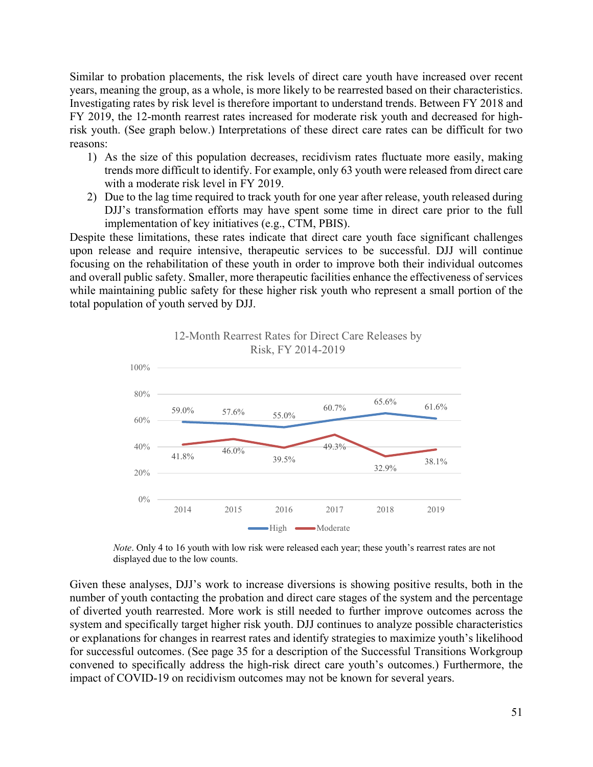Similar to probation placements, the risk levels of direct care youth have increased over recent years, meaning the group, as a whole, is more likely to be rearrested based on their characteristics. Investigating rates by risk level is therefore important to understand trends. Between FY 2018 and FY 2019, the 12-month rearrest rates increased for moderate risk youth and decreased for high-risk youth. (See graph below.) Interpretations of these direct care rates can be difficult for two reasons:

1) As the size of this population decreases, recidivism rates fluctuate more easily, making trends more difficult to identify. For example, only 63 youth were released from direct care with a moderate risk level in FY 2019.
2) Due to the lag time required to track youth for one year after release, youth released during DJJ's transformation efforts may have spent some time in direct care prior to the full implementation of key initiatives (e.g., CTM, PBIS).

Despite these limitations, these rates indicate that direct care youth face significant challenges upon release and require intensive, therapeutic services to be successful. DJJ will continue focusing on the rehabilitation of these youth in order to improve both their individual outcomes and overall public safety. Smaller, more therapeutic facilities enhance the effectiveness of services while maintaining public safety for these higher risk youth who represent a small portion of the total population of youth served by DJJ.

12-Month Rearrest Rates for Direct Care Releases by Risk, FY 2014-2019

100%
80%
60%
40%
20%
0%

2014 2015 2016 2017 2018 2019

High: 59.0% 57.6% 55.0% 60.7% 65.6% 61.6%

Moderate: 41.8% 46.0% 39.5% 49.3% 32.9% 38.1%

*Note*. Only 4 to 16 youth with low risk were released each year; these youth's rearrest rates are not displayed due to the low counts.

Given these analyses, DJJ's work to increase diversions is showing positive results, both in the number of youth contacting the probation and direct care stages of the system and the percentage of diverted youth rearrested. More work is still needed to further improve outcomes across the system and specifically target higher risk youth. DJJ continues to analyze possible characteristics or explanations for changes in rearrest rates and identify strategies to maximize youth's likelihood for successful outcomes. (See page 35 for a description of the Successful Transitions Workgroup convened to specifically address the high-risk direct care youth's outcomes.) Furthermore, the impact of COVID-19 on recidivism outcomes may not be known for several years.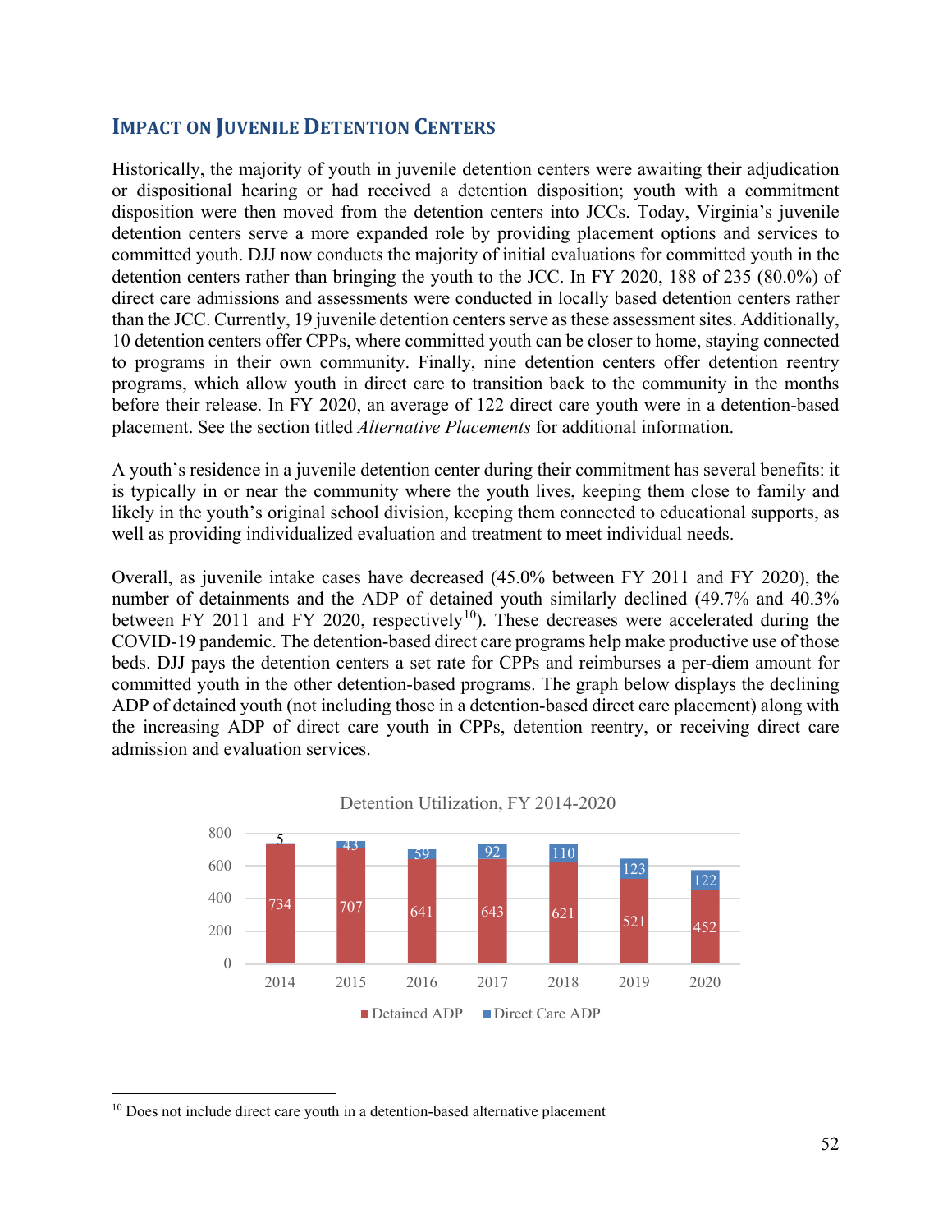## Impact on Juvenile Detention Centers

Historically, the majority of youth in juvenile detention centers were awaiting their adjudication or dispositional hearing or had received a detention disposition; youth with a commitment disposition were then moved from the detention centers into JCCs. Today, Virginia's juvenile detention centers serve a more expanded role by providing placement options and services to committed youth. DJJ now conducts the majority of initial evaluations for committed youth in the detention centers rather than bringing the youth to the JCC. In FY 2020, 188 of 235 (80.0%) of direct care admissions and assessments were conducted in locally based detention centers rather than the JCC. Currently, 19 juvenile detention centers serve as these assessment sites. Additionally, 10 detention centers offer CPPs, where committed youth can be closer to home, staying connected to programs in their own community. Finally, nine detention centers offer detention reentry programs, which allow youth in direct care to transition back to the community in the months before their release. In FY 2020, an average of 122 direct care youth were in a detention-based placement. See the section titled *Alternative Placements* for additional information.

A youth's residence in a juvenile detention center during their commitment has several benefits: it is typically in or near the community where the youth lives, keeping them close to family and likely in the youth's original school division, keeping them connected to educational supports, as well as providing individualized evaluation and treatment to meet individual needs.

Overall, as juvenile intake cases have decreased (45.0% between FY 2011 and FY 2020), the number of detainments and the ADP of detained youth similarly declined (49.7% and 40.3% between FY 2011 and FY 2020, respectively[10]). These decreases were accelerated during the COVID-19 pandemic. The detention-based direct care programs help make productive use of those beds. DJJ pays the detention centers a set rate for CPPs and reimburses a per-diem amount for committed youth in the other detention-based programs. The graph below displays the declining ADP of detained youth (not including those in a detention-based direct care placement) along with the increasing ADP of direct care youth in CPPs, detention reentry, or receiving direct care admission and evaluation services.

Detention Utilization, FY 2014-2020

800
600
400
200
0

2014: 734, 5
2015: 707, 43
2016: 641, 59
2017: 643, 92
2018: 621, 110
2019: 521, 123
2020: 452, 122

Detained ADP
Direct Care ADP

[10] Does not include direct care youth in a detention-based alternative placement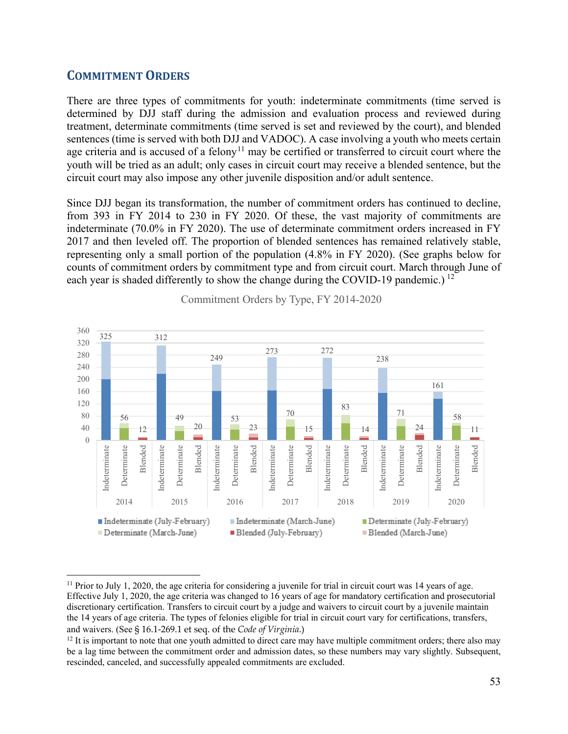## Commitment Orders

There are three types of commitments for youth: indeterminate commitments (time served is determined by DJJ staff during the admission and evaluation process and reviewed during treatment, determinate commitments (time served is set and reviewed by the court), and blended sentences (time is served with both DJJ and VADOC). A case involving a youth who meets certain age criteria and is accused of a felony[11] may be certified or transferred to circuit court where the youth will be tried as an adult; only cases in circuit court may receive a blended sentence, but the circuit court may also impose any other juvenile disposition and/or adult sentence.

Since DJJ began its transformation, the number of commitment orders has continued to decline, from 393 in FY 2014 to 230 in FY 2020. Of these, the vast majority of commitments are indeterminate (70.0% in FY 2020). The use of determinate commitment orders increased in FY 2017 and then leveled off. The proportion of blended sentences has remained relatively stable, representing only a small portion of the population (4.8% in FY 2020). (See graphs below for counts of commitment orders by commitment type and from circuit court. March through June of each year is shaded differently to show the change during the COVID-19 pandemic.)[12]

Commitment Orders by Type, FY 2014-2020

360
320
280
240
200
160
120
80
40
0

2014: Indeterminate 325, Determinate 56, Blended 12
2015: Indeterminate 312, Determinate 49, Blended 20
2016: Indeterminate 249, Determinate 53, Blended 23
2017: Indeterminate 273, Determinate 70, Blended 15
2018: Indeterminate 272, Determinate 83, Blended 14
2019: Indeterminate 238, Determinate 71, Blended 24
2020: Indeterminate 161, Determinate 58, Blended 11

Indeterminate (July-February) | Indeterminate (March-June) | Determinate (July-February) | Determinate (March-June) | Blended (July-February) | Blended (March-June)

---

[11] Prior to July 1, 2020, the age criteria for considering a juvenile for trial in circuit court was 14 years of age. Effective July 1, 2020, the age criteria was changed to 16 years of age for mandatory certification and prosecutorial discretionary certification. Transfers to circuit court by a judge and waivers to circuit court by a juvenile maintain the 14 years of age criteria. The types of felonies eligible for trial in circuit court vary for certifications, transfers, and waivers. (See § 16.1-269.1 et seq. of the *Code of Virginia*.)

[12] It is important to note that one youth admitted to direct care may have multiple commitment orders; there also may be a lag time between the commitment order and admission dates, so these numbers may vary slightly. Subsequent, rescinded, canceled, and successfully appealed commitments are excluded.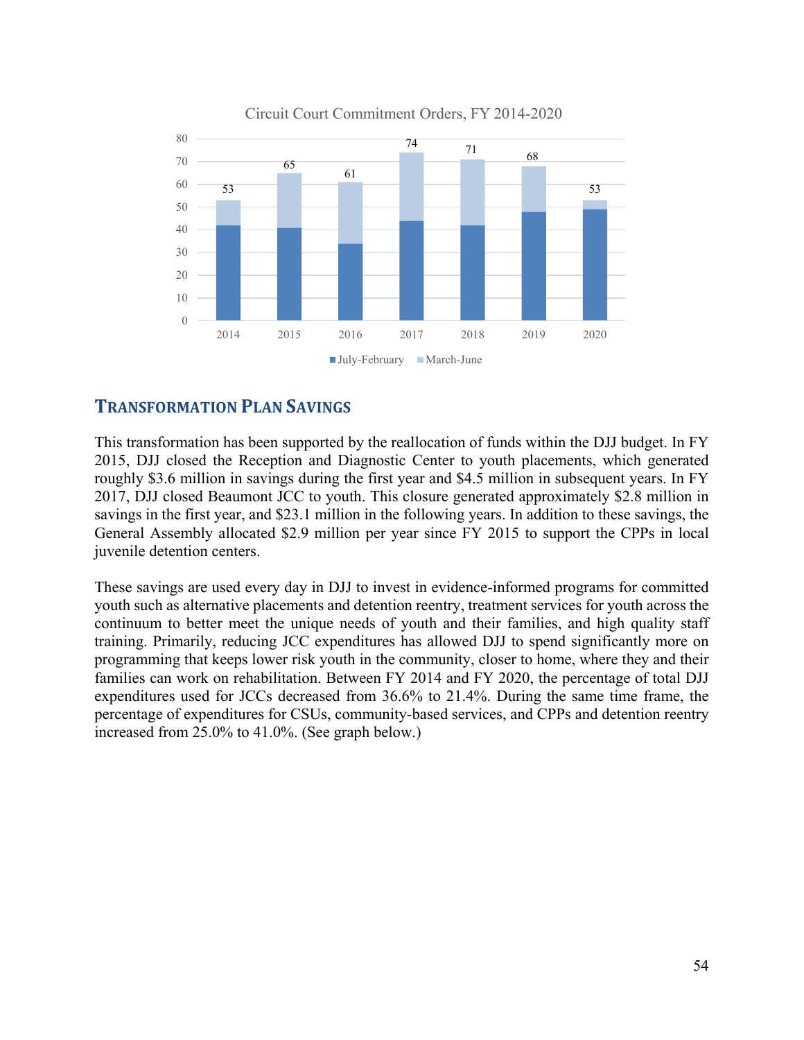Circuit Court Commitment Orders, FY 2014-2020

80
70
60
50
40
30
20
10
0

53
65
61
74
71
68
53

2014
2015
2016
2017
2018
2019
2020

July-February
March-June

## Transformation Plan Savings

This transformation has been supported by the reallocation of funds within the DJJ budget. In FY 2015, DJJ closed the Reception and Diagnostic Center to youth placements, which generated roughly $3.6 million in savings during the first year and $4.5 million in subsequent years. In FY 2017, DJJ closed Beaumont JCC to youth. This closure generated approximately $2.8 million in savings in the first year, and $23.1 million in the following years. In addition to these savings, the General Assembly allocated $2.9 million per year since FY 2015 to support the CPPs in local juvenile detention centers.

These savings are used every day in DJJ to invest in evidence-informed programs for committed youth such as alternative placements and detention reentry, treatment services for youth across the continuum to better meet the unique needs of youth and their families, and high quality staff training. Primarily, reducing JCC expenditures has allowed DJJ to spend significantly more on programming that keeps lower risk youth in the community, closer to home, where they and their families can work on rehabilitation. Between FY 2014 and FY 2020, the percentage of total DJJ expenditures used for JCCs decreased from 36.6% to 21.4%. During the same time frame, the percentage of expenditures for CSUs, community-based services, and CPPs and detention reentry increased from 25.0% to 41.0%. (See graph below.)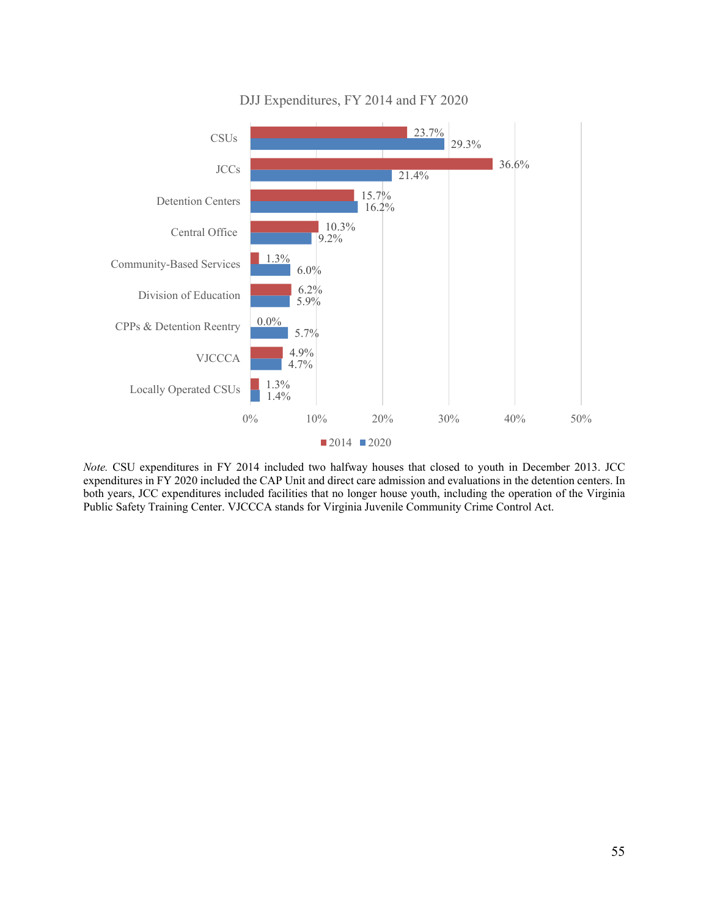DJJ Expenditures, FY 2014 and FY 2020

CSUs
23.7%
29.3%

JCCs
36.6%
21.4%

Detention Centers
15.7%
16.2%

Central Office
10.3%
9.2%

Community-Based Services
1.3%
6.0%

Division of Education
6.2%
5.9%

CPPs & Detention Reentry
0.0%
5.7%

VJCCCA
4.9%
4.7%

Locally Operated CSUs
1.3%
1.4%

0% 10% 20% 30% 40% 50%

2014 2020

*Note.* CSU expenditures in FY 2014 included two halfway houses that closed to youth in December 2013. JCC expenditures in FY 2020 included the CAP Unit and direct care admission and evaluations in the detention centers. In both years, JCC expenditures included facilities that no longer house youth, including the operation of the Virginia Public Safety Training Center. VJCCCA stands for Virginia Juvenile Community Crime Control Act.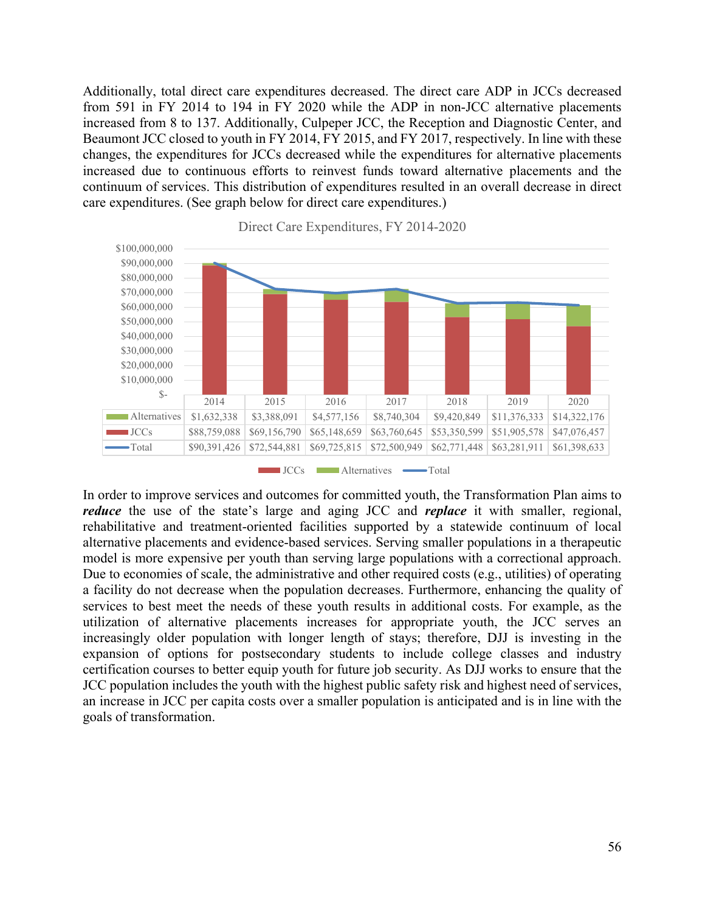Additionally, total direct care expenditures decreased. The direct care ADP in JCCs decreased from 591 in FY 2014 to 194 in FY 2020 while the ADP in non-JCC alternative placements increased from 8 to 137. Additionally, Culpeper JCC, the Reception and Diagnostic Center, and Beaumont JCC closed to youth in FY 2014, FY 2015, and FY 2017, respectively. In line with these changes, the expenditures for JCCs decreased while the expenditures for alternative placements increased due to continuous efforts to reinvest funds toward alternative placements and the continuum of services. This distribution of expenditures resulted in an overall decrease in direct care expenditures. (See graph below for direct care expenditures.)

Direct Care Expenditures, FY 2014-2020

$100,000,000
$90,000,000
$80,000,000
$70,000,000
$60,000,000
$50,000,000
$40,000,000
$30,000,000
$20,000,000
$10,000,000
$-

| | 2014 | 2015 | 2016 | 2017 | 2018 | 2019 | 2020 |
|---|---|---|---|---|---|---|---|
| Alternatives | $1,632,338 | $3,388,091 | $4,577,156 | $8,740,304 | $9,420,849 | $11,376,333 | $14,322,176 |
| JCCs | $88,759,088 | $69,156,790 | $65,148,659 | $63,760,645 | $53,350,599 | $51,905,578 | $47,076,457 |
| Total | $90,391,426 | $72,544,881 | $69,725,815 | $72,500,949 | $62,771,448 | $63,281,911 | $61,398,633 |

JCCs  Alternatives  Total

In order to improve services and outcomes for committed youth, the Transformation Plan aims to ***reduce*** the use of the state's large and aging JCC and ***replace*** it with smaller, regional, rehabilitative and treatment-oriented facilities supported by a statewide continuum of local alternative placements and evidence-based services. Serving smaller populations in a therapeutic model is more expensive per youth than serving large populations with a correctional approach. Due to economies of scale, the administrative and other required costs (e.g., utilities) of operating a facility do not decrease when the population decreases. Furthermore, enhancing the quality of services to best meet the needs of these youth results in additional costs. For example, as the utilization of alternative placements increases for appropriate youth, the JCC serves an increasingly older population with longer length of stays; therefore, DJJ is investing in the expansion of options for postsecondary students to include college classes and industry certification courses to better equip youth for future job security. As DJJ works to ensure that the JCC population includes the youth with the highest public safety risk and highest need of services, an increase in JCC per capita costs over a smaller population is anticipated and is in line with the goals of transformation.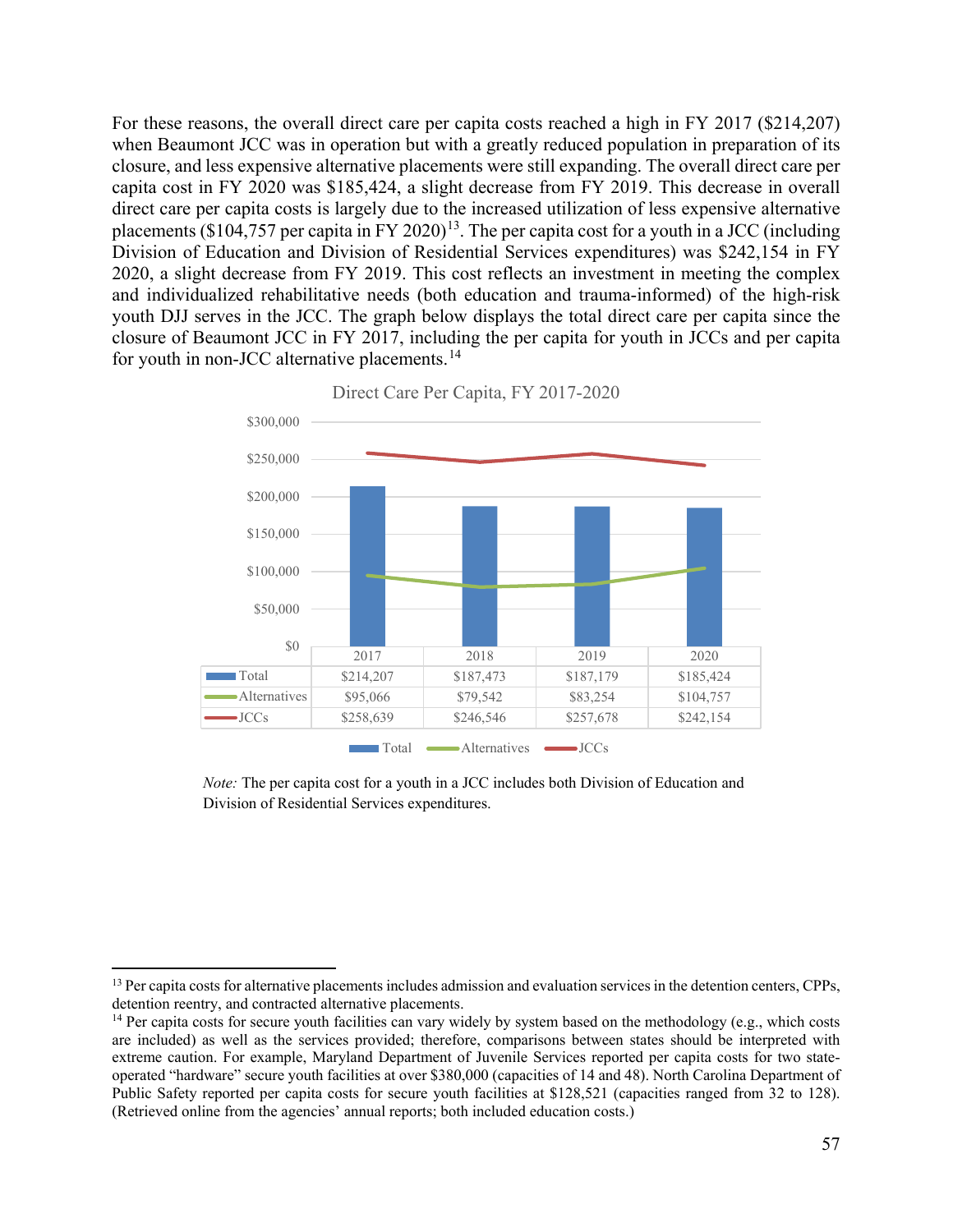For these reasons, the overall direct care per capita costs reached a high in FY 2017 ($214,207) when Beaumont JCC was in operation but with a greatly reduced population in preparation of its closure, and less expensive alternative placements were still expanding. The overall direct care per capita cost in FY 2020 was $185,424, a slight decrease from FY 2019. This decrease in overall direct care per capita costs is largely due to the increased utilization of less expensive alternative placements ($104,757 per capita in FY 2020)[13]. The per capita cost for a youth in a JCC (including Division of Education and Division of Residential Services expenditures) was $242,154 in FY 2020, a slight decrease from FY 2019. This cost reflects an investment in meeting the complex and individualized rehabilitative needs (both education and trauma-informed) of the high-risk youth DJJ serves in the JCC. The graph below displays the total direct care per capita since the closure of Beaumont JCC in FY 2017, including the per capita for youth in JCCs and per capita for youth in non-JCC alternative placements.[14]

Direct Care Per Capita, FY 2017-2020

$300,000
$250,000
$200,000
$150,000
$100,000
$50,000
$0

2017 2018 2019 2020

Total $214,207 $187,473 $187,179 $185,424

Alternatives $95,066 $79,542 $83,254 $104,757

JCCs $258,639 $246,546 $257,678 $242,154

Total Alternatives JCCs

*Note:* The per capita cost for a youth in a JCC includes both Division of Education and Division of Residential Services expenditures.

---

[13] Per capita costs for alternative placements includes admission and evaluation services in the detention centers, CPPs, detention reentry, and contracted alternative placements.

[14] Per capita costs for secure youth facilities can vary widely by system based on the methodology (e.g., which costs are included) as well as the services provided; therefore, comparisons between states should be interpreted with extreme caution. For example, Maryland Department of Juvenile Services reported per capita costs for two state-operated "hardware" secure youth facilities at over $380,000 (capacities of 14 and 48). North Carolina Department of Public Safety reported per capita costs for secure youth facilities at $128,521 (capacities ranged from 32 to 128). (Retrieved online from the agencies' annual reports; both included education costs.)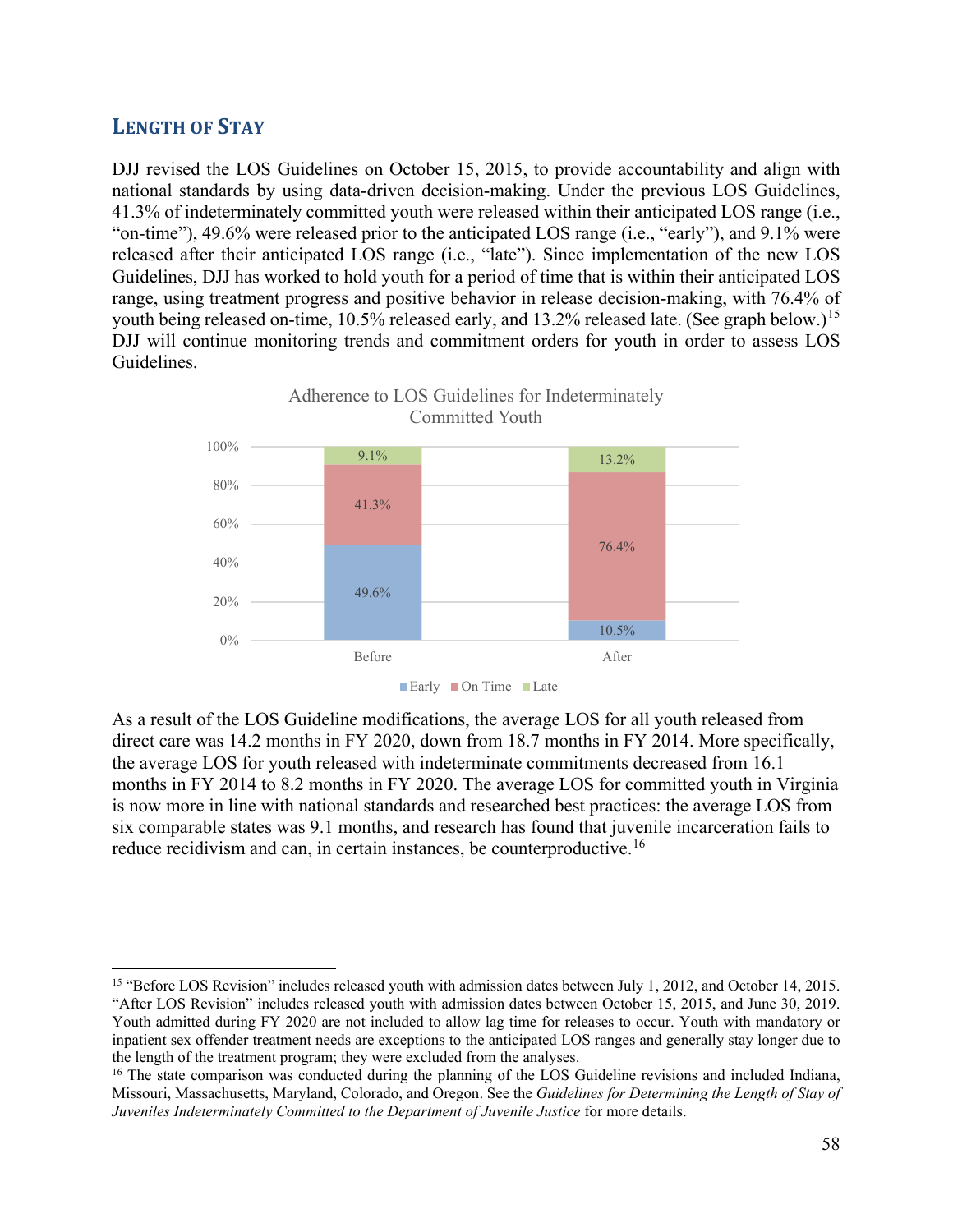## LENGTH OF STAY

DJJ revised the LOS Guidelines on October 15, 2015, to provide accountability and align with national standards by using data-driven decision-making. Under the previous LOS Guidelines, 41.3% of indeterminately committed youth were released within their anticipated LOS range (i.e., "on-time"), 49.6% were released prior to the anticipated LOS range (i.e., "early"), and 9.1% were released after their anticipated LOS range (i.e., "late"). Since implementation of the new LOS Guidelines, DJJ has worked to hold youth for a period of time that is within their anticipated LOS range, using treatment progress and positive behavior in release decision-making, with 76.4% of youth being released on-time, 10.5% released early, and 13.2% released late. (See graph below.)[15] DJJ will continue monitoring trends and commitment orders for youth in order to assess LOS Guidelines.

Adherence to LOS Guidelines for Indeterminately Committed Youth

100%
80%
60%
40%
20%
0%

Before: 49.6%, 41.3%, 9.1%

After: 10.5%, 76.4%, 13.2%

Early, On Time, Late

As a result of the LOS Guideline modifications, the average LOS for all youth released from direct care was 14.2 months in FY 2020, down from 18.7 months in FY 2014. More specifically, the average LOS for youth released with indeterminate commitments decreased from 16.1 months in FY 2014 to 8.2 months in FY 2020. The average LOS for committed youth in Virginia is now more in line with national standards and researched best practices: the average LOS from six comparable states was 9.1 months, and research has found that juvenile incarceration fails to reduce recidivism and can, in certain instances, be counterproductive.[16]

---

[15] "Before LOS Revision" includes released youth with admission dates between July 1, 2012, and October 14, 2015. "After LOS Revision" includes released youth with admission dates between October 15, 2015, and June 30, 2019. Youth admitted during FY 2020 are not included to allow lag time for releases to occur. Youth with mandatory or inpatient sex offender treatment needs are exceptions to the anticipated LOS ranges and generally stay longer due to the length of the treatment program; they were excluded from the analyses.

[16] The state comparison was conducted during the planning of the LOS Guideline revisions and included Indiana, Missouri, Massachusetts, Maryland, Colorado, and Oregon. See the *Guidelines for Determining the Length of Stay of Juveniles Indeterminately Committed to the Department of Juvenile Justice* for more details.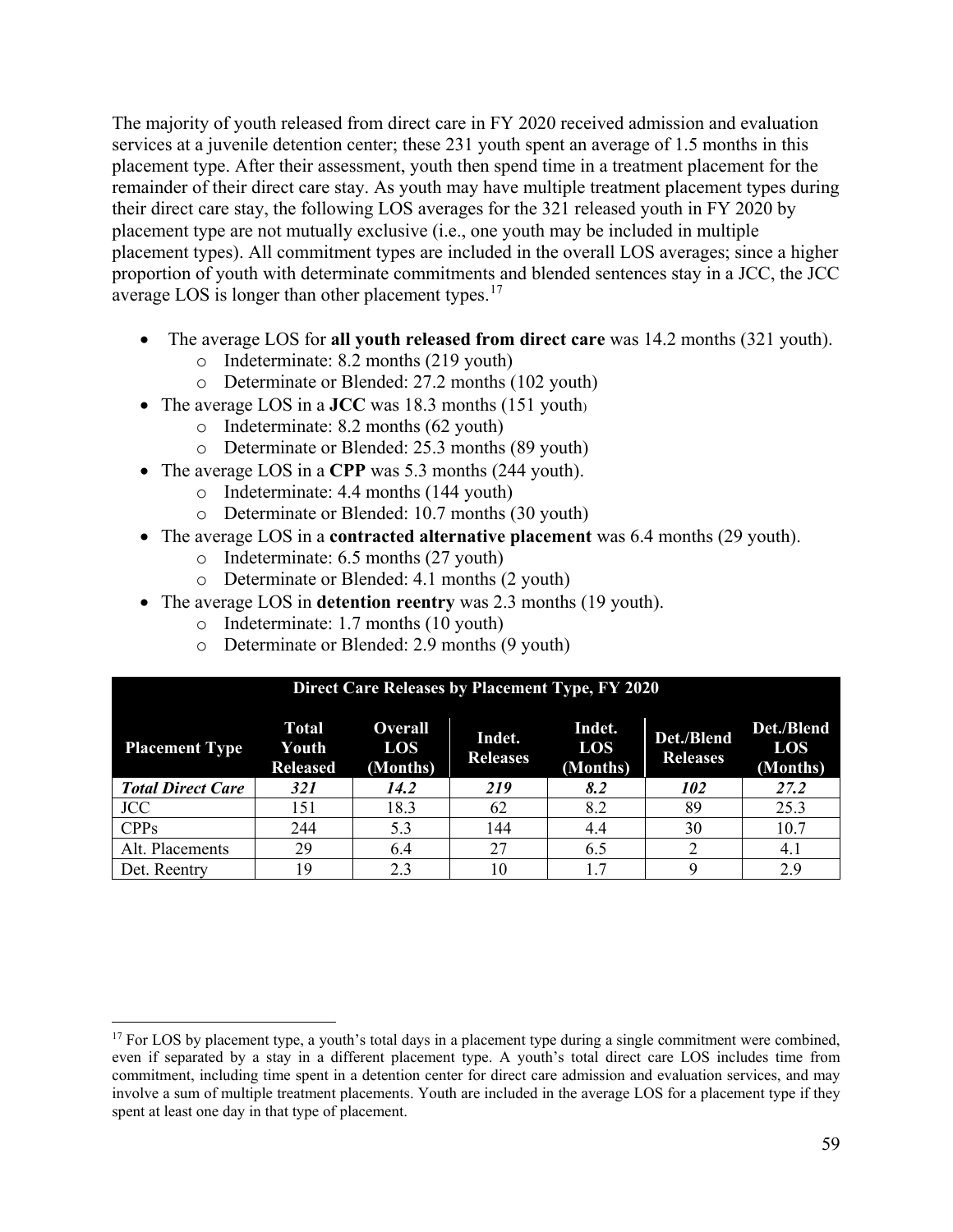The majority of youth released from direct care in FY 2020 received admission and evaluation services at a juvenile detention center; these 231 youth spent an average of 1.5 months in this placement type. After their assessment, youth then spend time in a treatment placement for the remainder of their direct care stay. As youth may have multiple treatment placement types during their direct care stay, the following LOS averages for the 321 released youth in FY 2020 by placement type are not mutually exclusive (i.e., one youth may be included in multiple placement types). All commitment types are included in the overall LOS averages; since a higher proportion of youth with determinate commitments and blended sentences stay in a JCC, the JCC average LOS is longer than other placement types.[17]

- The average LOS for **all youth released from direct care** was 14.2 months (321 youth).
  - Indeterminate: 8.2 months (219 youth)
  - Determinate or Blended: 27.2 months (102 youth)
- The average LOS in a **JCC** was 18.3 months (151 youth)
  - Indeterminate: 8.2 months (62 youth)
  - Determinate or Blended: 25.3 months (89 youth)
- The average LOS in a **CPP** was 5.3 months (244 youth).
  - Indeterminate: 4.4 months (144 youth)
  - Determinate or Blended: 10.7 months (30 youth)
- The average LOS in a **contracted alternative placement** was 6.4 months (29 youth).
  - Indeterminate: 6.5 months (27 youth)
  - Determinate or Blended: 4.1 months (2 youth)
- The average LOS in **detention reentry** was 2.3 months (19 youth).
  - Indeterminate: 1.7 months (10 youth)
  - Determinate or Blended: 2.9 months (9 youth)

**Direct Care Releases by Placement Type, FY 2020**

| Placement Type | Total Youth Released | Overall LOS (Months) | Indet. Releases | Indet. LOS (Months) | Det./Blend Releases | Det./Blend LOS (Months) |
|---|---|---|---|---|---|---|
| ***Total Direct Care*** | ***321*** | ***14.2*** | ***219*** | ***8.2*** | ***102*** | ***27.2*** |
| JCC | 151 | 18.3 | 62 | 8.2 | 89 | 25.3 |
| CPPs | 244 | 5.3 | 144 | 4.4 | 30 | 10.7 |
| Alt. Placements | 29 | 6.4 | 27 | 6.5 | 2 | 4.1 |
| Det. Reentry | 19 | 2.3 | 10 | 1.7 | 9 | 2.9 |

[17] For LOS by placement type, a youth's total days in a placement type during a single commitment were combined, even if separated by a stay in a different placement type. A youth's total direct care LOS includes time from commitment, including time spent in a detention center for direct care admission and evaluation services, and may involve a sum of multiple treatment placements. Youth are included in the average LOS for a placement type if they spent at least one day in that type of placement.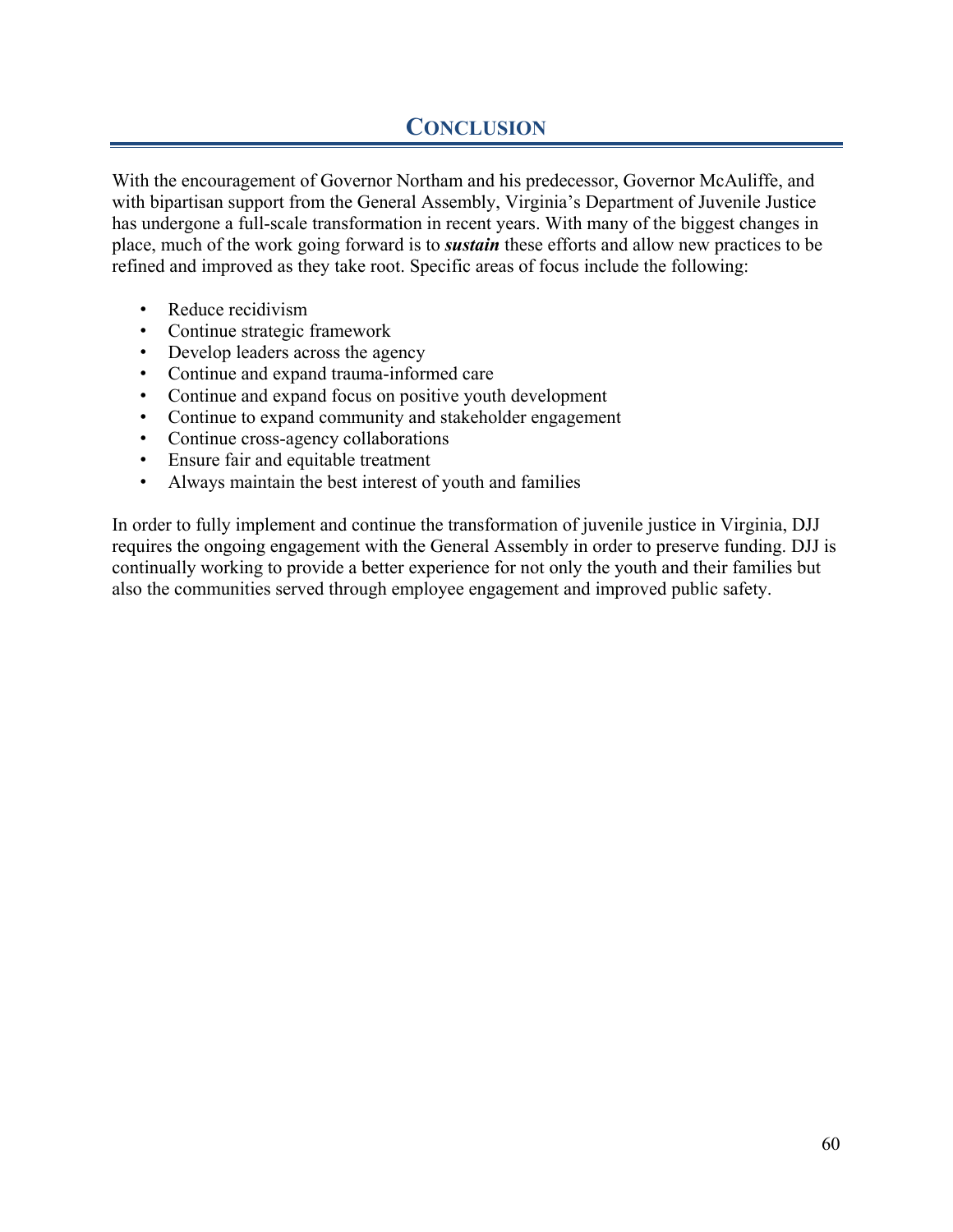# Conclusion

With the encouragement of Governor Northam and his predecessor, Governor McAuliffe, and with bipartisan support from the General Assembly, Virginia's Department of Juvenile Justice has undergone a full-scale transformation in recent years. With many of the biggest changes in place, much of the work going forward is to ***sustain*** these efforts and allow new practices to be refined and improved as they take root. Specific areas of focus include the following:

- Reduce recidivism
- Continue strategic framework
- Develop leaders across the agency
- Continue and expand trauma-informed care
- Continue and expand focus on positive youth development
- Continue to expand community and stakeholder engagement
- Continue cross-agency collaborations
- Ensure fair and equitable treatment
- Always maintain the best interest of youth and families

In order to fully implement and continue the transformation of juvenile justice in Virginia, DJJ requires the ongoing engagement with the General Assembly in order to preserve funding. DJJ is continually working to provide a better experience for not only the youth and their families but also the communities served through employee engagement and improved public safety.